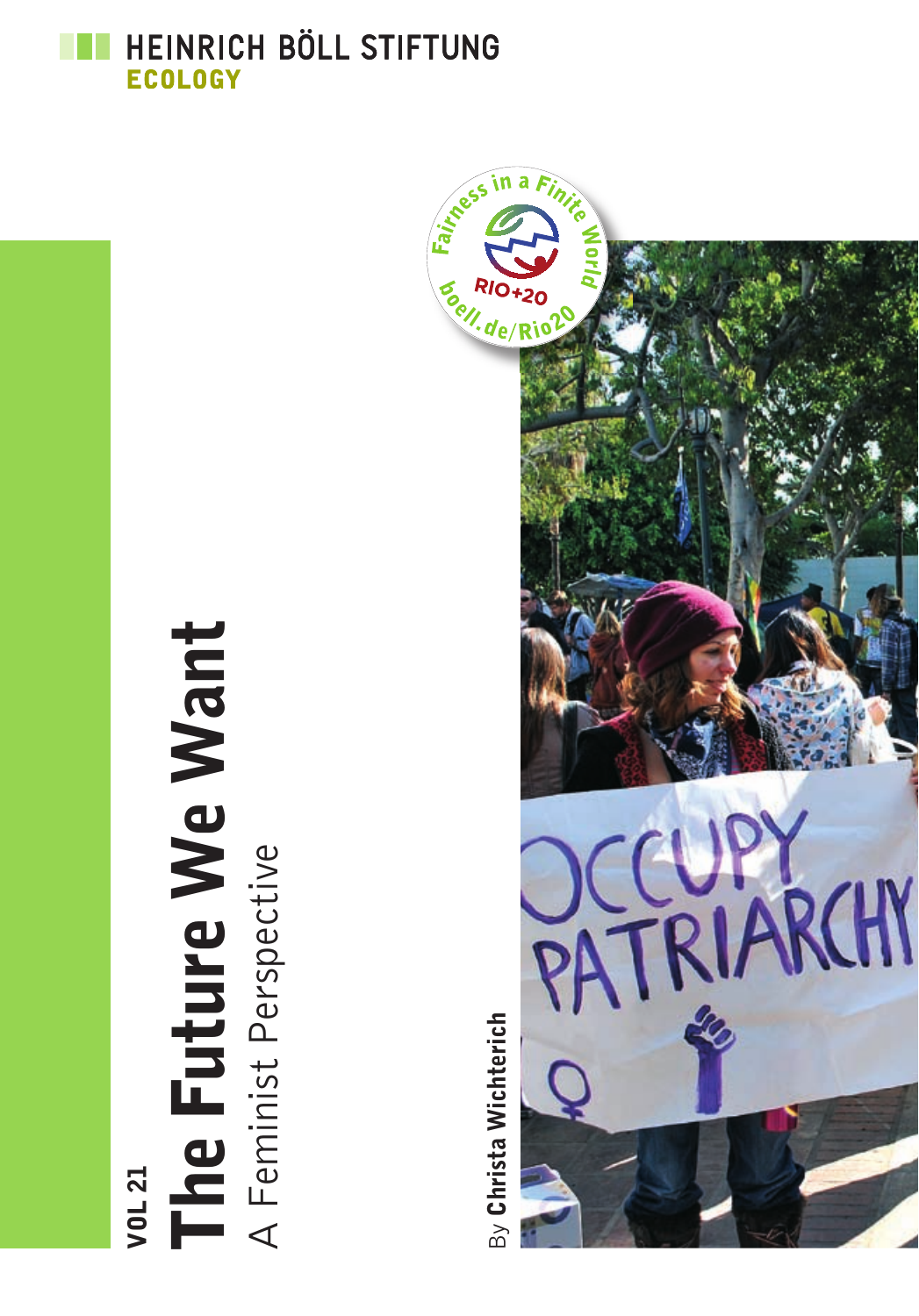HEINRICH BÖLL STIFTUNG
ECOLOGY

VOL 21

# The Future We Want

## A Feminist Perspective

By **Christa Wichterich**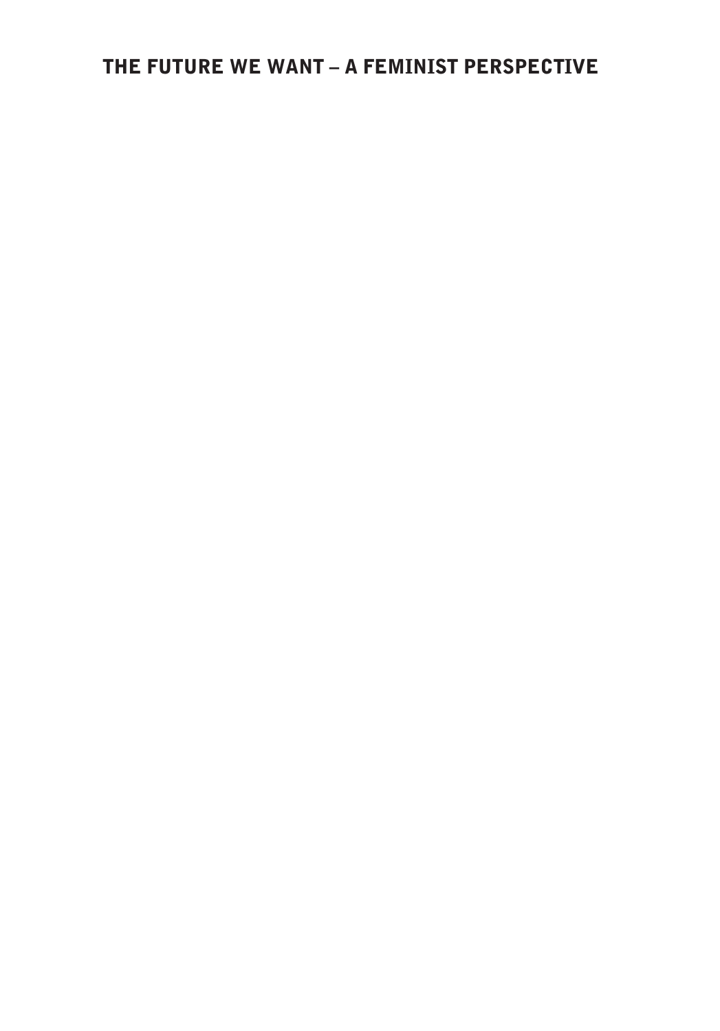# THE FUTURE WE WANT – A FEMINIST PERSPECTIVE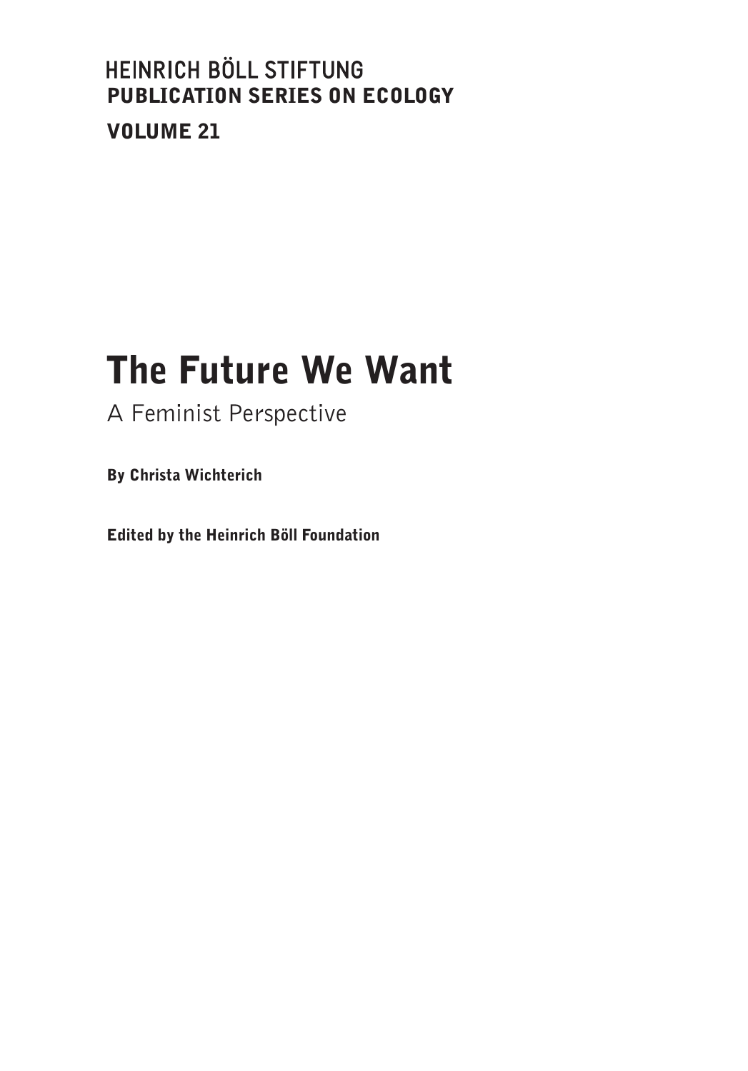HEINRICH BÖLL STIFTUNG
**PUBLICATION SERIES ON ECOLOGY**

**VOLUME 21**

# The Future We Want

## A Feminist Perspective

**By Christa Wichterich**

**Edited by the Heinrich Böll Foundation**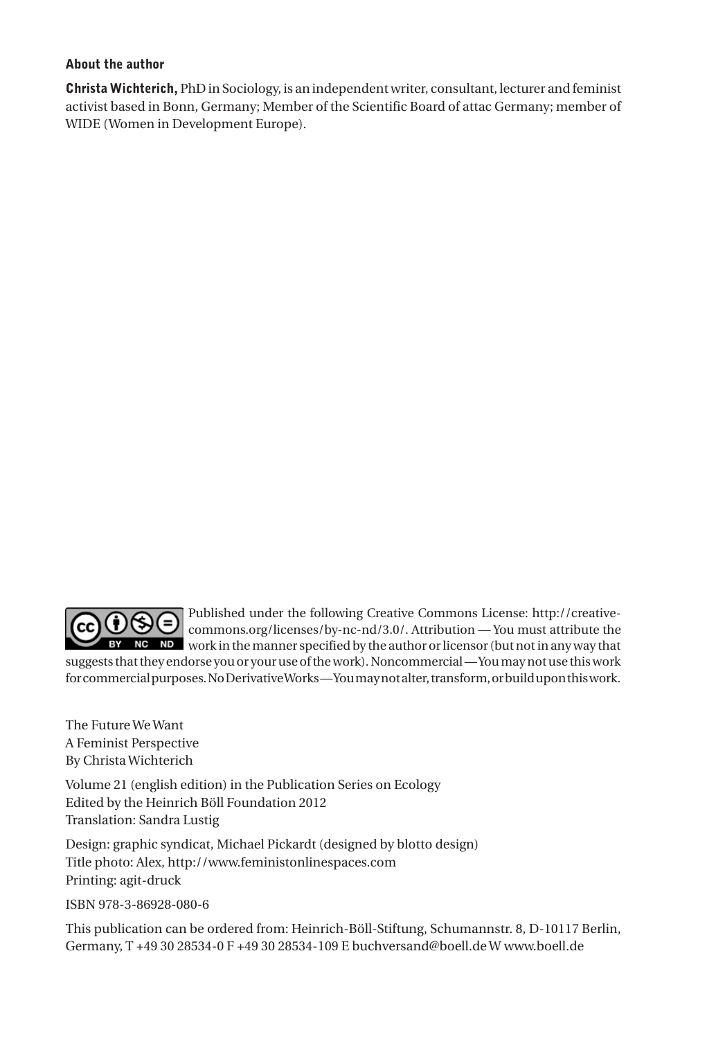**About the author**

**Christa Wichterich,** PhD in Sociology, is an independent writer, consultant, lecturer and feminist activist based in Bonn, Germany; Member of the Scientific Board of attac Germany; member of WIDE (Women in Development Europe).

Published under the following Creative Commons License: http://creativecommons.org/licenses/by-nc-nd/3.0/. Attribution — You must attribute the work in the manner specified by the author or licensor (but not in any way that suggests that they endorse you or your use of the work). Noncommercial — You may not use this work for commercial purposes. No Derivative Works — You may not alter, transform, or build upon this work.

The Future We Want
A Feminist Perspective
By Christa Wichterich

Volume 21 (english edition) in the Publication Series on Ecology
Edited by the Heinrich Böll Foundation 2012
Translation: Sandra Lustig

Design: graphic syndicat, Michael Pickardt (designed by blotto design)
Title photo: Alex, http://www.feministonlinespaces.com
Printing: agit-druck

ISBN 978-3-86928-080-6

This publication can be ordered from: Heinrich-Böll-Stiftung, Schumannstr. 8, D-10117 Berlin, Germany, T +49 30 28534-0 F +49 30 28534-109 E buchversand@boell.de W www.boell.de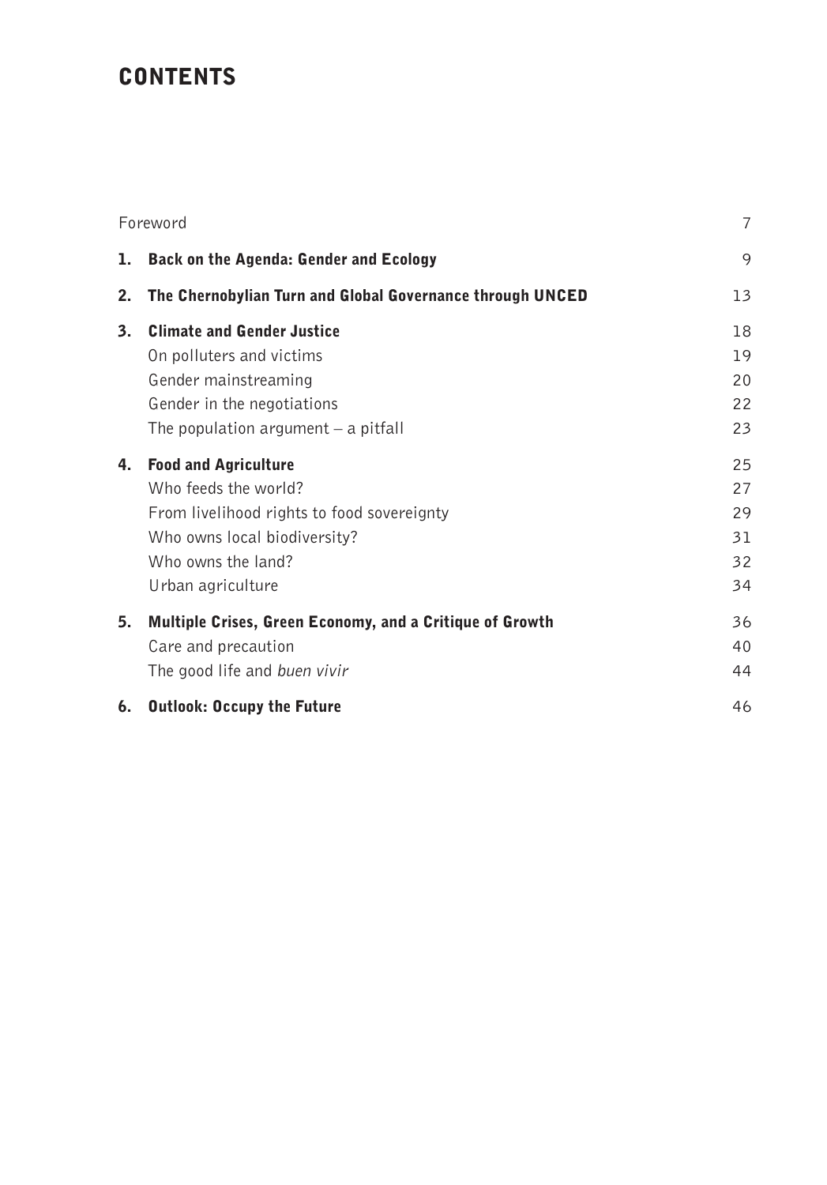# CONTENTS

| | | |
|---|---|---|
| Foreword | | 7 |
| **1.** | **Back on the Agenda: Gender and Ecology** | 9 |
| **2.** | **The Chernobylian Turn and Global Governance through UNCED** | 13 |
| **3.** | **Climate and Gender Justice** | 18 |
| | On polluters and victims | 19 |
| | Gender mainstreaming | 20 |
| | Gender in the negotiations | 22 |
| | The population argument – a pitfall | 23 |
| **4.** | **Food and Agriculture** | 25 |
| | Who feeds the world? | 27 |
| | From livelihood rights to food sovereignty | 29 |
| | Who owns local biodiversity? | 31 |
| | Who owns the land? | 32 |
| | Urban agriculture | 34 |
| **5.** | **Multiple Crises, Green Economy, and a Critique of Growth** | 36 |
| | Care and precaution | 40 |
| | The good life and *buen vivir* | 44 |
| **6.** | **Outlook: Occupy the Future** | 46 |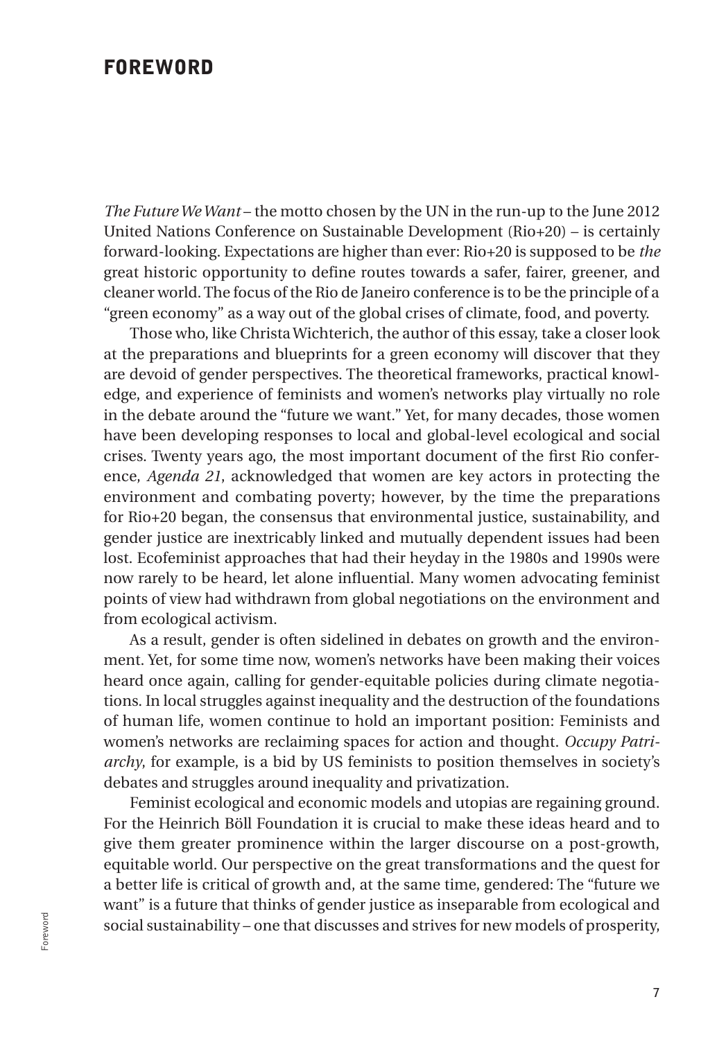# FOREWORD

*The Future We Want* – the motto chosen by the UN in the run-up to the June 2012 United Nations Conference on Sustainable Development (Rio+20) – is certainly forward-looking. Expectations are higher than ever: Rio+20 is supposed to be *the* great historic opportunity to define routes towards a safer, fairer, greener, and cleaner world. The focus of the Rio de Janeiro conference is to be the principle of a "green economy" as a way out of the global crises of climate, food, and poverty.

Those who, like Christa Wichterich, the author of this essay, take a closer look at the preparations and blueprints for a green economy will discover that they are devoid of gender perspectives. The theoretical frameworks, practical knowledge, and experience of feminists and women's networks play virtually no role in the debate around the "future we want." Yet, for many decades, those women have been developing responses to local and global-level ecological and social crises. Twenty years ago, the most important document of the first Rio conference, *Agenda 21*, acknowledged that women are key actors in protecting the environment and combating poverty; however, by the time the preparations for Rio+20 began, the consensus that environmental justice, sustainability, and gender justice are inextricably linked and mutually dependent issues had been lost. Ecofeminist approaches that had their heyday in the 1980s and 1990s were now rarely to be heard, let alone influential. Many women advocating feminist points of view had withdrawn from global negotiations on the environment and from ecological activism.

As a result, gender is often sidelined in debates on growth and the environment. Yet, for some time now, women's networks have been making their voices heard once again, calling for gender-equitable policies during climate negotiations. In local struggles against inequality and the destruction of the foundations of human life, women continue to hold an important position: Feminists and women's networks are reclaiming spaces for action and thought. *Occupy Patriarchy*, for example, is a bid by US feminists to position themselves in society's debates and struggles around inequality and privatization.

Feminist ecological and economic models and utopias are regaining ground. For the Heinrich Böll Foundation it is crucial to make these ideas heard and to give them greater prominence within the larger discourse on a post-growth, equitable world. Our perspective on the great transformations and the quest for a better life is critical of growth and, at the same time, gendered: The "future we want" is a future that thinks of gender justice as inseparable from ecological and social sustainability – one that discusses and strives for new models of prosperity,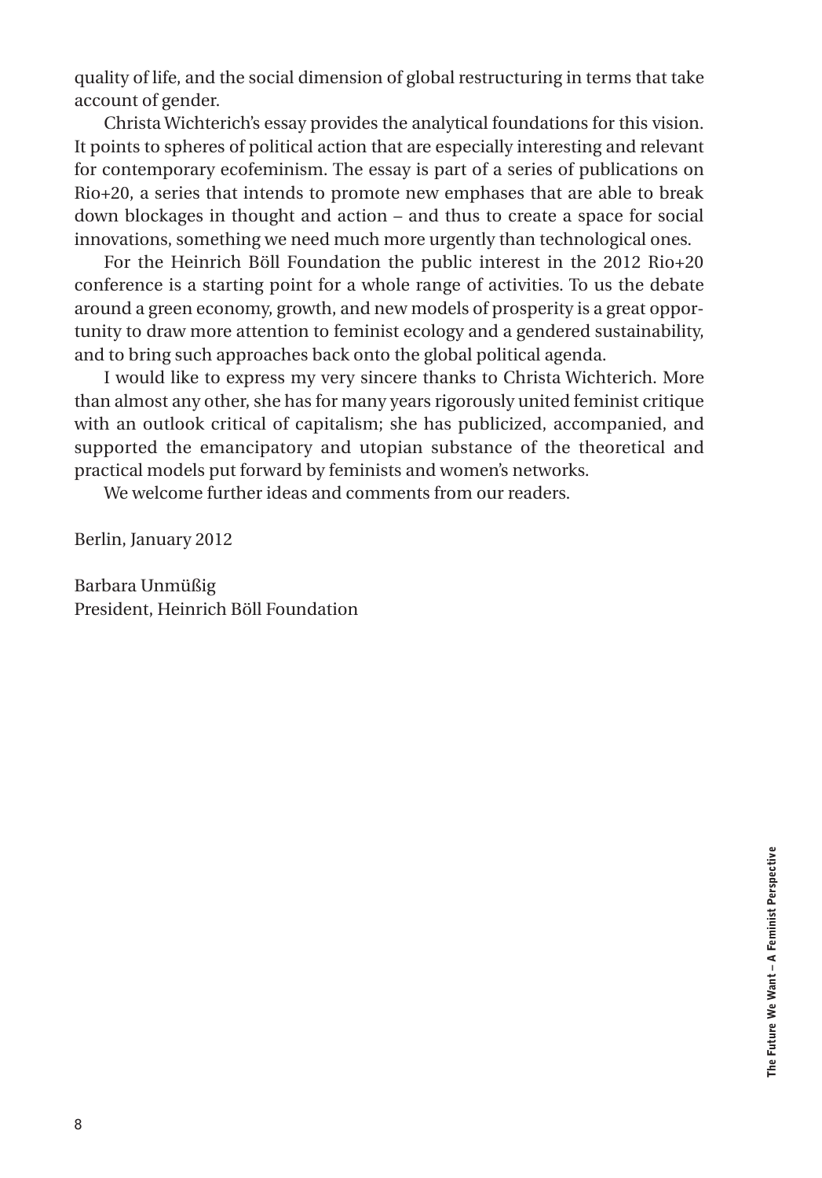quality of life, and the social dimension of global restructuring in terms that take account of gender.

Christa Wichterich's essay provides the analytical foundations for this vision. It points to spheres of political action that are especially interesting and relevant for contemporary ecofeminism. The essay is part of a series of publications on Rio+20, a series that intends to promote new emphases that are able to break down blockages in thought and action – and thus to create a space for social innovations, something we need much more urgently than technological ones.

For the Heinrich Böll Foundation the public interest in the 2012 Rio+20 conference is a starting point for a whole range of activities. To us the debate around a green economy, growth, and new models of prosperity is a great opportunity to draw more attention to feminist ecology and a gendered sustainability, and to bring such approaches back onto the global political agenda.

I would like to express my very sincere thanks to Christa Wichterich. More than almost any other, she has for many years rigorously united feminist critique with an outlook critical of capitalism; she has publicized, accompanied, and supported the emancipatory and utopian substance of the theoretical and practical models put forward by feminists and women's networks.

We welcome further ideas and comments from our readers.

Berlin, January 2012

Barbara Unmüßig
President, Heinrich Böll Foundation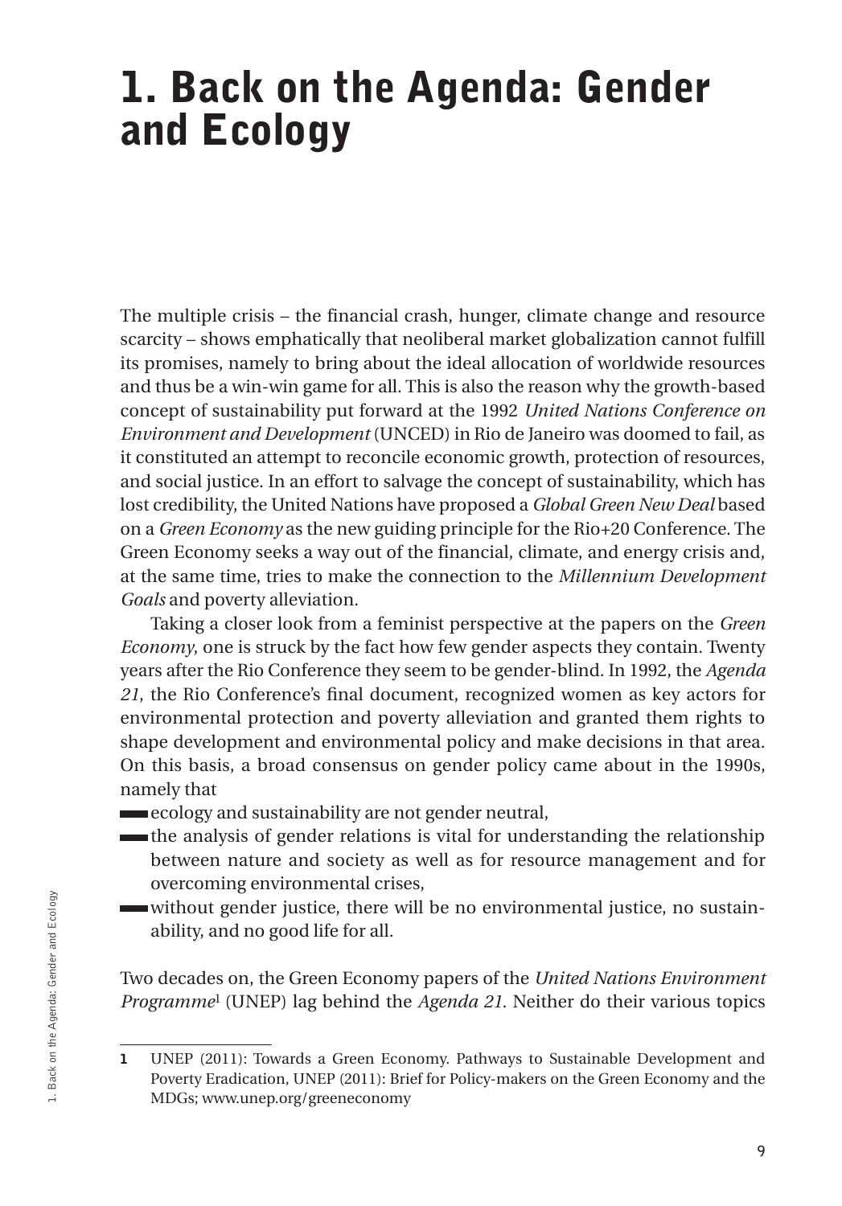# 1. Back on the Agenda: Gender and Ecology

The multiple crisis – the financial crash, hunger, climate change and resource scarcity – shows emphatically that neoliberal market globalization cannot fulfill its promises, namely to bring about the ideal allocation of worldwide resources and thus be a win-win game for all. This is also the reason why the growth-based concept of sustainability put forward at the 1992 *United Nations Conference on Environment and Development* (UNCED) in Rio de Janeiro was doomed to fail, as it constituted an attempt to reconcile economic growth, protection of resources, and social justice. In an effort to salvage the concept of sustainability, which has lost credibility, the United Nations have proposed a *Global Green New Deal* based on a *Green Economy* as the new guiding principle for the Rio+20 Conference. The Green Economy seeks a way out of the financial, climate, and energy crisis and, at the same time, tries to make the connection to the *Millennium Development Goals* and poverty alleviation.

Taking a closer look from a feminist perspective at the papers on the *Green Economy*, one is struck by the fact how few gender aspects they contain. Twenty years after the Rio Conference they seem to be gender-blind. In 1992, the *Agenda 21*, the Rio Conference's final document, recognized women as key actors for environmental protection and poverty alleviation and granted them rights to shape development and environmental policy and make decisions in that area. On this basis, a broad consensus on gender policy came about in the 1990s, namely that

- ecology and sustainability are not gender neutral,
- the analysis of gender relations is vital for understanding the relationship between nature and society as well as for resource management and for overcoming environmental crises,
- without gender justice, there will be no environmental justice, no sustainability, and no good life for all.

Two decades on, the Green Economy papers of the *United Nations Environment Programme*[1] (UNEP) lag behind the *Agenda 21*. Neither do their various topics

1 UNEP (2011): Towards a Green Economy. Pathways to Sustainable Development and Poverty Eradication, UNEP (2011): Brief for Policy-makers on the Green Economy and the MDGs; www.unep.org/greeneconomy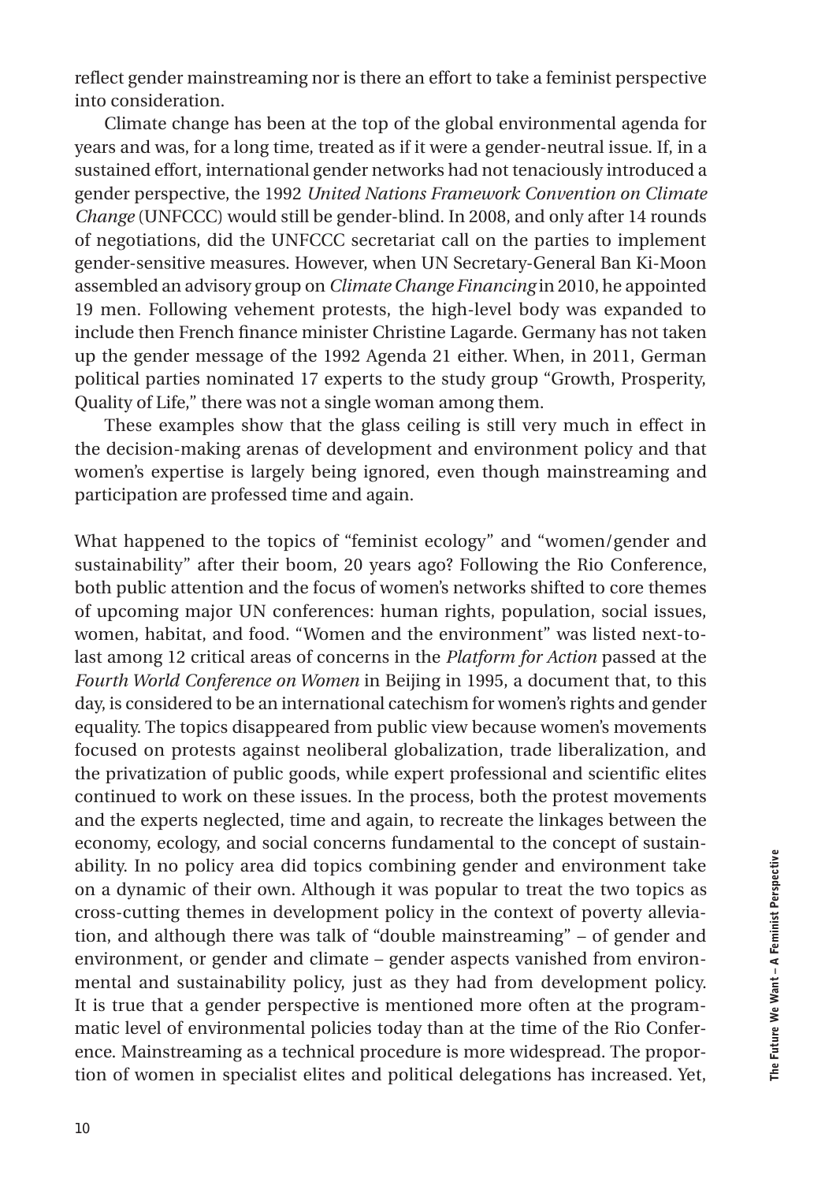reflect gender mainstreaming nor is there an effort to take a feminist perspective into consideration.

Climate change has been at the top of the global environmental agenda for years and was, for a long time, treated as if it were a gender-neutral issue. If, in a sustained effort, international gender networks had not tenaciously introduced a gender perspective, the 1992 *United Nations Framework Convention on Climate Change* (UNFCCC) would still be gender-blind. In 2008, and only after 14 rounds of negotiations, did the UNFCCC secretariat call on the parties to implement gender-sensitive measures. However, when UN Secretary-General Ban Ki-Moon assembled an advisory group on *Climate Change Financing* in 2010, he appointed 19 men. Following vehement protests, the high-level body was expanded to include then French finance minister Christine Lagarde. Germany has not taken up the gender message of the 1992 Agenda 21 either. When, in 2011, German political parties nominated 17 experts to the study group "Growth, Prosperity, Quality of Life," there was not a single woman among them.

These examples show that the glass ceiling is still very much in effect in the decision-making arenas of development and environment policy and that women's expertise is largely being ignored, even though mainstreaming and participation are professed time and again.

What happened to the topics of "feminist ecology" and "women/gender and sustainability" after their boom, 20 years ago? Following the Rio Conference, both public attention and the focus of women's networks shifted to core themes of upcoming major UN conferences: human rights, population, social issues, women, habitat, and food. "Women and the environment" was listed next-to-last among 12 critical areas of concerns in the *Platform for Action* passed at the *Fourth World Conference on Women* in Beijing in 1995, a document that, to this day, is considered to be an international catechism for women's rights and gender equality. The topics disappeared from public view because women's movements focused on protests against neoliberal globalization, trade liberalization, and the privatization of public goods, while expert professional and scientific elites continued to work on these issues. In the process, both the protest movements and the experts neglected, time and again, to recreate the linkages between the economy, ecology, and social concerns fundamental to the concept of sustainability. In no policy area did topics combining gender and environment take on a dynamic of their own. Although it was popular to treat the two topics as cross-cutting themes in development policy in the context of poverty alleviation, and although there was talk of "double mainstreaming" – of gender and environment, or gender and climate – gender aspects vanished from environmental and sustainability policy, just as they had from development policy. It is true that a gender perspective is mentioned more often at the programmatic level of environmental policies today than at the time of the Rio Conference. Mainstreaming as a technical procedure is more widespread. The proportion of women in specialist elites and political delegations has increased. Yet,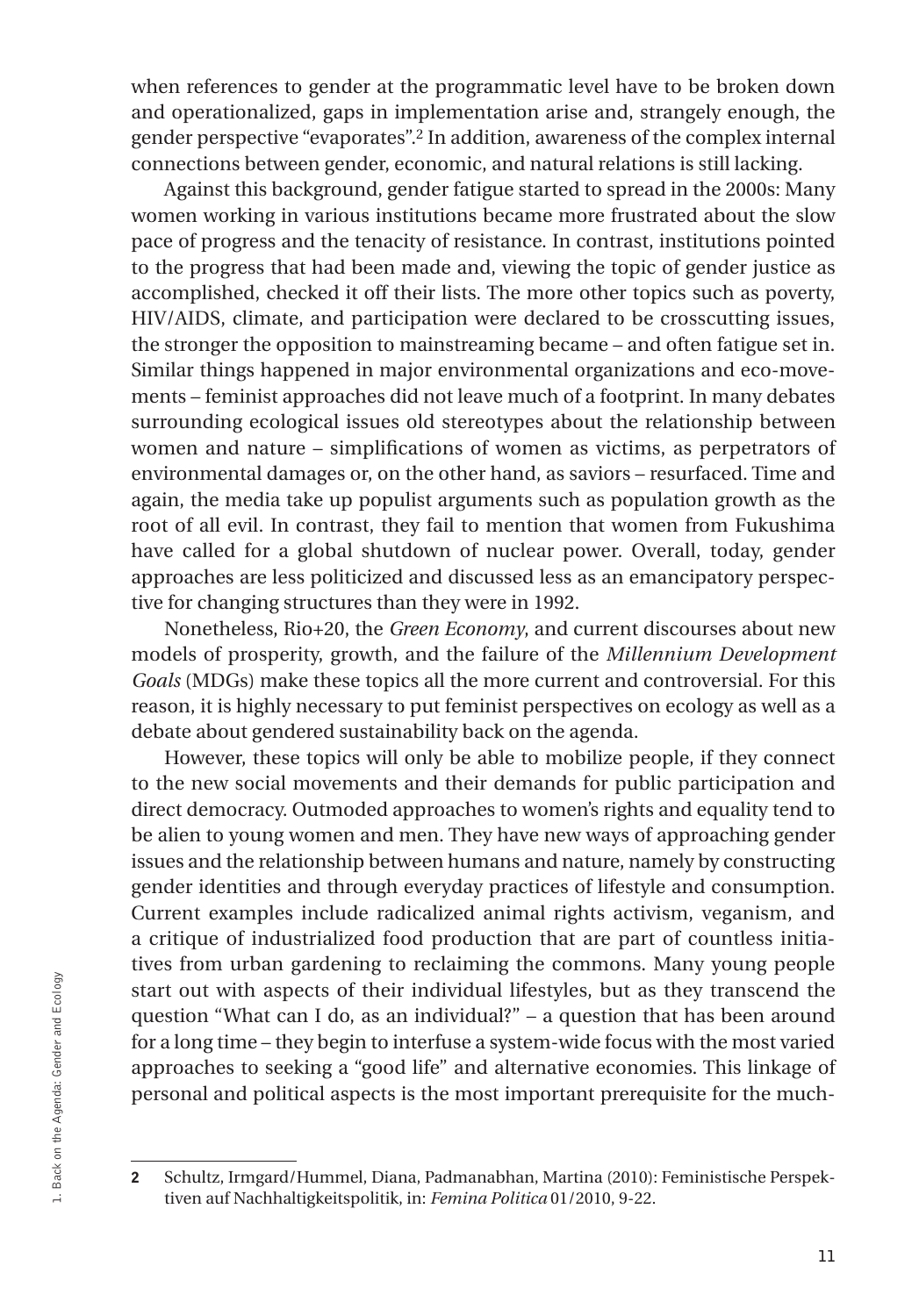when references to gender at the programmatic level have to be broken down and operationalized, gaps in implementation arise and, strangely enough, the gender perspective "evaporates".[2] In addition, awareness of the complex internal connections between gender, economic, and natural relations is still lacking.

Against this background, gender fatigue started to spread in the 2000s: Many women working in various institutions became more frustrated about the slow pace of progress and the tenacity of resistance. In contrast, institutions pointed to the progress that had been made and, viewing the topic of gender justice as accomplished, checked it off their lists. The more other topics such as poverty, HIV/AIDS, climate, and participation were declared to be crosscutting issues, the stronger the opposition to mainstreaming became – and often fatigue set in. Similar things happened in major environmental organizations and eco-movements – feminist approaches did not leave much of a footprint. In many debates surrounding ecological issues old stereotypes about the relationship between women and nature – simplifications of women as victims, as perpetrators of environmental damages or, on the other hand, as saviors – resurfaced. Time and again, the media take up populist arguments such as population growth as the root of all evil. In contrast, they fail to mention that women from Fukushima have called for a global shutdown of nuclear power. Overall, today, gender approaches are less politicized and discussed less as an emancipatory perspective for changing structures than they were in 1992.

Nonetheless, Rio+20, the *Green Economy*, and current discourses about new models of prosperity, growth, and the failure of the *Millennium Development Goals* (MDGs) make these topics all the more current and controversial. For this reason, it is highly necessary to put feminist perspectives on ecology as well as a debate about gendered sustainability back on the agenda.

However, these topics will only be able to mobilize people, if they connect to the new social movements and their demands for public participation and direct democracy. Outmoded approaches to women's rights and equality tend to be alien to young women and men. They have new ways of approaching gender issues and the relationship between humans and nature, namely by constructing gender identities and through everyday practices of lifestyle and consumption. Current examples include radicalized animal rights activism, veganism, and a critique of industrialized food production that are part of countless initiatives from urban gardening to reclaiming the commons. Many young people start out with aspects of their individual lifestyles, but as they transcend the question "What can I do, as an individual?" – a question that has been around for a long time – they begin to interfuse a system-wide focus with the most varied approaches to seeking a "good life" and alternative economies. This linkage of personal and political aspects is the most important prerequisite for the much-

2 Schultz, Irmgard/Hummel, Diana, Padmanabhan, Martina (2010): Feministische Perspektiven auf Nachhaltigkeitspolitik, in: *Femina Politica* 01/2010, 9-22.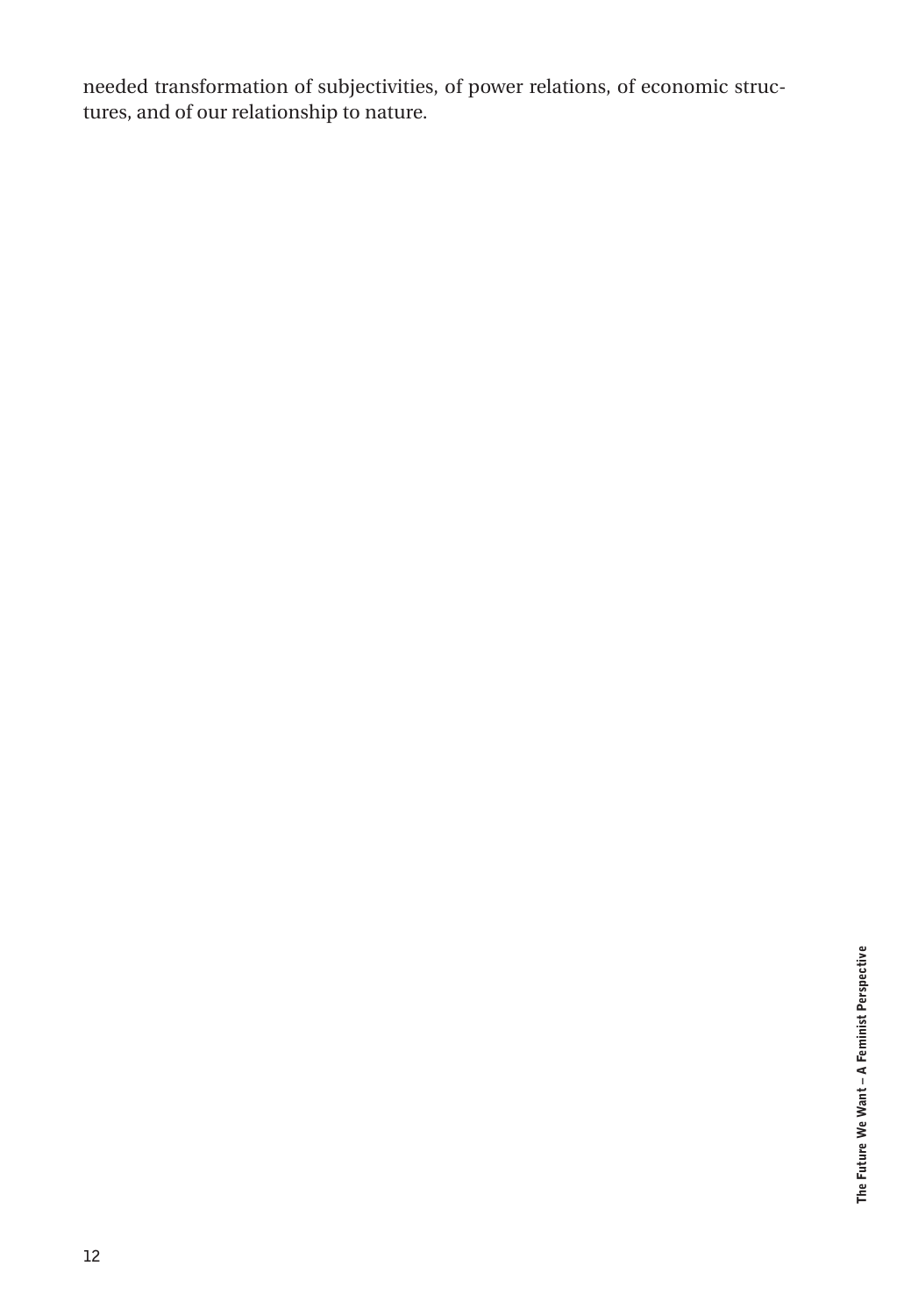needed transformation of subjectivities, of power relations, of economic structures, and of our relationship to nature.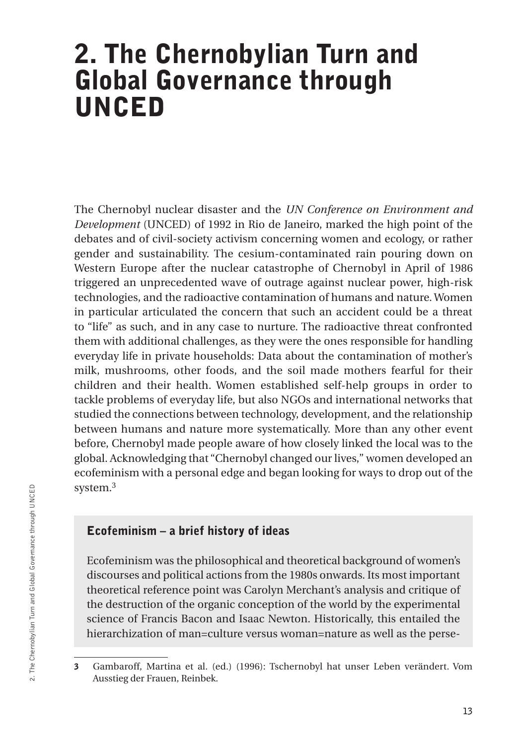# 2. The Chernobylian Turn and Global Governance through UNCED

The Chernobyl nuclear disaster and the *UN Conference on Environment and Development* (UNCED) of 1992 in Rio de Janeiro, marked the high point of the debates and of civil-society activism concerning women and ecology, or rather gender and sustainability. The cesium-contaminated rain pouring down on Western Europe after the nuclear catastrophe of Chernobyl in April of 1986 triggered an unprecedented wave of outrage against nuclear power, high-risk technologies, and the radioactive contamination of humans and nature. Women in particular articulated the concern that such an accident could be a threat to "life" as such, and in any case to nurture. The radioactive threat confronted them with additional challenges, as they were the ones responsible for handling everyday life in private households: Data about the contamination of mother's milk, mushrooms, other foods, and the soil made mothers fearful for their children and their health. Women established self-help groups in order to tackle problems of everyday life, but also NGOs and international networks that studied the connections between technology, development, and the relationship between humans and nature more systematically. More than any other event before, Chernobyl made people aware of how closely linked the local was to the global. Acknowledging that "Chernobyl changed our lives," women developed an ecofeminism with a personal edge and began looking for ways to drop out of the system.[3]

### Ecofeminism – a brief history of ideas

Ecofeminism was the philosophical and theoretical background of women's discourses and political actions from the 1980s onwards. Its most important theoretical reference point was Carolyn Merchant's analysis and critique of the destruction of the organic conception of the world by the experimental science of Francis Bacon and Isaac Newton. Historically, this entailed the hierarchization of man=culture versus woman=nature as well as the perse-

---

[3] Gambaroff, Martina et al. (ed.) (1996): Tschernobyl hat unser Leben verändert. Vom Ausstieg der Frauen, Reinbek.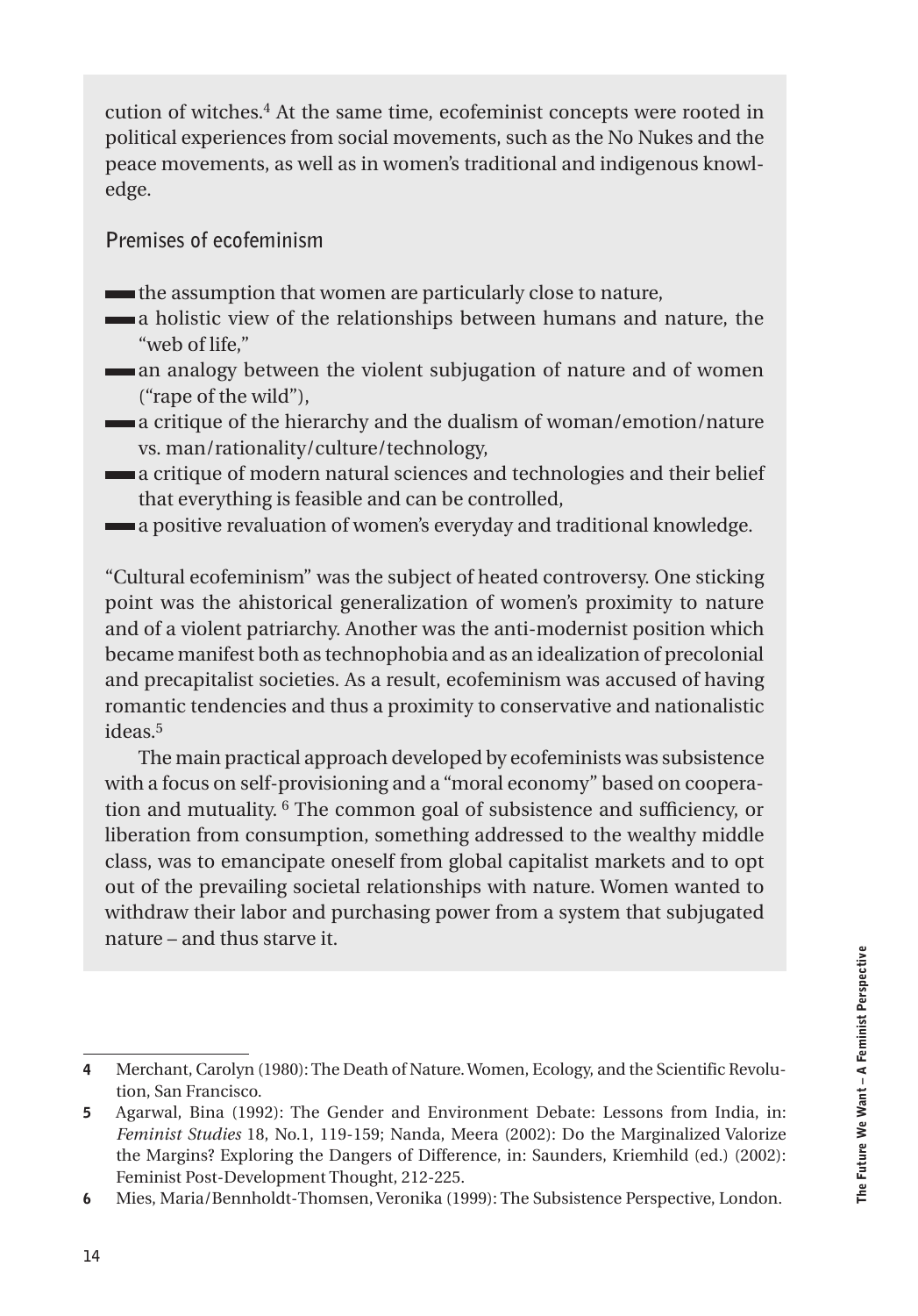cution of witches.[4] At the same time, ecofeminist concepts were rooted in political experiences from social movements, such as the No Nukes and the peace movements, as well as in women's traditional and indigenous knowledge.

### Premises of ecofeminism

- the assumption that women are particularly close to nature,
- a holistic view of the relationships between humans and nature, the "web of life,"
- an analogy between the violent subjugation of nature and of women ("rape of the wild"),
- a critique of the hierarchy and the dualism of woman/emotion/nature vs. man/rationality/culture/technology,
- a critique of modern natural sciences and technologies and their belief that everything is feasible and can be controlled,
- a positive revaluation of women's everyday and traditional knowledge.

"Cultural ecofeminism" was the subject of heated controversy. One sticking point was the ahistorical generalization of women's proximity to nature and of a violent patriarchy. Another was the anti-modernist position which became manifest both as technophobia and as an idealization of precolonial and precapitalist societies. As a result, ecofeminism was accused of having romantic tendencies and thus a proximity to conservative and nationalistic ideas.[5]

The main practical approach developed by ecofeminists was subsistence with a focus on self-provisioning and a "moral economy" based on cooperation and mutuality.[6] The common goal of subsistence and sufficiency, or liberation from consumption, something addressed to the wealthy middle class, was to emancipate oneself from global capitalist markets and to opt out of the prevailing societal relationships with nature. Women wanted to withdraw their labor and purchasing power from a system that subjugated nature – and thus starve it.

---

4 Merchant, Carolyn (1980): The Death of Nature. Women, Ecology, and the Scientific Revolution, San Francisco.

5 Agarwal, Bina (1992): The Gender and Environment Debate: Lessons from India, in: *Feminist Studies* 18, No.1, 119-159; Nanda, Meera (2002): Do the Marginalized Valorize the Margins? Exploring the Dangers of Difference, in: Saunders, Kriemhild (ed.) (2002): Feminist Post-Development Thought, 212-225.

6 Mies, Maria/Bennholdt-Thomsen, Veronika (1999): The Subsistence Perspective, London.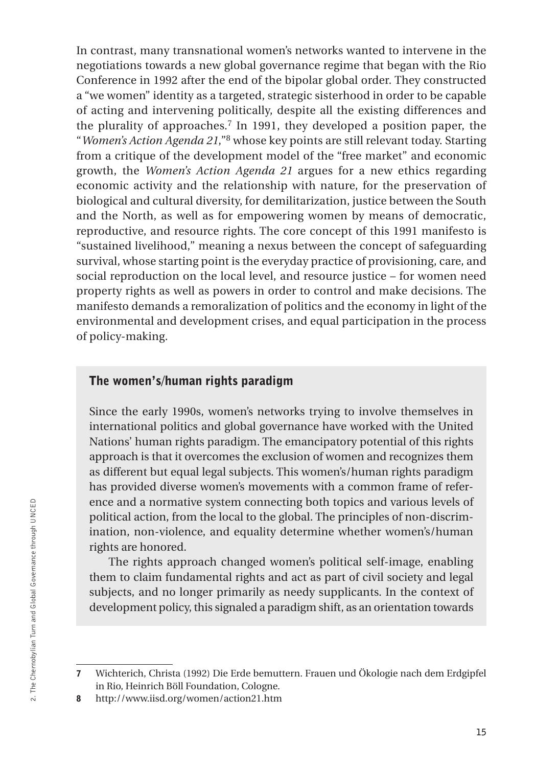In contrast, many transnational women's networks wanted to intervene in the negotiations towards a new global governance regime that began with the Rio Conference in 1992 after the end of the bipolar global order. They constructed a "we women" identity as a targeted, strategic sisterhood in order to be capable of acting and intervening politically, despite all the existing differences and the plurality of approaches.[7] In 1991, they developed a position paper, the "*Women's Action Agenda 21*,"[8] whose key points are still relevant today. Starting from a critique of the development model of the "free market" and economic growth, the *Women's Action Agenda 21* argues for a new ethics regarding economic activity and the relationship with nature, for the preservation of biological and cultural diversity, for demilitarization, justice between the South and the North, as well as for empowering women by means of democratic, reproductive, and resource rights. The core concept of this 1991 manifesto is "sustained livelihood," meaning a nexus between the concept of safeguarding survival, whose starting point is the everyday practice of provisioning, care, and social reproduction on the local level, and resource justice – for women need property rights as well as powers in order to control and make decisions. The manifesto demands a remoralization of politics and the economy in light of the environmental and development crises, and equal participation in the process of policy-making.

### The women's/human rights paradigm

Since the early 1990s, women's networks trying to involve themselves in international politics and global governance have worked with the United Nations' human rights paradigm. The emancipatory potential of this rights approach is that it overcomes the exclusion of women and recognizes them as different but equal legal subjects. This women's/human rights paradigm has provided diverse women's movements with a common frame of reference and a normative system connecting both topics and various levels of political action, from the local to the global. The principles of non-discrimination, non-violence, and equality determine whether women's/human rights are honored.

The rights approach changed women's political self-image, enabling them to claim fundamental rights and act as part of civil society and legal subjects, and no longer primarily as needy supplicants. In the context of development policy, this signaled a paradigm shift, as an orientation towards

---

**7** Wichterich, Christa (1992) Die Erde bemuttern. Frauen und Ökologie nach dem Erdgipfel in Rio, Heinrich Böll Foundation, Cologne.

**8** http://www.iisd.org/women/action21.htm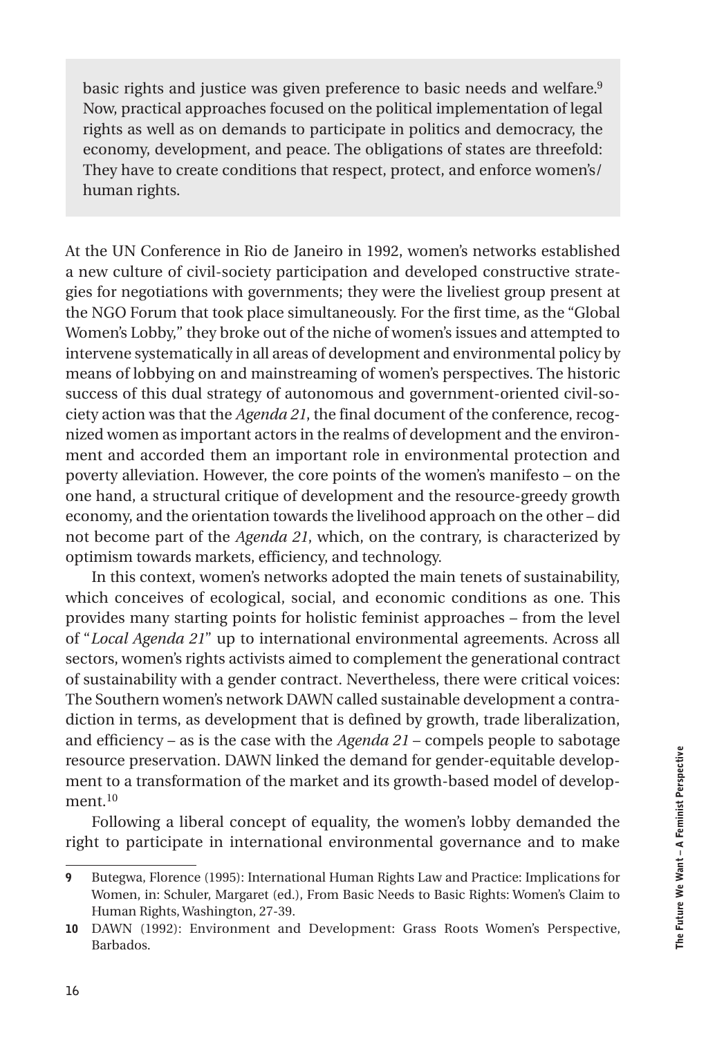basic rights and justice was given preference to basic needs and welfare.[9] Now, practical approaches focused on the political implementation of legal rights as well as on demands to participate in politics and democracy, the economy, development, and peace. The obligations of states are threefold: They have to create conditions that respect, protect, and enforce women's/human rights.

At the UN Conference in Rio de Janeiro in 1992, women's networks established a new culture of civil-society participation and developed constructive strategies for negotiations with governments; they were the liveliest group present at the NGO Forum that took place simultaneously. For the first time, as the "Global Women's Lobby," they broke out of the niche of women's issues and attempted to intervene systematically in all areas of development and environmental policy by means of lobbying on and mainstreaming of women's perspectives. The historic success of this dual strategy of autonomous and government-oriented civil-society action was that the *Agenda 21*, the final document of the conference, recognized women as important actors in the realms of development and the environment and accorded them an important role in environmental protection and poverty alleviation. However, the core points of the women's manifesto – on the one hand, a structural critique of development and the resource-greedy growth economy, and the orientation towards the livelihood approach on the other – did not become part of the *Agenda 21*, which, on the contrary, is characterized by optimism towards markets, efficiency, and technology.

In this context, women's networks adopted the main tenets of sustainability, which conceives of ecological, social, and economic conditions as one. This provides many starting points for holistic feminist approaches – from the level of "*Local Agenda 21*" up to international environmental agreements. Across all sectors, women's rights activists aimed to complement the generational contract of sustainability with a gender contract. Nevertheless, there were critical voices: The Southern women's network DAWN called sustainable development a contradiction in terms, as development that is defined by growth, trade liberalization, and efficiency – as is the case with the *Agenda 21* – compels people to sabotage resource preservation. DAWN linked the demand for gender-equitable development to a transformation of the market and its growth-based model of development.[10]

Following a liberal concept of equality, the women's lobby demanded the right to participate in international environmental governance and to make

---

**9** Butegwa, Florence (1995): International Human Rights Law and Practice: Implications for Women, in: Schuler, Margaret (ed.), From Basic Needs to Basic Rights: Women's Claim to Human Rights, Washington, 27-39.

**10** DAWN (1992): Environment and Development: Grass Roots Women's Perspective, Barbados.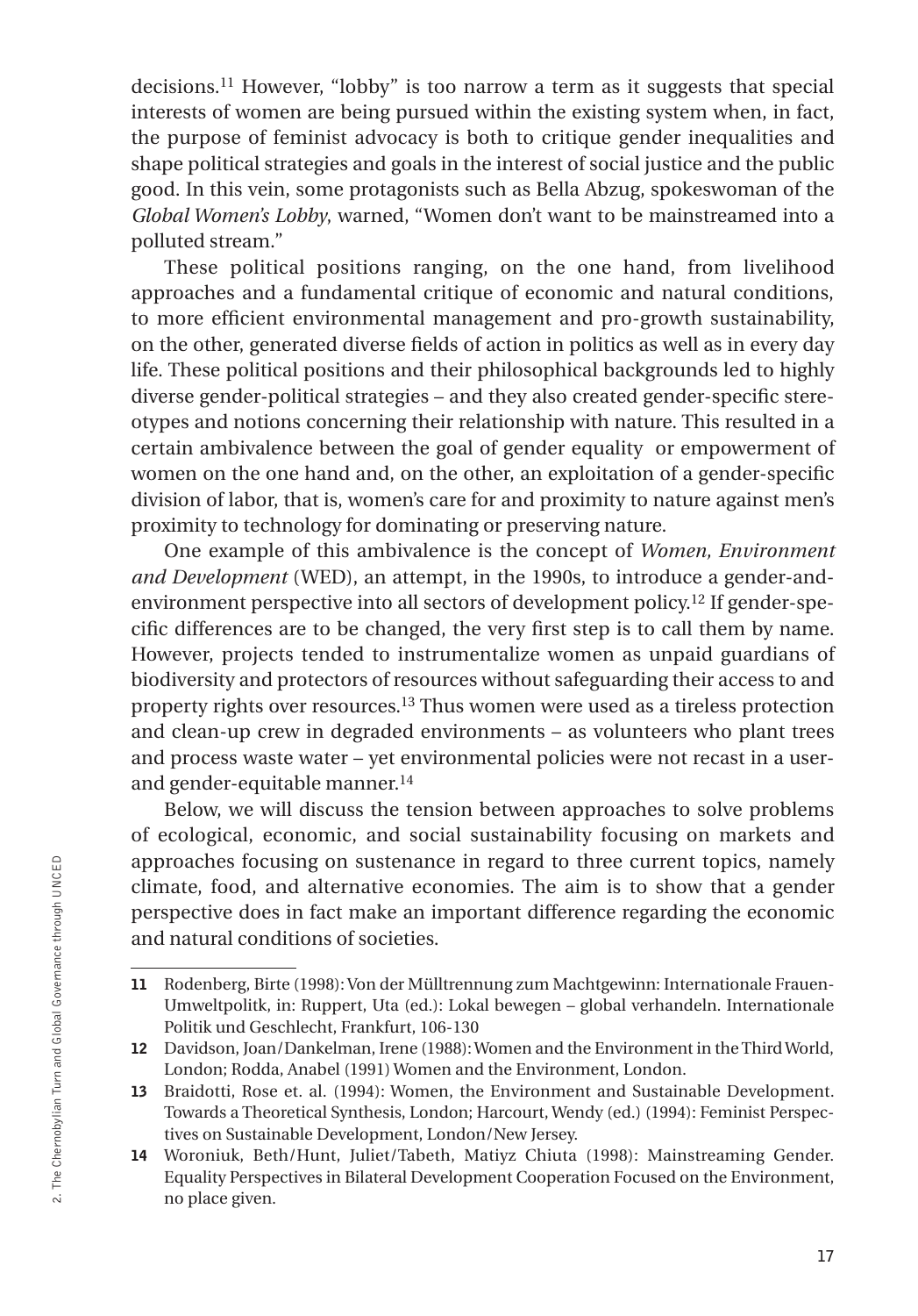decisions.[11] However, "lobby" is too narrow a term as it suggests that special interests of women are being pursued within the existing system when, in fact, the purpose of feminist advocacy is both to critique gender inequalities and shape political strategies and goals in the interest of social justice and the public good. In this vein, some protagonists such as Bella Abzug, spokeswoman of the *Global Women's Lobby*, warned, "Women don't want to be mainstreamed into a polluted stream."

These political positions ranging, on the one hand, from livelihood approaches and a fundamental critique of economic and natural conditions, to more efficient environmental management and pro-growth sustainability, on the other, generated diverse fields of action in politics as well as in every day life. These political positions and their philosophical backgrounds led to highly diverse gender-political strategies – and they also created gender-specific stereotypes and notions concerning their relationship with nature. This resulted in a certain ambivalence between the goal of gender equality or empowerment of women on the one hand and, on the other, an exploitation of a gender-specific division of labor, that is, women's care for and proximity to nature against men's proximity to technology for dominating or preserving nature.

One example of this ambivalence is the concept of *Women, Environment and Development* (WED), an attempt, in the 1990s, to introduce a gender-and-environment perspective into all sectors of development policy.[12] If gender-specific differences are to be changed, the very first step is to call them by name. However, projects tended to instrumentalize women as unpaid guardians of biodiversity and protectors of resources without safeguarding their access to and property rights over resources.[13] Thus women were used as a tireless protection and clean-up crew in degraded environments – as volunteers who plant trees and process waste water – yet environmental policies were not recast in a user- and gender-equitable manner.[14]

Below, we will discuss the tension between approaches to solve problems of ecological, economic, and social sustainability focusing on markets and approaches focusing on sustenance in regard to three current topics, namely climate, food, and alternative economies. The aim is to show that a gender perspective does in fact make an important difference regarding the economic and natural conditions of societies.

---

**11** Rodenberg, Birte (1998): Von der Mülltrennung zum Machtgewinn: Internationale Frauen-Umweltpolitk, in: Ruppert, Uta (ed.): Lokal bewegen – global verhandeln. Internationale Politik und Geschlecht, Frankfurt, 106-130

**12** Davidson, Joan/Dankelman, Irene (1988): Women and the Environment in the Third World, London; Rodda, Anabel (1991) Women and the Environment, London.

**13** Braidotti, Rose et. al. (1994): Women, the Environment and Sustainable Development. Towards a Theoretical Synthesis, London; Harcourt, Wendy (ed.) (1994): Feminist Perspectives on Sustainable Development, London/New Jersey.

**14** Woroniuk, Beth/Hunt, Juliet/Tabeth, Matiyz Chiuta (1998): Mainstreaming Gender. Equality Perspectives in Bilateral Development Cooperation Focused on the Environment, no place given.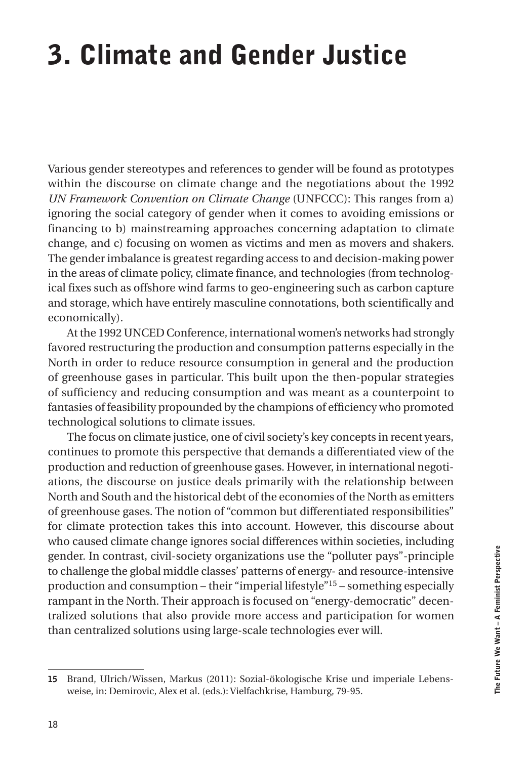# 3. Climate and Gender Justice

Various gender stereotypes and references to gender will be found as prototypes within the discourse on climate change and the negotiations about the 1992 *UN Framework Convention on Climate Change* (UNFCCC): This ranges from a) ignoring the social category of gender when it comes to avoiding emissions or financing to b) mainstreaming approaches concerning adaptation to climate change, and c) focusing on women as victims and men as movers and shakers. The gender imbalance is greatest regarding access to and decision-making power in the areas of climate policy, climate finance, and technologies (from technological fixes such as offshore wind farms to geo-engineering such as carbon capture and storage, which have entirely masculine connotations, both scientifically and economically).

At the 1992 UNCED Conference, international women's networks had strongly favored restructuring the production and consumption patterns especially in the North in order to reduce resource consumption in general and the production of greenhouse gases in particular. This built upon the then-popular strategies of sufficiency and reducing consumption and was meant as a counterpoint to fantasies of feasibility propounded by the champions of efficiency who promoted technological solutions to climate issues.

The focus on climate justice, one of civil society's key concepts in recent years, continues to promote this perspective that demands a differentiated view of the production and reduction of greenhouse gases. However, in international negotiations, the discourse on justice deals primarily with the relationship between North and South and the historical debt of the economies of the North as emitters of greenhouse gases. The notion of "common but differentiated responsibilities" for climate protection takes this into account. However, this discourse about who caused climate change ignores social differences within societies, including gender. In contrast, civil-society organizations use the "polluter pays"-principle to challenge the global middle classes' patterns of energy- and resource-intensive production and consumption – their "imperial lifestyle"[15] – something especially rampant in the North. Their approach is focused on "energy-democratic" decentralized solutions that also provide more access and participation for women than centralized solutions using large-scale technologies ever will.

---

**15** Brand, Ulrich/Wissen, Markus (2011): Sozial-ökologische Krise und imperiale Lebensweise, in: Demirovic, Alex et al. (eds.): Vielfachkrise, Hamburg, 79-95.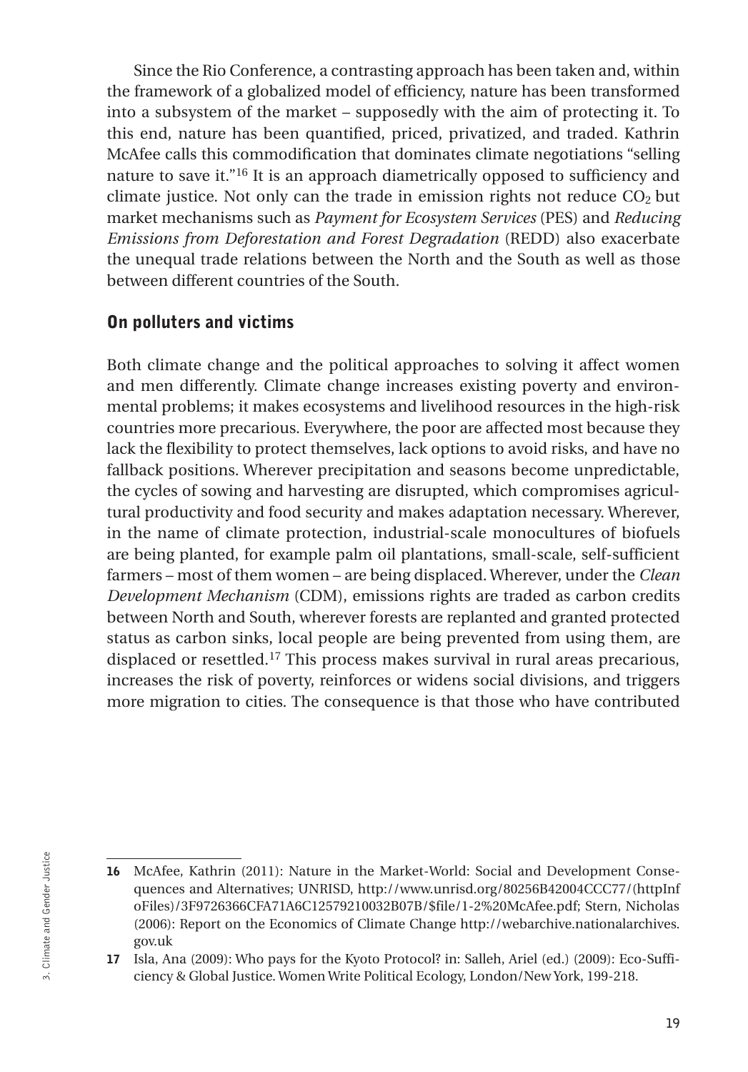Since the Rio Conference, a contrasting approach has been taken and, within the framework of a globalized model of efficiency, nature has been transformed into a subsystem of the market – supposedly with the aim of protecting it. To this end, nature has been quantified, priced, privatized, and traded. Kathrin McAfee calls this commodification that dominates climate negotiations "selling nature to save it."[16] It is an approach diametrically opposed to sufficiency and climate justice. Not only can the trade in emission rights not reduce $CO_2$ but market mechanisms such as *Payment for Ecosystem Services* (PES) and *Reducing Emissions from Deforestation and Forest Degradation* (REDD) also exacerbate the unequal trade relations between the North and the South as well as those between different countries of the South.

## On polluters and victims

Both climate change and the political approaches to solving it affect women and men differently. Climate change increases existing poverty and environmental problems; it makes ecosystems and livelihood resources in the high-risk countries more precarious. Everywhere, the poor are affected most because they lack the flexibility to protect themselves, lack options to avoid risks, and have no fallback positions. Wherever precipitation and seasons become unpredictable, the cycles of sowing and harvesting are disrupted, which compromises agricultural productivity and food security and makes adaptation necessary. Wherever, in the name of climate protection, industrial-scale monocultures of biofuels are being planted, for example palm oil plantations, small-scale, self-sufficient farmers – most of them women – are being displaced. Wherever, under the *Clean Development Mechanism* (CDM), emissions rights are traded as carbon credits between North and South, wherever forests are replanted and granted protected status as carbon sinks, local people are being prevented from using them, are displaced or resettled.[17] This process makes survival in rural areas precarious, increases the risk of poverty, reinforces or widens social divisions, and triggers more migration to cities. The consequence is that those who have contributed

**16** McAfee, Kathrin (2011): Nature in the Market-World: Social and Development Consequences and Alternatives; UNRISD, http://www.unrisd.org/80256B42004CCC77/(httpInfoFiles)/3F9726366CFA71A6C12579210032B07B/$file/1-2%20McAfee.pdf; Stern, Nicholas (2006): Report on the Economics of Climate Change http://webarchive.nationalarchives.gov.uk

**17** Isla, Ana (2009): Who pays for the Kyoto Protocol? in: Salleh, Ariel (ed.) (2009): Eco-Sufficiency & Global Justice. Women Write Political Ecology, London/New York, 199-218.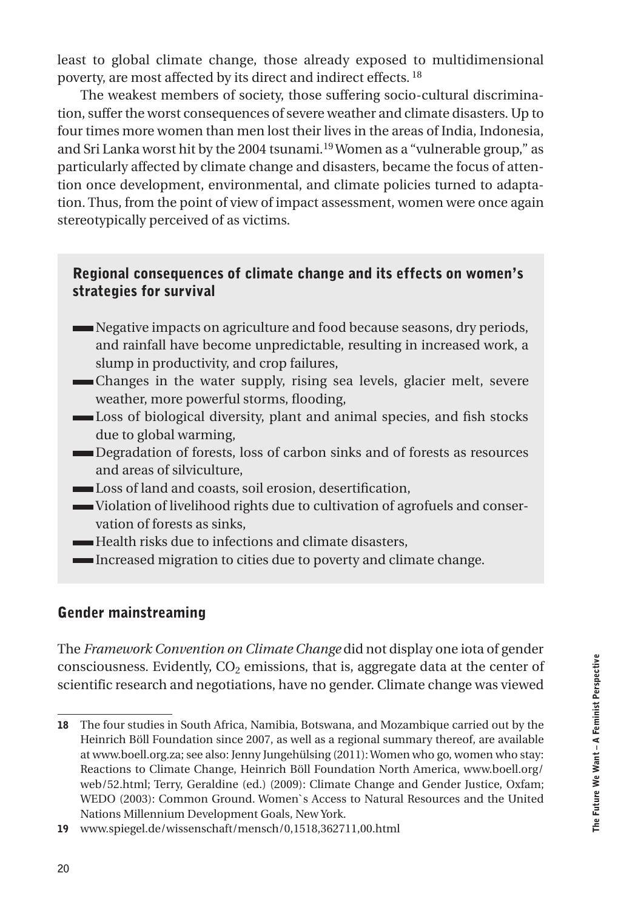least to global climate change, those already exposed to multidimensional poverty, are most affected by its direct and indirect effects.[18]

The weakest members of society, those suffering socio-cultural discrimination, suffer the worst consequences of severe weather and climate disasters. Up to four times more women than men lost their lives in the areas of India, Indonesia, and Sri Lanka worst hit by the 2004 tsunami.[19] Women as a "vulnerable group," as particularly affected by climate change and disasters, became the focus of attention once development, environmental, and climate policies turned to adaptation. Thus, from the point of view of impact assessment, women were once again stereotypically perceived of as victims.

### Regional consequences of climate change and its effects on women's strategies for survival

- Negative impacts on agriculture and food because seasons, dry periods, and rainfall have become unpredictable, resulting in increased work, a slump in productivity, and crop failures,
- Changes in the water supply, rising sea levels, glacier melt, severe weather, more powerful storms, flooding,
- Loss of biological diversity, plant and animal species, and fish stocks due to global warming,
- Degradation of forests, loss of carbon sinks and of forests as resources and areas of silviculture,
- Loss of land and coasts, soil erosion, desertification,
- Violation of livelihood rights due to cultivation of agrofuels and conservation of forests as sinks,
- Health risks due to infections and climate disasters,
- Increased migration to cities due to poverty and climate change.

## Gender mainstreaming

The *Framework Convention on Climate Change* did not display one iota of gender consciousness. Evidently, $CO_2$ emissions, that is, aggregate data at the center of scientific research and negotiations, have no gender. Climate change was viewed

---

18 The four studies in South Africa, Namibia, Botswana, and Mozambique carried out by the Heinrich Böll Foundation since 2007, as well as a regional summary thereof, are available at www.boell.org.za; see also: Jenny Jungehülsing (2011): Women who go, women who stay: Reactions to Climate Change, Heinrich Böll Foundation North America, www.boell.org/web/52.html; Terry, Geraldine (ed.) (2009): Climate Change and Gender Justice, Oxfam; WEDO (2003): Common Ground. Women`s Access to Natural Resources and the United Nations Millennium Development Goals, New York.

19 www.spiegel.de/wissenschaft/mensch/0,1518,362711,00.html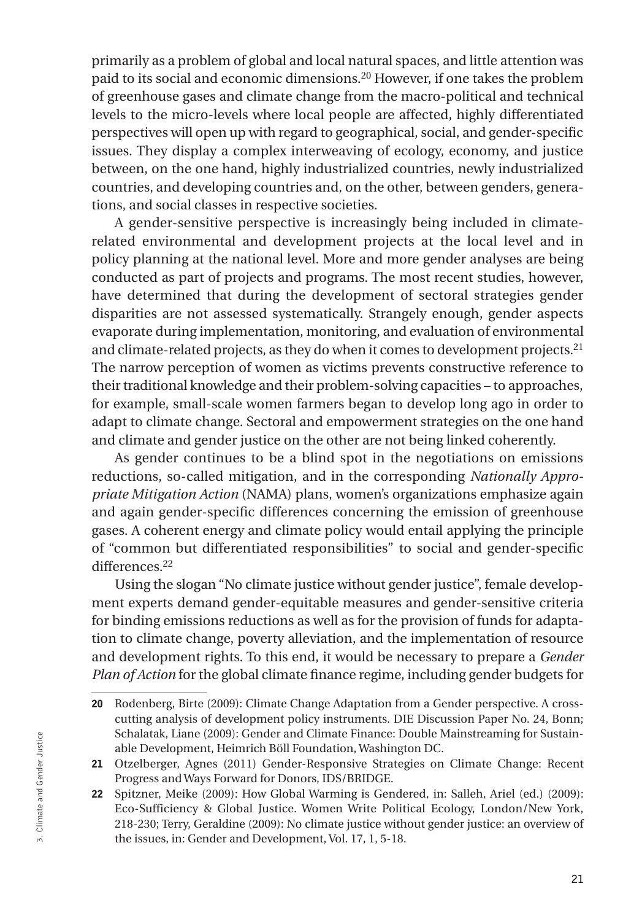primarily as a problem of global and local natural spaces, and little attention was paid to its social and economic dimensions.[20] However, if one takes the problem of greenhouse gases and climate change from the macro-political and technical levels to the micro-levels where local people are affected, highly differentiated perspectives will open up with regard to geographical, social, and gender-specific issues. They display a complex interweaving of ecology, economy, and justice between, on the one hand, highly industrialized countries, newly industrialized countries, and developing countries and, on the other, between genders, generations, and social classes in respective societies.

A gender-sensitive perspective is increasingly being included in climate-related environmental and development projects at the local level and in policy planning at the national level. More and more gender analyses are being conducted as part of projects and programs. The most recent studies, however, have determined that during the development of sectoral strategies gender disparities are not assessed systematically. Strangely enough, gender aspects evaporate during implementation, monitoring, and evaluation of environmental and climate-related projects, as they do when it comes to development projects.[21] The narrow perception of women as victims prevents constructive reference to their traditional knowledge and their problem-solving capacities – to approaches, for example, small-scale women farmers began to develop long ago in order to adapt to climate change. Sectoral and empowerment strategies on the one hand and climate and gender justice on the other are not being linked coherently.

As gender continues to be a blind spot in the negotiations on emissions reductions, so-called mitigation, and in the corresponding *Nationally Appropriate Mitigation Action* (NAMA) plans, women's organizations emphasize again and again gender-specific differences concerning the emission of greenhouse gases. A coherent energy and climate policy would entail applying the principle of "common but differentiated responsibilities" to social and gender-specific differences.[22]

Using the slogan "No climate justice without gender justice", female development experts demand gender-equitable measures and gender-sensitive criteria for binding emissions reductions as well as for the provision of funds for adaptation to climate change, poverty alleviation, and the implementation of resource and development rights. To this end, it would be necessary to prepare a *Gender Plan of Action* for the global climate finance regime, including gender budgets for

---

**20** Rodenberg, Birte (2009): Climate Change Adaptation from a Gender perspective. A cross-cutting analysis of development policy instruments. DIE Discussion Paper No. 24, Bonn; Schalatak, Liane (2009): Gender and Climate Finance: Double Mainstreaming for Sustainable Development, Heimrich Böll Foundation, Washington DC.

**21** Otzelberger, Agnes (2011) Gender-Responsive Strategies on Climate Change: Recent Progress and Ways Forward for Donors, IDS/BRIDGE.

**22** Spitzner, Meike (2009): How Global Warming is Gendered, in: Salleh, Ariel (ed.) (2009): Eco-Sufficiency & Global Justice. Women Write Political Ecology, London/New York, 218-230; Terry, Geraldine (2009): No climate justice without gender justice: an overview of the issues, in: Gender and Development, Vol. 17, 1, 5-18.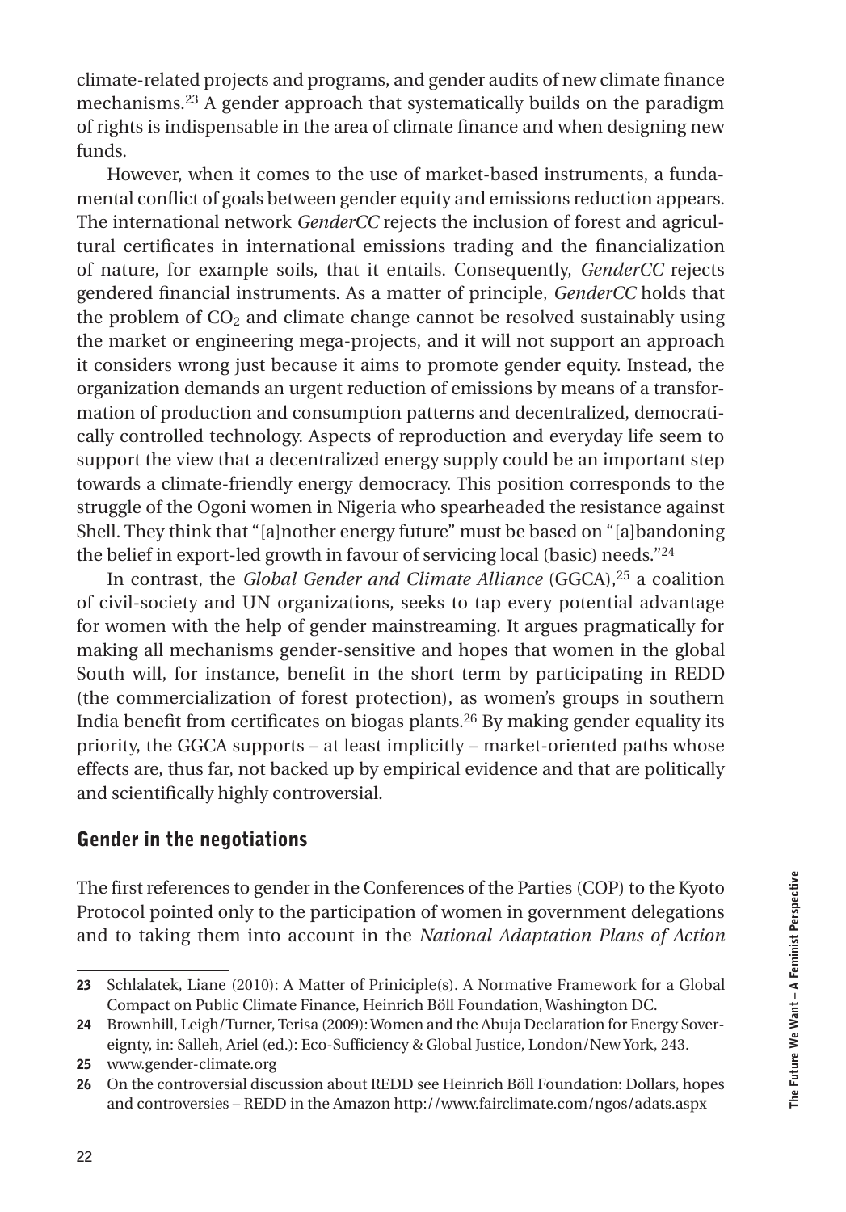climate-related projects and programs, and gender audits of new climate finance mechanisms.[23] A gender approach that systematically builds on the paradigm of rights is indispensable in the area of climate finance and when designing new funds.

However, when it comes to the use of market-based instruments, a fundamental conflict of goals between gender equity and emissions reduction appears. The international network *GenderCC* rejects the inclusion of forest and agricultural certificates in international emissions trading and the financialization of nature, for example soils, that it entails. Consequently, *GenderCC* rejects gendered financial instruments. As a matter of principle, *GenderCC* holds that the problem of $CO_2$ and climate change cannot be resolved sustainably using the market or engineering mega-projects, and it will not support an approach it considers wrong just because it aims to promote gender equity. Instead, the organization demands an urgent reduction of emissions by means of a transformation of production and consumption patterns and decentralized, democratically controlled technology. Aspects of reproduction and everyday life seem to support the view that a decentralized energy supply could be an important step towards a climate-friendly energy democracy. This position corresponds to the struggle of the Ogoni women in Nigeria who spearheaded the resistance against Shell. They think that "[a]nother energy future" must be based on "[a]bandoning the belief in export-led growth in favour of servicing local (basic) needs."[24]

In contrast, the *Global Gender and Climate Alliance* (GGCA),[25] a coalition of civil-society and UN organizations, seeks to tap every potential advantage for women with the help of gender mainstreaming. It argues pragmatically for making all mechanisms gender-sensitive and hopes that women in the global South will, for instance, benefit in the short term by participating in REDD (the commercialization of forest protection), as women's groups in southern India benefit from certificates on biogas plants.[26] By making gender equality its priority, the GGCA supports – at least implicitly – market-oriented paths whose effects are, thus far, not backed up by empirical evidence and that are politically and scientifically highly controversial.

## Gender in the negotiations

The first references to gender in the Conferences of the Parties (COP) to the Kyoto Protocol pointed only to the participation of women in government delegations and to taking them into account in the *National Adaptation Plans of Action*

---

23 Schlalatek, Liane (2010): A Matter of Priniciple(s). A Normative Framework for a Global Compact on Public Climate Finance, Heinrich Böll Foundation, Washington DC.

24 Brownhill, Leigh/Turner, Terisa (2009): Women and the Abuja Declaration for Energy Sovereignty, in: Salleh, Ariel (ed.): Eco-Sufficiency & Global Justice, London/New York, 243.

25 www.gender-climate.org

26 On the controversial discussion about REDD see Heinrich Böll Foundation: Dollars, hopes and controversies – REDD in the Amazon http://www.fairclimate.com/ngos/adats.aspx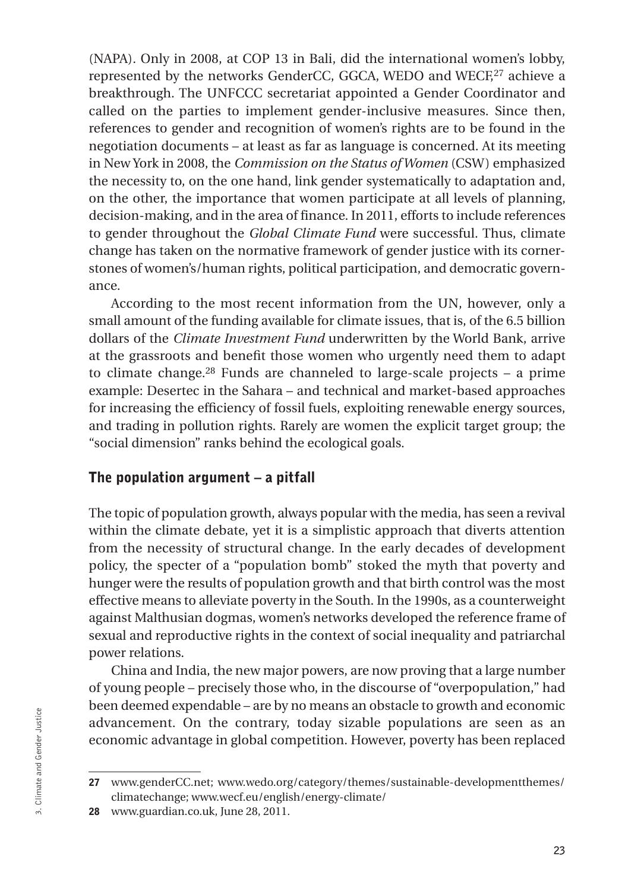(NAPA). Only in 2008, at COP 13 in Bali, did the international women's lobby, represented by the networks GenderCC, GGCA, WEDO and WECF,[27] achieve a breakthrough. The UNFCCC secretariat appointed a Gender Coordinator and called on the parties to implement gender-inclusive measures. Since then, references to gender and recognition of women's rights are to be found in the negotiation documents – at least as far as language is concerned. At its meeting in New York in 2008, the *Commission on the Status of Women* (CSW) emphasized the necessity to, on the one hand, link gender systematically to adaptation and, on the other, the importance that women participate at all levels of planning, decision-making, and in the area of finance. In 2011, efforts to include references to gender throughout the *Global Climate Fund* were successful. Thus, climate change has taken on the normative framework of gender justice with its cornerstones of women's/human rights, political participation, and democratic governance.

According to the most recent information from the UN, however, only a small amount of the funding available for climate issues, that is, of the 6.5 billion dollars of the *Climate Investment Fund* underwritten by the World Bank, arrive at the grassroots and benefit those women who urgently need them to adapt to climate change.[28] Funds are channeled to large-scale projects – a prime example: Desertec in the Sahara – and technical and market-based approaches for increasing the efficiency of fossil fuels, exploiting renewable energy sources, and trading in pollution rights. Rarely are women the explicit target group; the "social dimension" ranks behind the ecological goals.

## The population argument – a pitfall

The topic of population growth, always popular with the media, has seen a revival within the climate debate, yet it is a simplistic approach that diverts attention from the necessity of structural change. In the early decades of development policy, the specter of a "population bomb" stoked the myth that poverty and hunger were the results of population growth and that birth control was the most effective means to alleviate poverty in the South. In the 1990s, as a counterweight against Malthusian dogmas, women's networks developed the reference frame of sexual and reproductive rights in the context of social inequality and patriarchal power relations.

China and India, the new major powers, are now proving that a large number of young people – precisely those who, in the discourse of "overpopulation," had been deemed expendable – are by no means an obstacle to growth and economic advancement. On the contrary, today sizable populations are seen as an economic advantage in global competition. However, poverty has been replaced

---

**27** www.genderCC.net; www.wedo.org/category/themes/sustainable-developmentthemes/climatechange; www.wecf.eu/english/energy-climate/

**28** www.guardian.co.uk, June 28, 2011.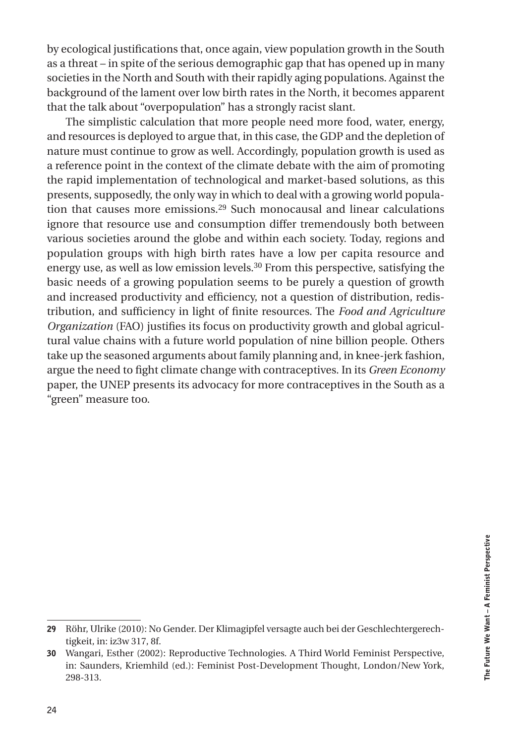by ecological justifications that, once again, view population growth in the South as a threat – in spite of the serious demographic gap that has opened up in many societies in the North and South with their rapidly aging populations. Against the background of the lament over low birth rates in the North, it becomes apparent that the talk about "overpopulation" has a strongly racist slant.

The simplistic calculation that more people need more food, water, energy, and resources is deployed to argue that, in this case, the GDP and the depletion of nature must continue to grow as well. Accordingly, population growth is used as a reference point in the context of the climate debate with the aim of promoting the rapid implementation of technological and market-based solutions, as this presents, supposedly, the only way in which to deal with a growing world population that causes more emissions.[29] Such monocausal and linear calculations ignore that resource use and consumption differ tremendously both between various societies around the globe and within each society. Today, regions and population groups with high birth rates have a low per capita resource and energy use, as well as low emission levels.[30] From this perspective, satisfying the basic needs of a growing population seems to be purely a question of growth and increased productivity and efficiency, not a question of distribution, redistribution, and sufficiency in light of finite resources. The *Food and Agriculture Organization* (FAO) justifies its focus on productivity growth and global agricultural value chains with a future world population of nine billion people. Others take up the seasoned arguments about family planning and, in knee-jerk fashion, argue the need to fight climate change with contraceptives. In its *Green Economy* paper, the UNEP presents its advocacy for more contraceptives in the South as a "green" measure too.

---

**29** Röhr, Ulrike (2010): No Gender. Der Klimagipfel versagte auch bei der Geschlechtergerechtigkeit, in: iz3w 317, 8f.

**30** Wangari, Esther (2002): Reproductive Technologies. A Third World Feminist Perspective, in: Saunders, Kriemhild (ed.): Feminist Post-Development Thought, London/New York, 298-313.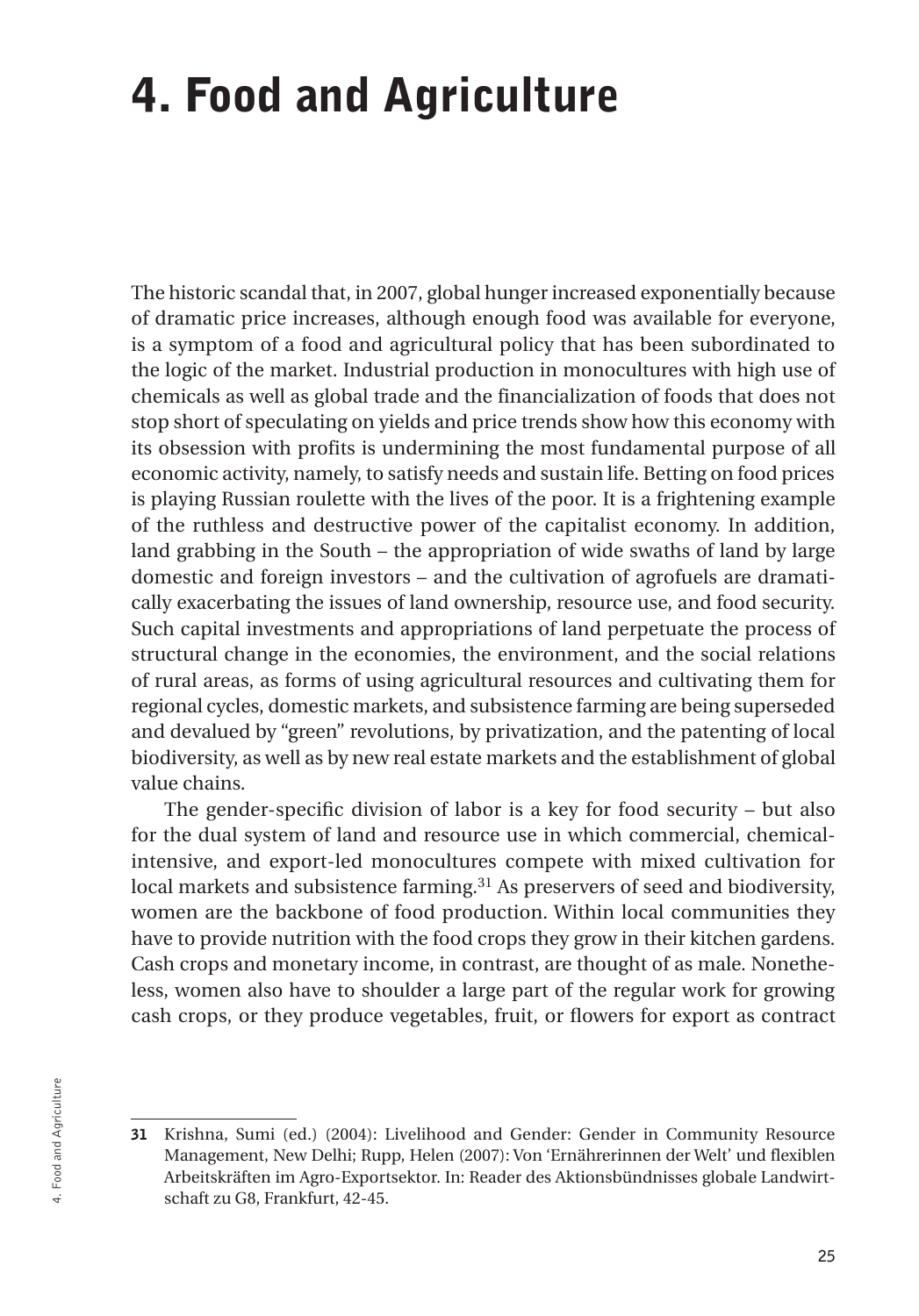# 4. Food and Agriculture

The historic scandal that, in 2007, global hunger increased exponentially because of dramatic price increases, although enough food was available for everyone, is a symptom of a food and agricultural policy that has been subordinated to the logic of the market. Industrial production in monocultures with high use of chemicals as well as global trade and the financialization of foods that does not stop short of speculating on yields and price trends show how this economy with its obsession with profits is undermining the most fundamental purpose of all economic activity, namely, to satisfy needs and sustain life. Betting on food prices is playing Russian roulette with the lives of the poor. It is a frightening example of the ruthless and destructive power of the capitalist economy. In addition, land grabbing in the South – the appropriation of wide swaths of land by large domestic and foreign investors – and the cultivation of agrofuels are dramatically exacerbating the issues of land ownership, resource use, and food security. Such capital investments and appropriations of land perpetuate the process of structural change in the economies, the environment, and the social relations of rural areas, as forms of using agricultural resources and cultivating them for regional cycles, domestic markets, and subsistence farming are being superseded and devalued by "green" revolutions, by privatization, and the patenting of local biodiversity, as well as by new real estate markets and the establishment of global value chains.

The gender-specific division of labor is a key for food security – but also for the dual system of land and resource use in which commercial, chemical-intensive, and export-led monocultures compete with mixed cultivation for local markets and subsistence farming.[31] As preservers of seed and biodiversity, women are the backbone of food production. Within local communities they have to provide nutrition with the food crops they grow in their kitchen gardens. Cash crops and monetary income, in contrast, are thought of as male. Nonetheless, women also have to shoulder a large part of the regular work for growing cash crops, or they produce vegetables, fruit, or flowers for export as contract

---

**31** Krishna, Sumi (ed.) (2004): Livelihood and Gender: Gender in Community Resource Management, New Delhi; Rupp, Helen (2007): Von 'Ernährerinnen der Welt' und flexiblen Arbeitskräften im Agro-Exportsektor. In: Reader des Aktionsbündnisses globale Landwirtschaft zu G8, Frankfurt, 42-45.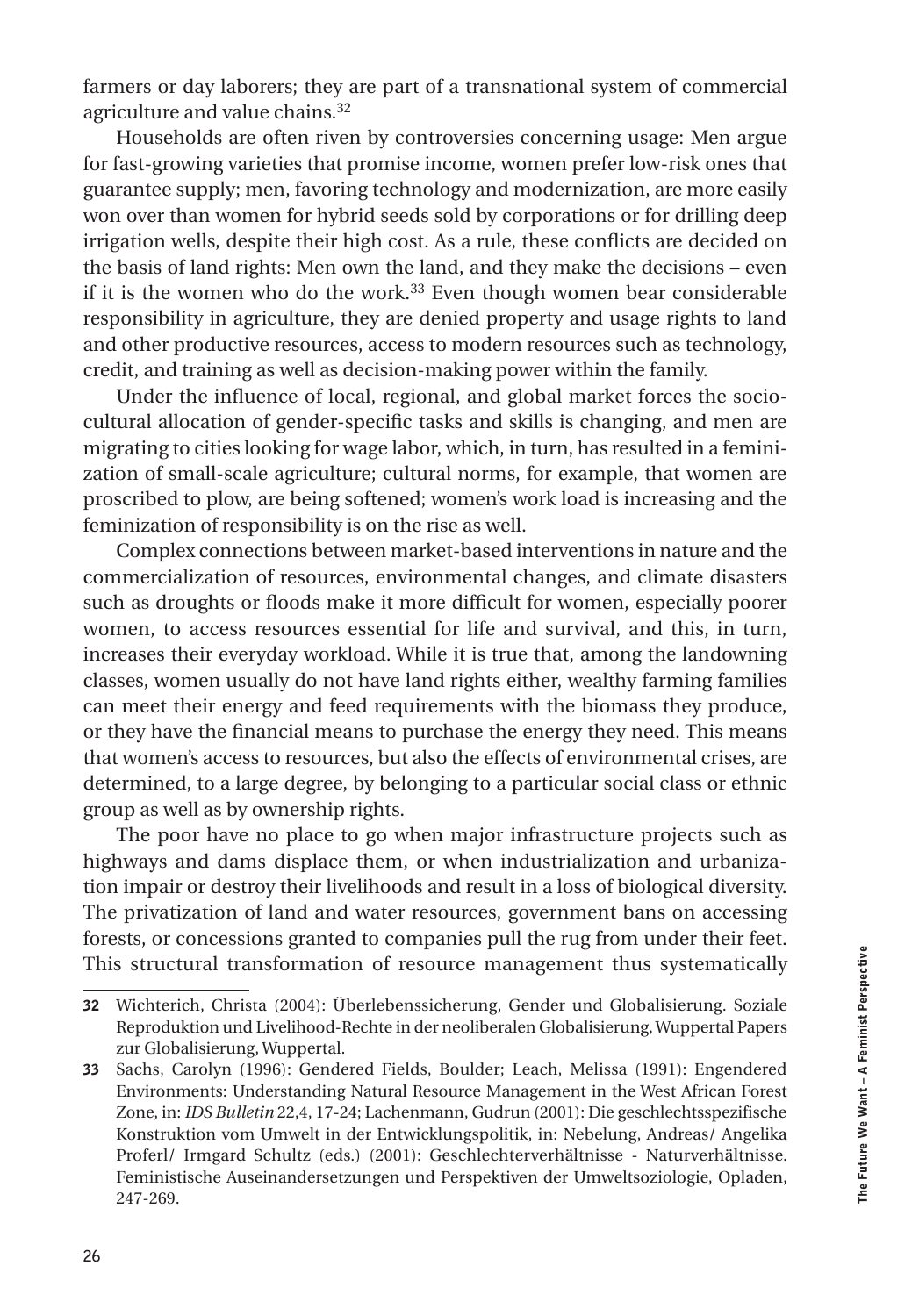farmers or day laborers; they are part of a transnational system of commercial agriculture and value chains.[32]

Households are often riven by controversies concerning usage: Men argue for fast-growing varieties that promise income, women prefer low-risk ones that guarantee supply; men, favoring technology and modernization, are more easily won over than women for hybrid seeds sold by corporations or for drilling deep irrigation wells, despite their high cost. As a rule, these conflicts are decided on the basis of land rights: Men own the land, and they make the decisions – even if it is the women who do the work.[33] Even though women bear considerable responsibility in agriculture, they are denied property and usage rights to land and other productive resources, access to modern resources such as technology, credit, and training as well as decision-making power within the family.

Under the influence of local, regional, and global market forces the socio-cultural allocation of gender-specific tasks and skills is changing, and men are migrating to cities looking for wage labor, which, in turn, has resulted in a feminization of small-scale agriculture; cultural norms, for example, that women are proscribed to plow, are being softened; women's work load is increasing and the feminization of responsibility is on the rise as well.

Complex connections between market-based interventions in nature and the commercialization of resources, environmental changes, and climate disasters such as droughts or floods make it more difficult for women, especially poorer women, to access resources essential for life and survival, and this, in turn, increases their everyday workload. While it is true that, among the landowning classes, women usually do not have land rights either, wealthy farming families can meet their energy and feed requirements with the biomass they produce, or they have the financial means to purchase the energy they need. This means that women's access to resources, but also the effects of environmental crises, are determined, to a large degree, by belonging to a particular social class or ethnic group as well as by ownership rights.

The poor have no place to go when major infrastructure projects such as highways and dams displace them, or when industrialization and urbanization impair or destroy their livelihoods and result in a loss of biological diversity. The privatization of land and water resources, government bans on accessing forests, or concessions granted to companies pull the rug from under their feet. This structural transformation of resource management thus systematically

---

**32** Wichterich, Christa (2004): Überlebenssicherung, Gender und Globalisierung. Soziale Reproduktion und Livelihood-Rechte in der neoliberalen Globalisierung, Wuppertal Papers zur Globalisierung, Wuppertal.

**33** Sachs, Carolyn (1996): Gendered Fields, Boulder; Leach, Melissa (1991): Engendered Environments: Understanding Natural Resource Management in the West African Forest Zone, in: *IDS Bulletin* 22,4, 17-24; Lachenmann, Gudrun (2001): Die geschlechtsspezifische Konstruktion vom Umwelt in der Entwicklungspolitik, in: Nebelung, Andreas/ Angelika Proferl/ Irmgard Schultz (eds.) (2001): Geschlechterverhältnisse - Naturverhältnisse. Feministische Auseinandersetzungen und Perspektiven der Umweltsoziologie, Opladen, 247-269.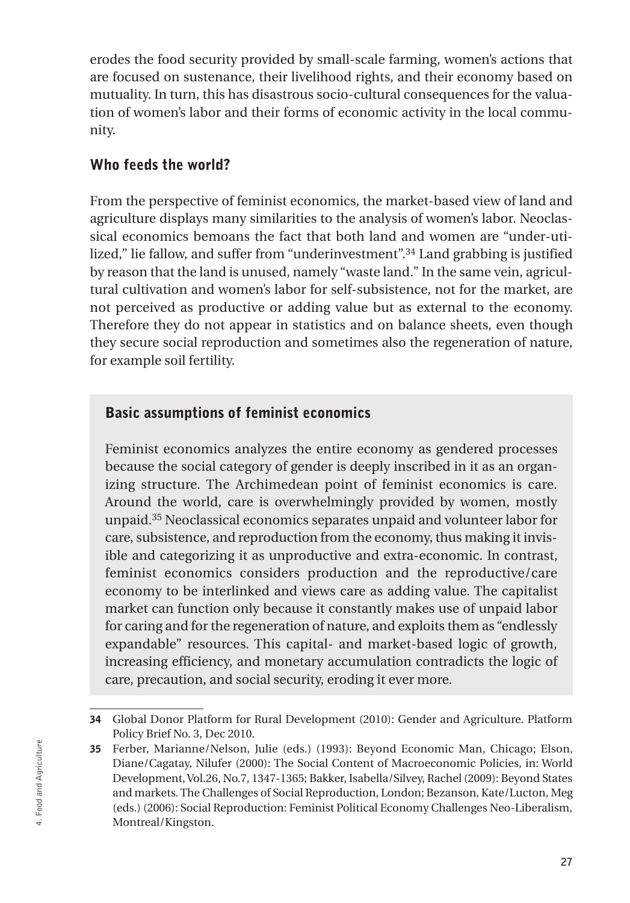erodes the food security provided by small-scale farming, women's actions that are focused on sustenance, their livelihood rights, and their economy based on mutuality. In turn, this has disastrous socio-cultural consequences for the valuation of women's labor and their forms of economic activity in the local community.

## Who feeds the world?

From the perspective of feminist economics, the market-based view of land and agriculture displays many similarities to the analysis of women's labor. Neoclassical economics bemoans the fact that both land and women are "under-utilized," lie fallow, and suffer from "underinvestment".[34] Land grabbing is justified by reason that the land is unused, namely "waste land." In the same vein, agricultural cultivation and women's labor for self-subsistence, not for the market, are not perceived as productive or adding value but as external to the economy. Therefore they do not appear in statistics and on balance sheets, even though they secure social reproduction and sometimes also the regeneration of nature, for example soil fertility.

### Basic assumptions of feminist economics

Feminist economics analyzes the entire economy as gendered processes because the social category of gender is deeply inscribed in it as an organizing structure. The Archimedean point of feminist economics is care. Around the world, care is overwhelmingly provided by women, mostly unpaid.[35] Neoclassical economics separates unpaid and volunteer labor for care, subsistence, and reproduction from the economy, thus making it invisible and categorizing it as unproductive and extra-economic. In contrast, feminist economics considers production and the reproductive/care economy to be interlinked and views care as adding value. The capitalist market can function only because it constantly makes use of unpaid labor for caring and for the regeneration of nature, and exploits them as "endlessly expandable" resources. This capital- and market-based logic of growth, increasing efficiency, and monetary accumulation contradicts the logic of care, precaution, and social security, eroding it ever more.

---

**34** Global Donor Platform for Rural Development (2010): Gender and Agriculture. Platform Policy Brief No. 3, Dec 2010.

**35** Ferber, Marianne/Nelson, Julie (eds.) (1993): Beyond Economic Man, Chicago; Elson, Diane/Cagatay, Nilufer (2000): The Social Content of Macroeconomic Policies, in: World Development, Vol.26, No.7, 1347-1365; Bakker, Isabella/Silvey, Rachel (2009): Beyond States and markets. The Challenges of Social Reproduction, London; Bezanson, Kate/Lucton, Meg (eds.) (2006): Social Reproduction: Feminist Political Economy Challenges Neo-Liberalism, Montreal/Kingston.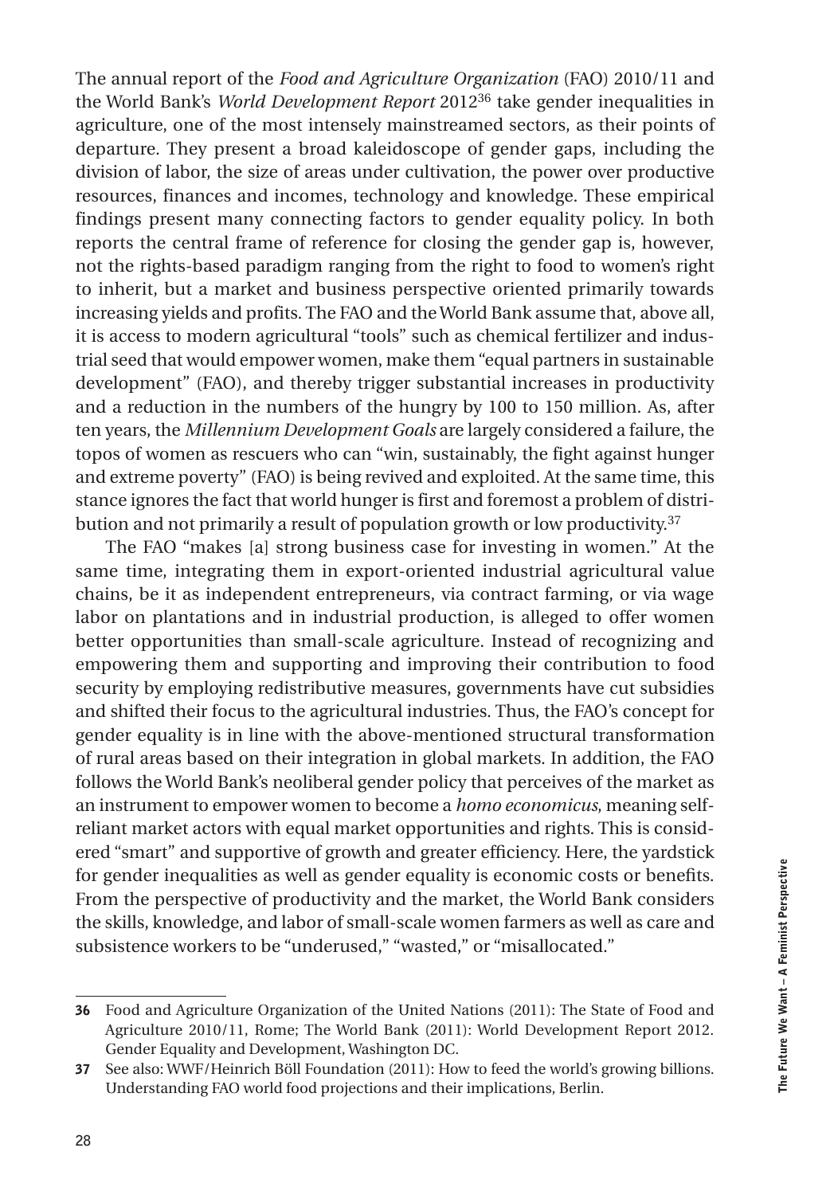The annual report of the *Food and Agriculture Organization* (FAO) 2010/11 and the World Bank's *World Development Report* 2012[36] take gender inequalities in agriculture, one of the most intensely mainstreamed sectors, as their points of departure. They present a broad kaleidoscope of gender gaps, including the division of labor, the size of areas under cultivation, the power over productive resources, finances and incomes, technology and knowledge. These empirical findings present many connecting factors to gender equality policy. In both reports the central frame of reference for closing the gender gap is, however, not the rights-based paradigm ranging from the right to food to women's right to inherit, but a market and business perspective oriented primarily towards increasing yields and profits. The FAO and the World Bank assume that, above all, it is access to modern agricultural "tools" such as chemical fertilizer and industrial seed that would empower women, make them "equal partners in sustainable development" (FAO), and thereby trigger substantial increases in productivity and a reduction in the numbers of the hungry by 100 to 150 million. As, after ten years, the *Millennium Development Goals* are largely considered a failure, the topos of women as rescuers who can "win, sustainably, the fight against hunger and extreme poverty" (FAO) is being revived and exploited. At the same time, this stance ignores the fact that world hunger is first and foremost a problem of distribution and not primarily a result of population growth or low productivity.[37]

The FAO "makes [a] strong business case for investing in women." At the same time, integrating them in export-oriented industrial agricultural value chains, be it as independent entrepreneurs, via contract farming, or via wage labor on plantations and in industrial production, is alleged to offer women better opportunities than small-scale agriculture. Instead of recognizing and empowering them and supporting and improving their contribution to food security by employing redistributive measures, governments have cut subsidies and shifted their focus to the agricultural industries. Thus, the FAO's concept for gender equality is in line with the above-mentioned structural transformation of rural areas based on their integration in global markets. In addition, the FAO follows the World Bank's neoliberal gender policy that perceives of the market as an instrument to empower women to become a *homo economicus*, meaning self-reliant market actors with equal market opportunities and rights. This is considered "smart" and supportive of growth and greater efficiency. Here, the yardstick for gender inequalities as well as gender equality is economic costs or benefits. From the perspective of productivity and the market, the World Bank considers the skills, knowledge, and labor of small-scale women farmers as well as care and subsistence workers to be "underused," "wasted," or "misallocated."

---

**36** Food and Agriculture Organization of the United Nations (2011): The State of Food and Agriculture 2010/11, Rome; The World Bank (2011): World Development Report 2012. Gender Equality and Development, Washington DC.

**37** See also: WWF/Heinrich Böll Foundation (2011): How to feed the world's growing billions. Understanding FAO world food projections and their implications, Berlin.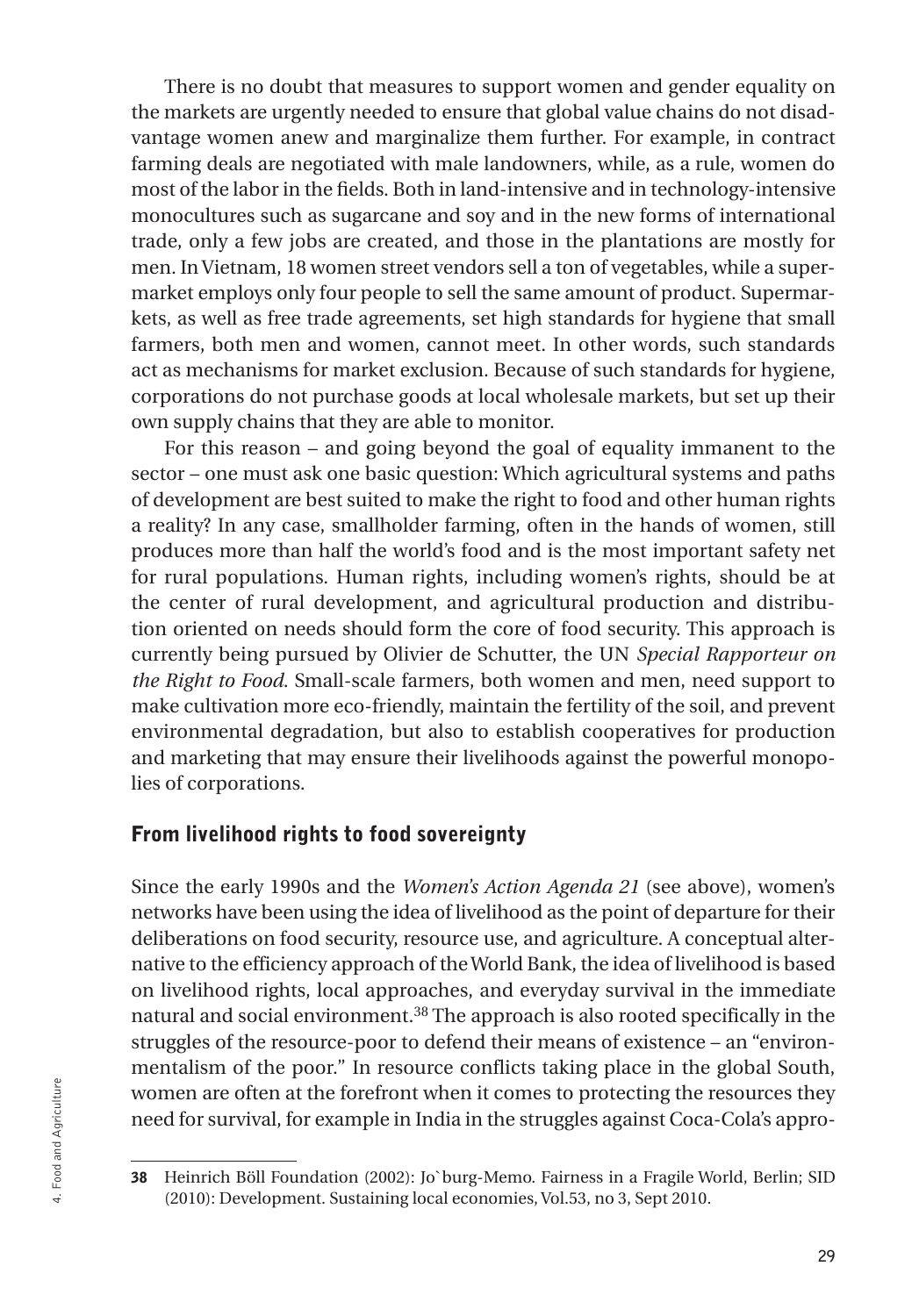There is no doubt that measures to support women and gender equality on the markets are urgently needed to ensure that global value chains do not disadvantage women anew and marginalize them further. For example, in contract farming deals are negotiated with male landowners, while, as a rule, women do most of the labor in the fields. Both in land-intensive and in technology-intensive monocultures such as sugarcane and soy and in the new forms of international trade, only a few jobs are created, and those in the plantations are mostly for men. In Vietnam, 18 women street vendors sell a ton of vegetables, while a supermarket employs only four people to sell the same amount of product. Supermarkets, as well as free trade agreements, set high standards for hygiene that small farmers, both men and women, cannot meet. In other words, such standards act as mechanisms for market exclusion. Because of such standards for hygiene, corporations do not purchase goods at local wholesale markets, but set up their own supply chains that they are able to monitor.

For this reason – and going beyond the goal of equality immanent to the sector – one must ask one basic question: Which agricultural systems and paths of development are best suited to make the right to food and other human rights a reality? In any case, smallholder farming, often in the hands of women, still produces more than half the world's food and is the most important safety net for rural populations. Human rights, including women's rights, should be at the center of rural development, and agricultural production and distribution oriented on needs should form the core of food security. This approach is currently being pursued by Olivier de Schutter, the UN *Special Rapporteur on the Right to Food*. Small-scale farmers, both women and men, need support to make cultivation more eco-friendly, maintain the fertility of the soil, and prevent environmental degradation, but also to establish cooperatives for production and marketing that may ensure their livelihoods against the powerful monopolies of corporations.

## From livelihood rights to food sovereignty

Since the early 1990s and the *Women's Action Agenda 21* (see above), women's networks have been using the idea of livelihood as the point of departure for their deliberations on food security, resource use, and agriculture. A conceptual alternative to the efficiency approach of the World Bank, the idea of livelihood is based on livelihood rights, local approaches, and everyday survival in the immediate natural and social environment.[38] The approach is also rooted specifically in the struggles of the resource-poor to defend their means of existence – an "environmentalism of the poor." In resource conflicts taking place in the global South, women are often at the forefront when it comes to protecting the resources they need for survival, for example in India in the struggles against Coca-Cola's appro-

---

**38** Heinrich Böll Foundation (2002): Jo`burg-Memo. Fairness in a Fragile World, Berlin; SID (2010): Development. Sustaining local economies, Vol.53, no 3, Sept 2010.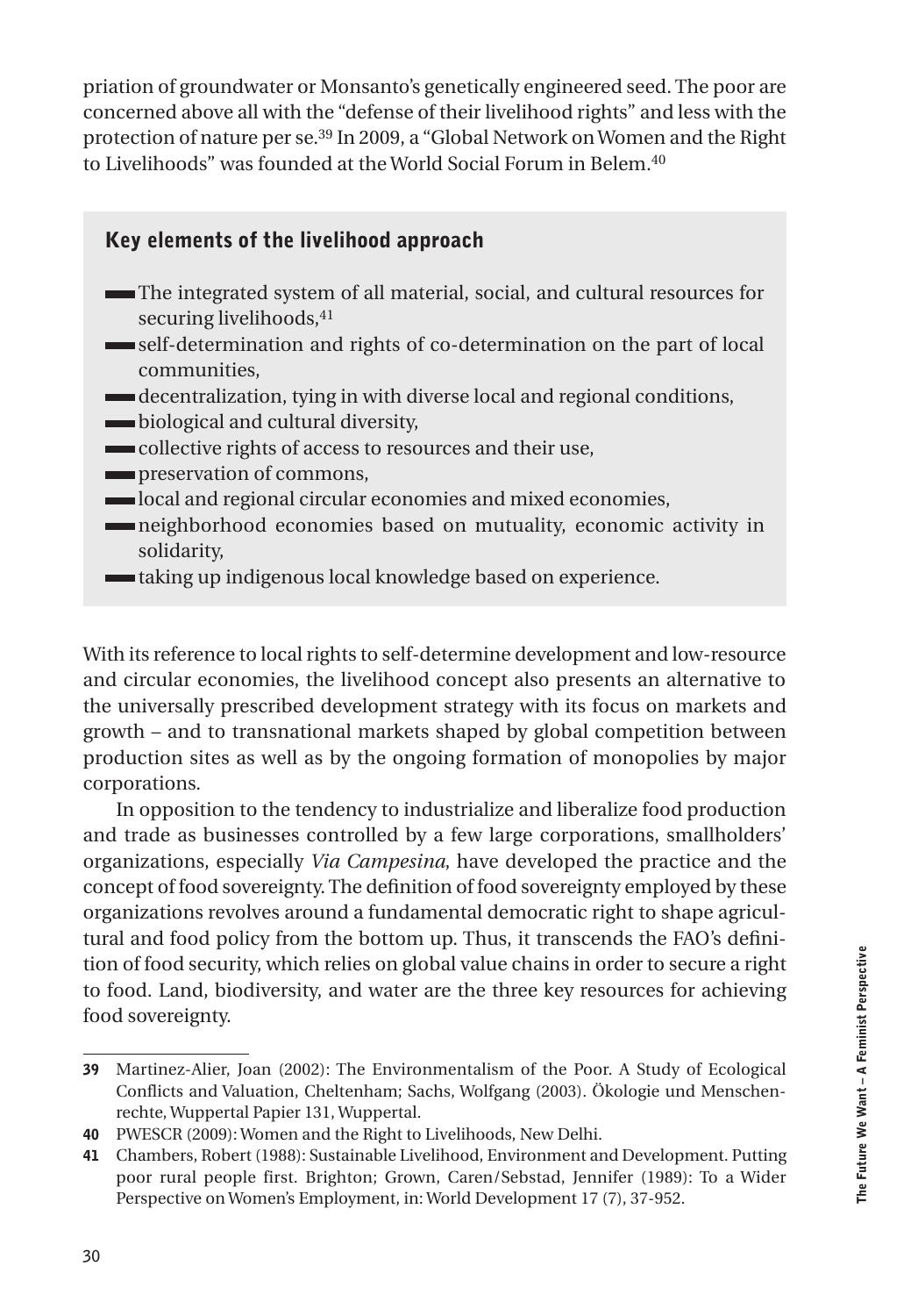priation of groundwater or Monsanto's genetically engineered seed. The poor are concerned above all with the "defense of their livelihood rights" and less with the protection of nature per se.[39] In 2009, a "Global Network on Women and the Right to Livelihoods" was founded at the World Social Forum in Belem.[40]

### Key elements of the livelihood approach

- The integrated system of all material, social, and cultural resources for securing livelihoods,[41]
- self-determination and rights of co-determination on the part of local communities,
- decentralization, tying in with diverse local and regional conditions,
- biological and cultural diversity,
- collective rights of access to resources and their use,
- preservation of commons,
- local and regional circular economies and mixed economies,
- neighborhood economies based on mutuality, economic activity in solidarity,
- taking up indigenous local knowledge based on experience.

With its reference to local rights to self-determine development and low-resource and circular economies, the livelihood concept also presents an alternative to the universally prescribed development strategy with its focus on markets and growth – and to transnational markets shaped by global competition between production sites as well as by the ongoing formation of monopolies by major corporations.

In opposition to the tendency to industrialize and liberalize food production and trade as businesses controlled by a few large corporations, smallholders' organizations, especially *Via Campesina*, have developed the practice and the concept of food sovereignty. The definition of food sovereignty employed by these organizations revolves around a fundamental democratic right to shape agricultural and food policy from the bottom up. Thus, it transcends the FAO's definition of food security, which relies on global value chains in order to secure a right to food. Land, biodiversity, and water are the three key resources for achieving food sovereignty.

---

**39** Martinez-Alier, Joan (2002): The Environmentalism of the Poor. A Study of Ecological Conflicts and Valuation, Cheltenham; Sachs, Wolfgang (2003). Ökologie und Menschenrechte, Wuppertal Papier 131, Wuppertal.

**40** PWESCR (2009): Women and the Right to Livelihoods, New Delhi.

**41** Chambers, Robert (1988): Sustainable Livelihood, Environment and Development. Putting poor rural people first. Brighton; Grown, Caren/Sebstad, Jennifer (1989): To a Wider Perspective on Women's Employment, in: World Development 17 (7), 37-952.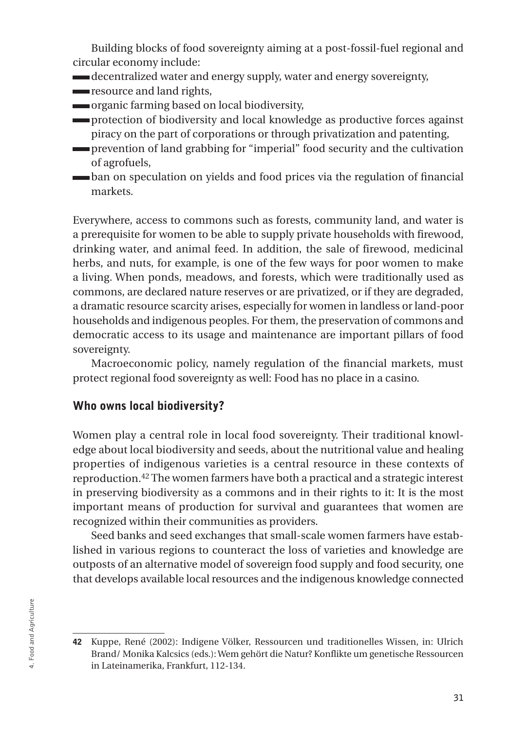Building blocks of food sovereignty aiming at a post-fossil-fuel regional and circular economy include:

- decentralized water and energy supply, water and energy sovereignty,
- resource and land rights,
- organic farming based on local biodiversity,
- protection of biodiversity and local knowledge as productive forces against piracy on the part of corporations or through privatization and patenting,
- prevention of land grabbing for "imperial" food security and the cultivation of agrofuels,
- ban on speculation on yields and food prices via the regulation of financial markets.

Everywhere, access to commons such as forests, community land, and water is a prerequisite for women to be able to supply private households with firewood, drinking water, and animal feed. In addition, the sale of firewood, medicinal herbs, and nuts, for example, is one of the few ways for poor women to make a living. When ponds, meadows, and forests, which were traditionally used as commons, are declared nature reserves or are privatized, or if they are degraded, a dramatic resource scarcity arises, especially for women in landless or land-poor households and indigenous peoples. For them, the preservation of commons and democratic access to its usage and maintenance are important pillars of food sovereignty.

Macroeconomic policy, namely regulation of the financial markets, must protect regional food sovereignty as well: Food has no place in a casino.

## Who owns local biodiversity?

Women play a central role in local food sovereignty. Their traditional knowledge about local biodiversity and seeds, about the nutritional value and healing properties of indigenous varieties is a central resource in these contexts of reproduction.[42] The women farmers have both a practical and a strategic interest in preserving biodiversity as a commons and in their rights to it: It is the most important means of production for survival and guarantees that women are recognized within their communities as providers.

Seed banks and seed exchanges that small-scale women farmers have established in various regions to counteract the loss of varieties and knowledge are outposts of an alternative model of sovereign food supply and food security, one that develops available local resources and the indigenous knowledge connected

---

**42** Kuppe, René (2002): Indigene Völker, Ressourcen und traditionelles Wissen, in: Ulrich Brand/ Monika Kalcsics (eds.): Wem gehört die Natur? Konflikte um genetische Ressourcen in Lateinamerika, Frankfurt, 112-134.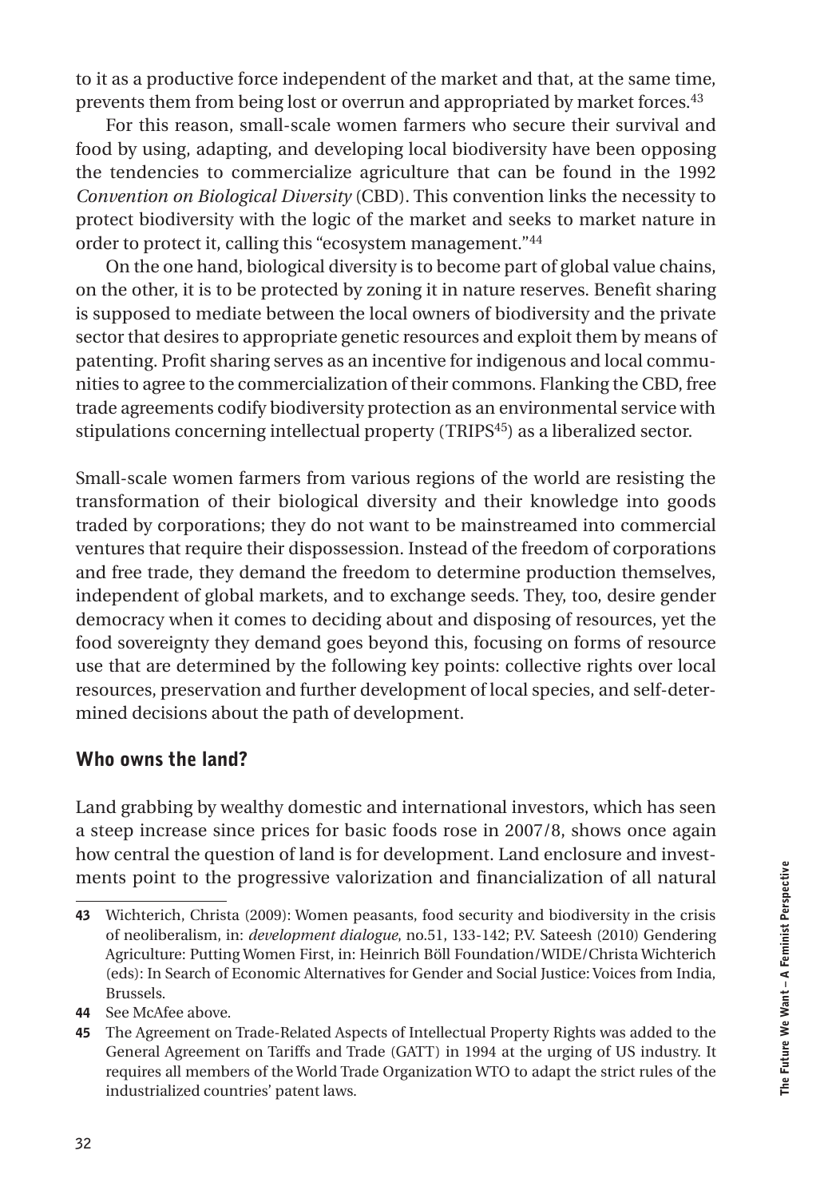to it as a productive force independent of the market and that, at the same time, prevents them from being lost or overrun and appropriated by market forces.[43]

For this reason, small-scale women farmers who secure their survival and food by using, adapting, and developing local biodiversity have been opposing the tendencies to commercialize agriculture that can be found in the 1992 *Convention on Biological Diversity* (CBD). This convention links the necessity to protect biodiversity with the logic of the market and seeks to market nature in order to protect it, calling this "ecosystem management."[44]

On the one hand, biological diversity is to become part of global value chains, on the other, it is to be protected by zoning it in nature reserves. Benefit sharing is supposed to mediate between the local owners of biodiversity and the private sector that desires to appropriate genetic resources and exploit them by means of patenting. Profit sharing serves as an incentive for indigenous and local communities to agree to the commercialization of their commons. Flanking the CBD, free trade agreements codify biodiversity protection as an environmental service with stipulations concerning intellectual property (TRIPS[45]) as a liberalized sector.

Small-scale women farmers from various regions of the world are resisting the transformation of their biological diversity and their knowledge into goods traded by corporations; they do not want to be mainstreamed into commercial ventures that require their dispossession. Instead of the freedom of corporations and free trade, they demand the freedom to determine production themselves, independent of global markets, and to exchange seeds. They, too, desire gender democracy when it comes to deciding about and disposing of resources, yet the food sovereignty they demand goes beyond this, focusing on forms of resource use that are determined by the following key points: collective rights over local resources, preservation and further development of local species, and self-determined decisions about the path of development.

## Who owns the land?

Land grabbing by wealthy domestic and international investors, which has seen a steep increase since prices for basic foods rose in 2007/8, shows once again how central the question of land is for development. Land enclosure and investments point to the progressive valorization and financialization of all natural

---

**43** Wichterich, Christa (2009): Women peasants, food security and biodiversity in the crisis of neoliberalism, in: *development dialogue*, no.51, 133-142; P.V. Sateesh (2010) Gendering Agriculture: Putting Women First, in: Heinrich Böll Foundation/WIDE/Christa Wichterich (eds): In Search of Economic Alternatives for Gender and Social Justice: Voices from India, Brussels.

**44** See McAfee above.

**45** The Agreement on Trade-Related Aspects of Intellectual Property Rights was added to the General Agreement on Tariffs and Trade (GATT) in 1994 at the urging of US industry. It requires all members of the World Trade Organization WTO to adapt the strict rules of the industrialized countries' patent laws.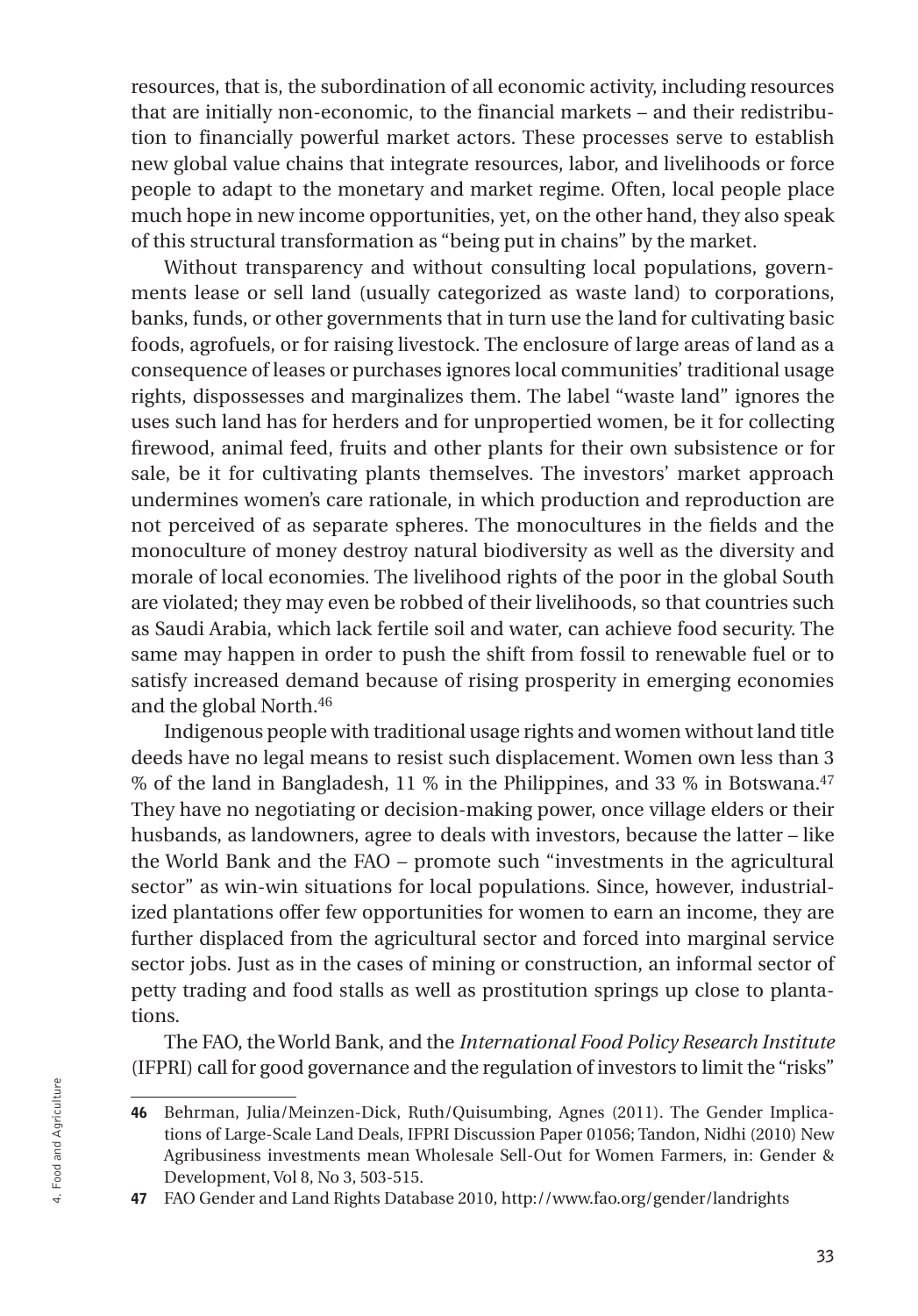resources, that is, the subordination of all economic activity, including resources that are initially non-economic, to the financial markets – and their redistribution to financially powerful market actors. These processes serve to establish new global value chains that integrate resources, labor, and livelihoods or force people to adapt to the monetary and market regime. Often, local people place much hope in new income opportunities, yet, on the other hand, they also speak of this structural transformation as "being put in chains" by the market.

Without transparency and without consulting local populations, governments lease or sell land (usually categorized as waste land) to corporations, banks, funds, or other governments that in turn use the land for cultivating basic foods, agrofuels, or for raising livestock. The enclosure of large areas of land as a consequence of leases or purchases ignores local communities' traditional usage rights, dispossesses and marginalizes them. The label "waste land" ignores the uses such land has for herders and for unpropertied women, be it for collecting firewood, animal feed, fruits and other plants for their own subsistence or for sale, be it for cultivating plants themselves. The investors' market approach undermines women's care rationale, in which production and reproduction are not perceived of as separate spheres. The monocultures in the fields and the monoculture of money destroy natural biodiversity as well as the diversity and morale of local economies. The livelihood rights of the poor in the global South are violated; they may even be robbed of their livelihoods, so that countries such as Saudi Arabia, which lack fertile soil and water, can achieve food security. The same may happen in order to push the shift from fossil to renewable fuel or to satisfy increased demand because of rising prosperity in emerging economies and the global North.[46]

Indigenous people with traditional usage rights and women without land title deeds have no legal means to resist such displacement. Women own less than 3 % of the land in Bangladesh, 11 % in the Philippines, and 33 % in Botswana.[47] They have no negotiating or decision-making power, once village elders or their husbands, as landowners, agree to deals with investors, because the latter – like the World Bank and the FAO – promote such "investments in the agricultural sector" as win-win situations for local populations. Since, however, industrialized plantations offer few opportunities for women to earn an income, they are further displaced from the agricultural sector and forced into marginal service sector jobs. Just as in the cases of mining or construction, an informal sector of petty trading and food stalls as well as prostitution springs up close to plantations.

The FAO, the World Bank, and the *International Food Policy Research Institute* (IFPRI) call for good governance and the regulation of investors to limit the "risks"

---

**46** Behrman, Julia/Meinzen-Dick, Ruth/Quisumbing, Agnes (2011). The Gender Implications of Large-Scale Land Deals, IFPRI Discussion Paper 01056; Tandon, Nidhi (2010) New Agribusiness investments mean Wholesale Sell-Out for Women Farmers, in: Gender & Development, Vol 8, No 3, 503-515.

**47** FAO Gender and Land Rights Database 2010, http://www.fao.org/gender/landrights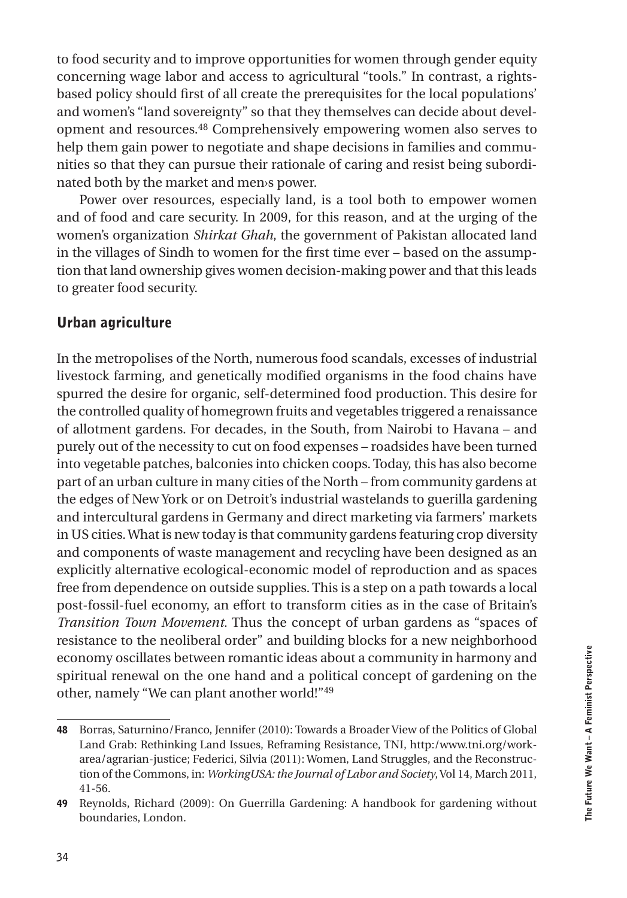to food security and to improve opportunities for women through gender equity concerning wage labor and access to agricultural "tools." In contrast, a rights-based policy should first of all create the prerequisites for the local populations' and women's "land sovereignty" so that they themselves can decide about development and resources.[48] Comprehensively empowering women also serves to help them gain power to negotiate and shape decisions in families and communities so that they can pursue their rationale of caring and resist being subordinated both by the market and men›s power.

Power over resources, especially land, is a tool both to empower women and of food and care security. In 2009, for this reason, and at the urging of the women's organization *Shirkat Ghah*, the government of Pakistan allocated land in the villages of Sindh to women for the first time ever – based on the assumption that land ownership gives women decision-making power and that this leads to greater food security.

## Urban agriculture

In the metropolises of the North, numerous food scandals, excesses of industrial livestock farming, and genetically modified organisms in the food chains have spurred the desire for organic, self-determined food production. This desire for the controlled quality of homegrown fruits and vegetables triggered a renaissance of allotment gardens. For decades, in the South, from Nairobi to Havana – and purely out of the necessity to cut on food expenses – roadsides have been turned into vegetable patches, balconies into chicken coops. Today, this has also become part of an urban culture in many cities of the North – from community gardens at the edges of New York or on Detroit's industrial wastelands to guerilla gardening and intercultural gardens in Germany and direct marketing via farmers' markets in US cities. What is new today is that community gardens featuring crop diversity and components of waste management and recycling have been designed as an explicitly alternative ecological-economic model of reproduction and as spaces free from dependence on outside supplies. This is a step on a path towards a local post-fossil-fuel economy, an effort to transform cities as in the case of Britain's *Transition Town Movement*. Thus the concept of urban gardens as "spaces of resistance to the neoliberal order" and building blocks for a new neighborhood economy oscillates between romantic ideas about a community in harmony and spiritual renewal on the one hand and a political concept of gardening on the other, namely "We can plant another world!"[49]

---

**48** Borras, Saturnino/Franco, Jennifer (2010): Towards a Broader View of the Politics of Global Land Grab: Rethinking Land Issues, Reframing Resistance, TNI, http:/www.tni.org/work-area/agrarian-justice; Federici, Silvia (2011): Women, Land Struggles, and the Reconstruction of the Commons, in: *WorkingUSA: the Journal of Labor and Society*, Vol 14, March 2011, 41-56.

**49** Reynolds, Richard (2009): On Guerrilla Gardening: A handbook for gardening without boundaries, London.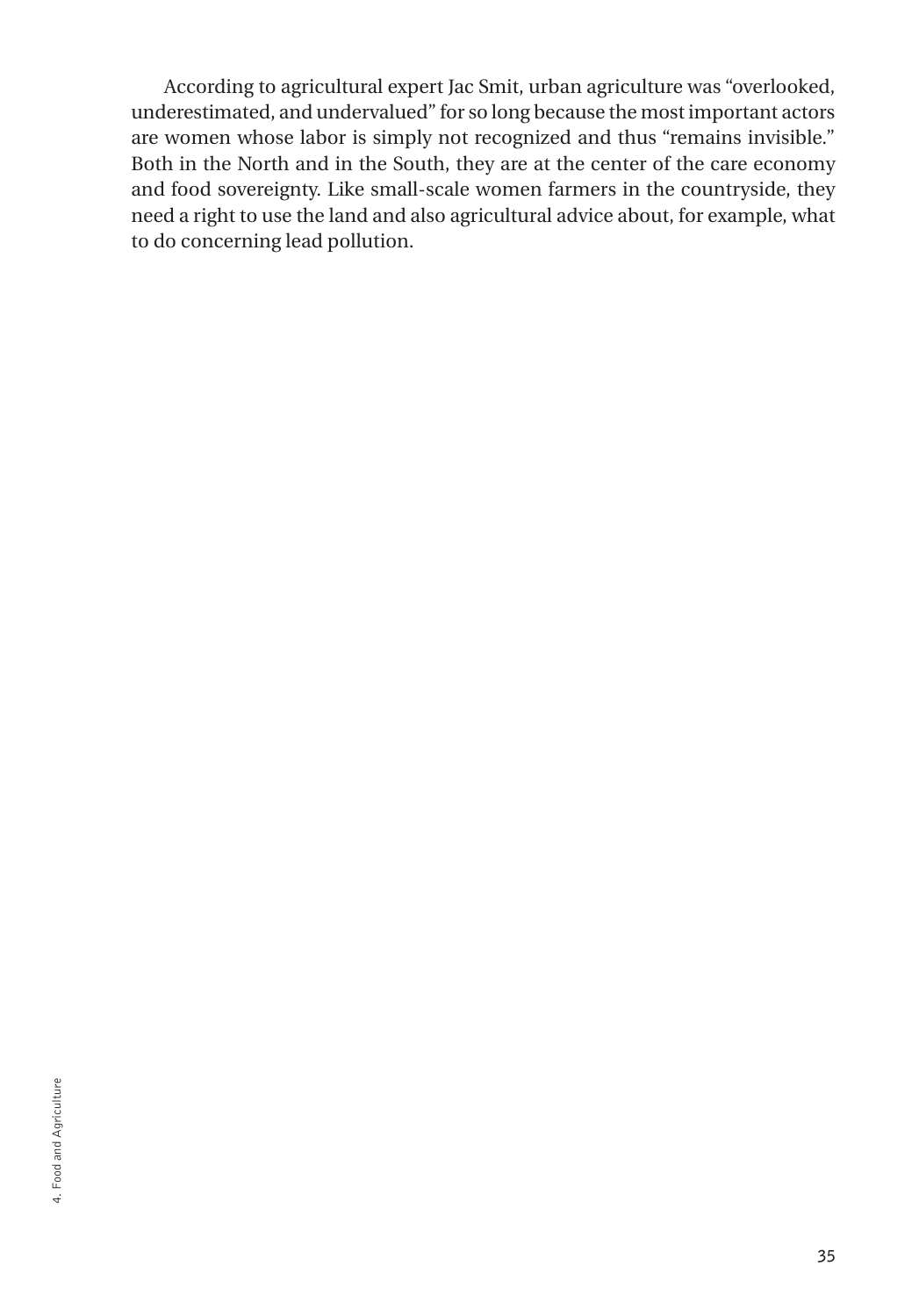According to agricultural expert Jac Smit, urban agriculture was "overlooked, underestimated, and undervalued" for so long because the most important actors are women whose labor is simply not recognized and thus "remains invisible." Both in the North and in the South, they are at the center of the care economy and food sovereignty. Like small-scale women farmers in the countryside, they need a right to use the land and also agricultural advice about, for example, what to do concerning lead pollution.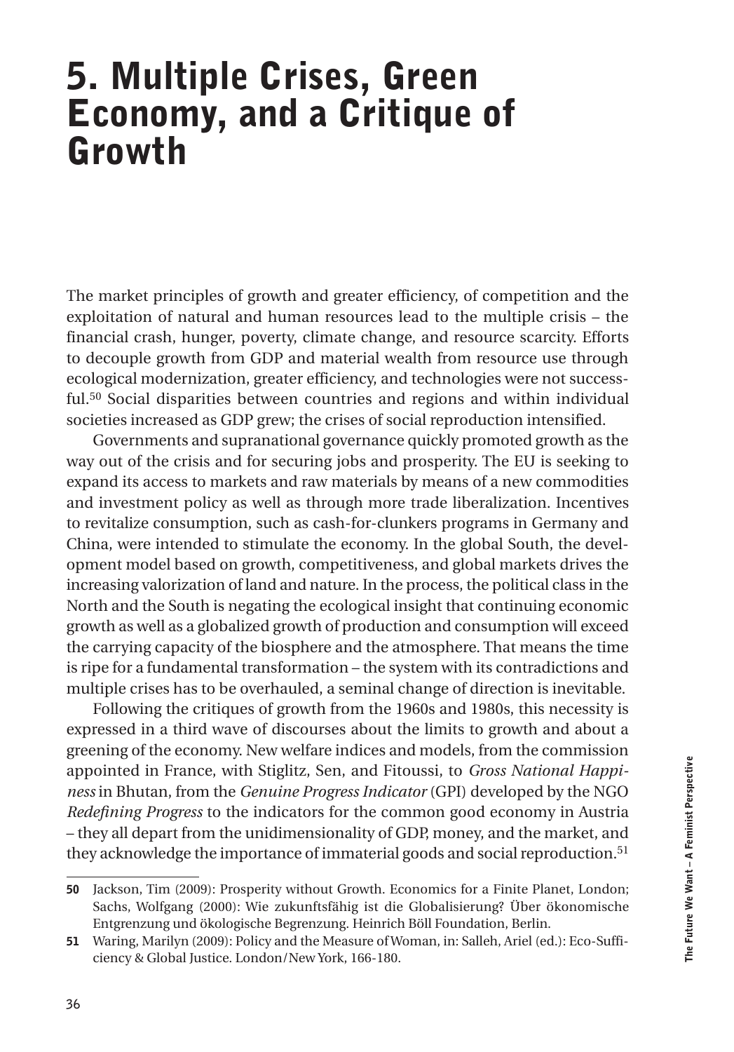# 5. Multiple Crises, Green Economy, and a Critique of Growth

The market principles of growth and greater efficiency, of competition and the exploitation of natural and human resources lead to the multiple crisis – the financial crash, hunger, poverty, climate change, and resource scarcity. Efforts to decouple growth from GDP and material wealth from resource use through ecological modernization, greater efficiency, and technologies were not successful.[50] Social disparities between countries and regions and within individual societies increased as GDP grew; the crises of social reproduction intensified.

Governments and supranational governance quickly promoted growth as the way out of the crisis and for securing jobs and prosperity. The EU is seeking to expand its access to markets and raw materials by means of a new commodities and investment policy as well as through more trade liberalization. Incentives to revitalize consumption, such as cash-for-clunkers programs in Germany and China, were intended to stimulate the economy. In the global South, the development model based on growth, competitiveness, and global markets drives the increasing valorization of land and nature. In the process, the political class in the North and the South is negating the ecological insight that continuing economic growth as well as a globalized growth of production and consumption will exceed the carrying capacity of the biosphere and the atmosphere. That means the time is ripe for a fundamental transformation – the system with its contradictions and multiple crises has to be overhauled, a seminal change of direction is inevitable.

Following the critiques of growth from the 1960s and 1980s, this necessity is expressed in a third wave of discourses about the limits to growth and about a greening of the economy. New welfare indices and models, from the commission appointed in France, with Stiglitz, Sen, and Fitoussi, to *Gross National Happiness* in Bhutan, from the *Genuine Progress Indicator* (GPI) developed by the NGO *Redefining Progress* to the indicators for the common good economy in Austria – they all depart from the unidimensionality of GDP, money, and the market, and they acknowledge the importance of immaterial goods and social reproduction.[51]

---

**50** Jackson, Tim (2009): Prosperity without Growth. Economics for a Finite Planet, London; Sachs, Wolfgang (2000): Wie zukunftsfähig ist die Globalisierung? Über ökonomische Entgrenzung und ökologische Begrenzung. Heinrich Böll Foundation, Berlin.

**51** Waring, Marilyn (2009): Policy and the Measure of Woman, in: Salleh, Ariel (ed.): Eco-Sufficiency & Global Justice. London/New York, 166-180.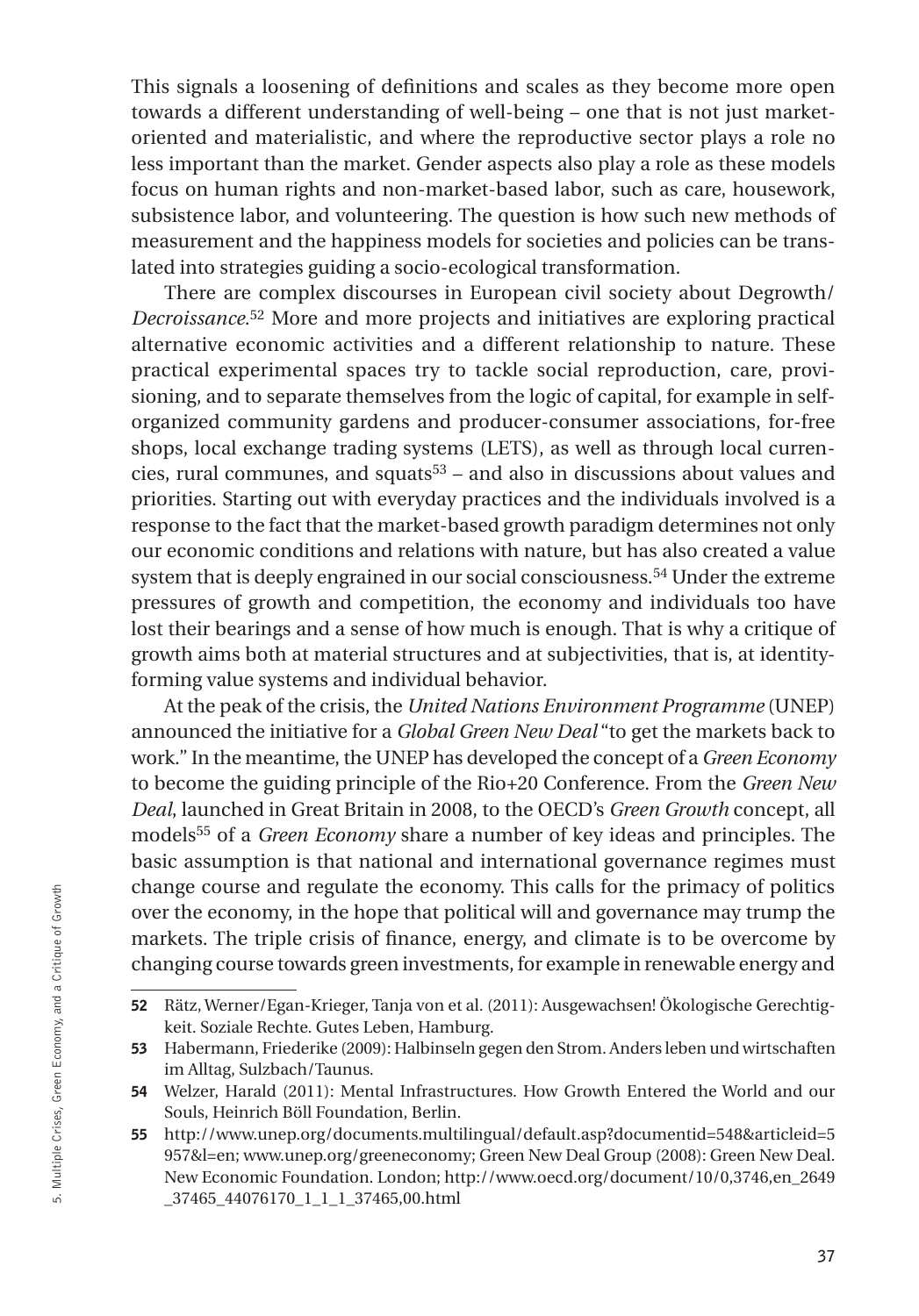This signals a loosening of definitions and scales as they become more open towards a different understanding of well-being – one that is not just market-oriented and materialistic, and where the reproductive sector plays a role no less important than the market. Gender aspects also play a role as these models focus on human rights and non-market-based labor, such as care, housework, subsistence labor, and volunteering. The question is how such new methods of measurement and the happiness models for societies and policies can be translated into strategies guiding a socio-ecological transformation.

There are complex discourses in European civil society about Degrowth/ *Decroissance*.[52] More and more projects and initiatives are exploring practical alternative economic activities and a different relationship to nature. These practical experimental spaces try to tackle social reproduction, care, provisioning, and to separate themselves from the logic of capital, for example in self-organized community gardens and producer-consumer associations, for-free shops, local exchange trading systems (LETS), as well as through local currencies, rural communes, and squats[53] – and also in discussions about values and priorities. Starting out with everyday practices and the individuals involved is a response to the fact that the market-based growth paradigm determines not only our economic conditions and relations with nature, but has also created a value system that is deeply engrained in our social consciousness.[54] Under the extreme pressures of growth and competition, the economy and individuals too have lost their bearings and a sense of how much is enough. That is why a critique of growth aims both at material structures and at subjectivities, that is, at identity-forming value systems and individual behavior.

At the peak of the crisis, the *United Nations Environment Programme* (UNEP) announced the initiative for a *Global Green New Deal* "to get the markets back to work." In the meantime, the UNEP has developed the concept of a *Green Economy* to become the guiding principle of the Rio+20 Conference. From the *Green New Deal*, launched in Great Britain in 2008, to the OECD's *Green Growth* concept, all models[55] of a *Green Economy* share a number of key ideas and principles. The basic assumption is that national and international governance regimes must change course and regulate the economy. This calls for the primacy of politics over the economy, in the hope that political will and governance may trump the markets. The triple crisis of finance, energy, and climate is to be overcome by changing course towards green investments, for example in renewable energy and

---

**52** Rätz, Werner/Egan-Krieger, Tanja von et al. (2011): Ausgewachsen! Ökologische Gerechtigkeit. Soziale Rechte. Gutes Leben, Hamburg.

**53** Habermann, Friederike (2009): Halbinseln gegen den Strom. Anders leben und wirtschaften im Alltag, Sulzbach/Taunus.

**54** Welzer, Harald (2011): Mental Infrastructures. How Growth Entered the World and our Souls, Heinrich Böll Foundation, Berlin.

**55** http://www.unep.org/documents.multilingual/default.asp?documentid=548&articleid=5957&l=en; www.unep.org/greeneconomy; Green New Deal Group (2008): Green New Deal. New Economic Foundation. London; http://www.oecd.org/document/10/0,3746,en_2649_37465_44076170_1_1_1_37465,00.html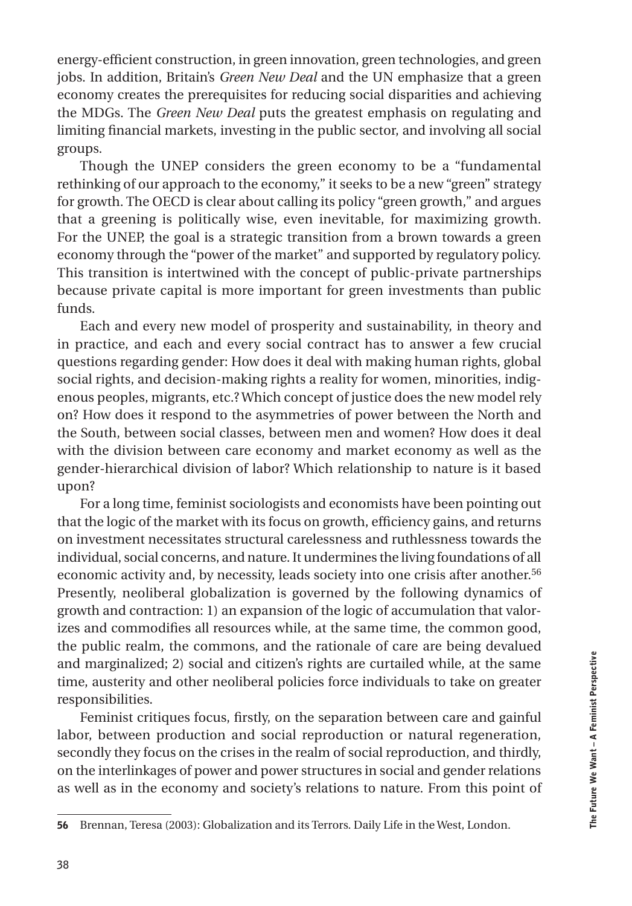energy-efficient construction, in green innovation, green technologies, and green jobs. In addition, Britain's *Green New Deal* and the UN emphasize that a green economy creates the prerequisites for reducing social disparities and achieving the MDGs. The *Green New Deal* puts the greatest emphasis on regulating and limiting financial markets, investing in the public sector, and involving all social groups.

Though the UNEP considers the green economy to be a "fundamental rethinking of our approach to the economy," it seeks to be a new "green" strategy for growth. The OECD is clear about calling its policy "green growth," and argues that a greening is politically wise, even inevitable, for maximizing growth. For the UNEP, the goal is a strategic transition from a brown towards a green economy through the "power of the market" and supported by regulatory policy. This transition is intertwined with the concept of public-private partnerships because private capital is more important for green investments than public funds.

Each and every new model of prosperity and sustainability, in theory and in practice, and each and every social contract has to answer a few crucial questions regarding gender: How does it deal with making human rights, global social rights, and decision-making rights a reality for women, minorities, indigenous peoples, migrants, etc.? Which concept of justice does the new model rely on? How does it respond to the asymmetries of power between the North and the South, between social classes, between men and women? How does it deal with the division between care economy and market economy as well as the gender-hierarchical division of labor? Which relationship to nature is it based upon?

For a long time, feminist sociologists and economists have been pointing out that the logic of the market with its focus on growth, efficiency gains, and returns on investment necessitates structural carelessness and ruthlessness towards the individual, social concerns, and nature. It undermines the living foundations of all economic activity and, by necessity, leads society into one crisis after another.[56] Presently, neoliberal globalization is governed by the following dynamics of growth and contraction: 1) an expansion of the logic of accumulation that valorizes and commodifies all resources while, at the same time, the common good, the public realm, the commons, and the rationale of care are being devalued and marginalized; 2) social and citizen's rights are curtailed while, at the same time, austerity and other neoliberal policies force individuals to take on greater responsibilities.

Feminist critiques focus, firstly, on the separation between care and gainful labor, between production and social reproduction or natural regeneration, secondly they focus on the crises in the realm of social reproduction, and thirdly, on the interlinkages of power and power structures in social and gender relations as well as in the economy and society's relations to nature. From this point of

**56** Brennan, Teresa (2003): Globalization and its Terrors. Daily Life in the West, London.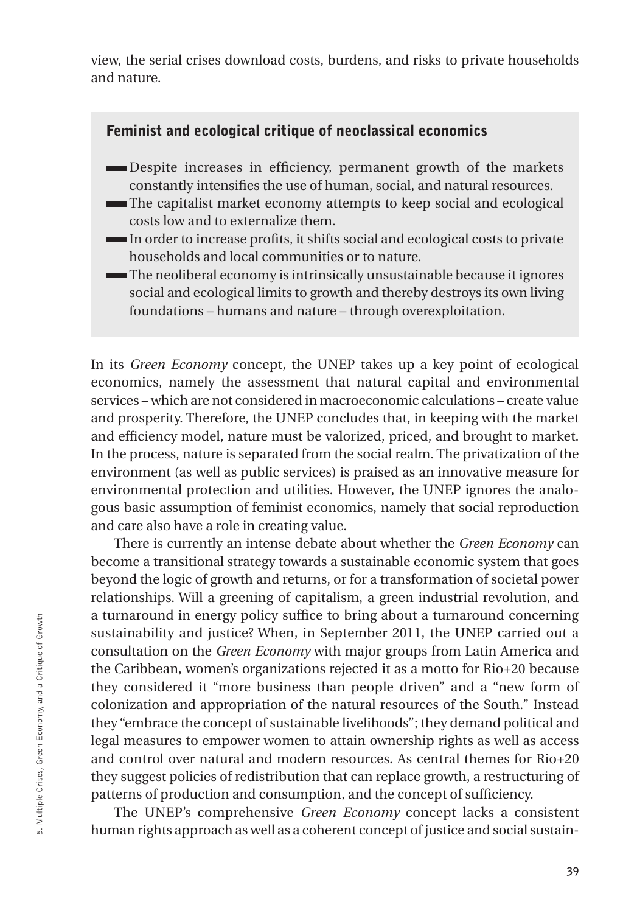view, the serial crises download costs, burdens, and risks to private households and nature.

### Feminist and ecological critique of neoclassical economics

- Despite increases in efficiency, permanent growth of the markets constantly intensifies the use of human, social, and natural resources.
- The capitalist market economy attempts to keep social and ecological costs low and to externalize them.
- In order to increase profits, it shifts social and ecological costs to private households and local communities or to nature.
- The neoliberal economy is intrinsically unsustainable because it ignores social and ecological limits to growth and thereby destroys its own living foundations – humans and nature – through overexploitation.

In its *Green Economy* concept, the UNEP takes up a key point of ecological economics, namely the assessment that natural capital and environmental services – which are not considered in macroeconomic calculations – create value and prosperity. Therefore, the UNEP concludes that, in keeping with the market and efficiency model, nature must be valorized, priced, and brought to market. In the process, nature is separated from the social realm. The privatization of the environment (as well as public services) is praised as an innovative measure for environmental protection and utilities. However, the UNEP ignores the analogous basic assumption of feminist economics, namely that social reproduction and care also have a role in creating value.

There is currently an intense debate about whether the *Green Economy* can become a transitional strategy towards a sustainable economic system that goes beyond the logic of growth and returns, or for a transformation of societal power relationships. Will a greening of capitalism, a green industrial revolution, and a turnaround in energy policy suffice to bring about a turnaround concerning sustainability and justice? When, in September 2011, the UNEP carried out a consultation on the *Green Economy* with major groups from Latin America and the Caribbean, women's organizations rejected it as a motto for Rio+20 because they considered it "more business than people driven" and a "new form of colonization and appropriation of the natural resources of the South." Instead they "embrace the concept of sustainable livelihoods"; they demand political and legal measures to empower women to attain ownership rights as well as access and control over natural and modern resources. As central themes for Rio+20 they suggest policies of redistribution that can replace growth, a restructuring of patterns of production and consumption, and the concept of sufficiency.

The UNEP's comprehensive *Green Economy* concept lacks a consistent human rights approach as well as a coherent concept of justice and social sustain-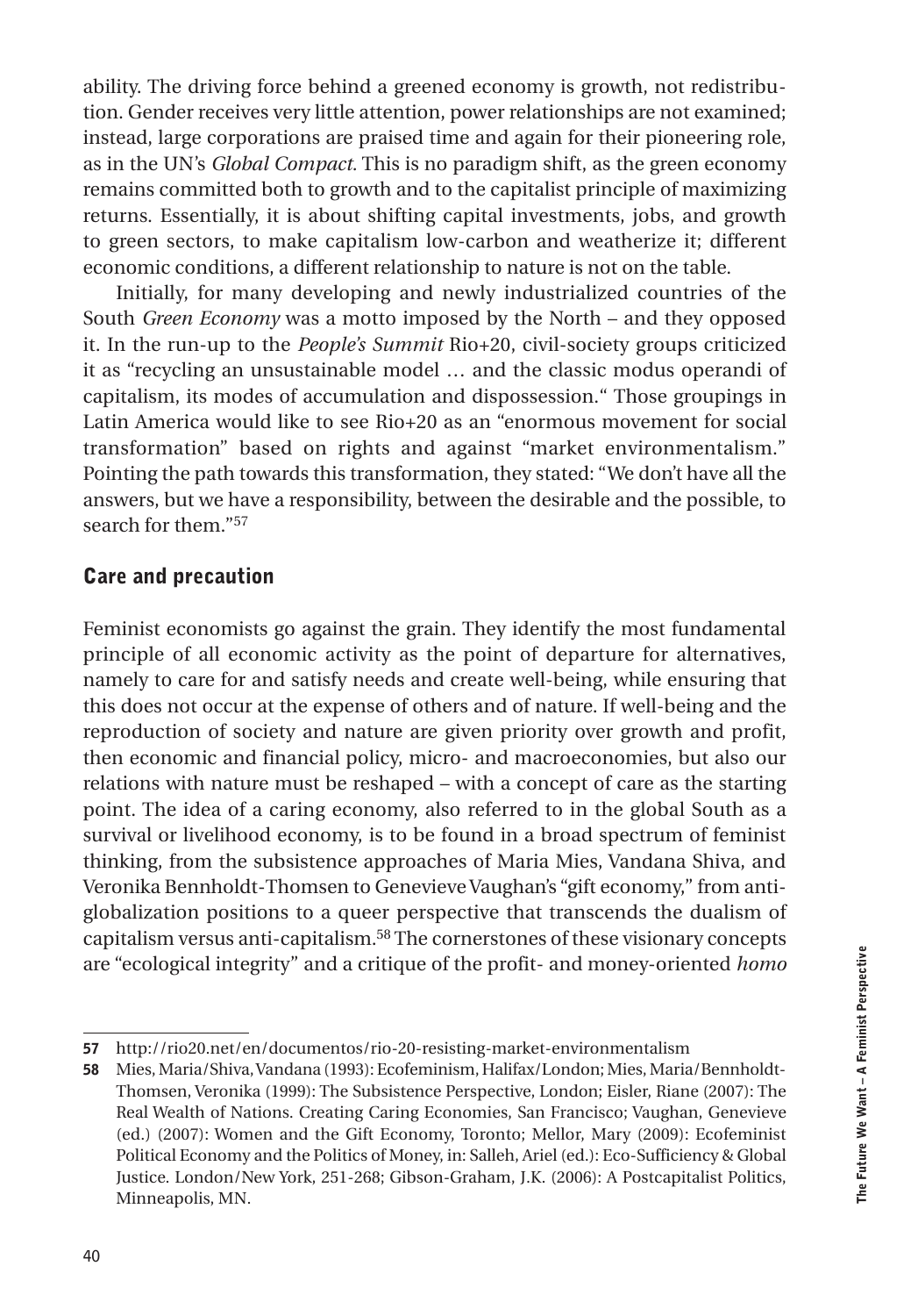ability. The driving force behind a greened economy is growth, not redistribution. Gender receives very little attention, power relationships are not examined; instead, large corporations are praised time and again for their pioneering role, as in the UN's *Global Compact*. This is no paradigm shift, as the green economy remains committed both to growth and to the capitalist principle of maximizing returns. Essentially, it is about shifting capital investments, jobs, and growth to green sectors, to make capitalism low-carbon and weatherize it; different economic conditions, a different relationship to nature is not on the table.

Initially, for many developing and newly industrialized countries of the South *Green Economy* was a motto imposed by the North – and they opposed it. In the run-up to the *People's Summit* Rio+20, civil-society groups criticized it as "recycling an unsustainable model … and the classic modus operandi of capitalism, its modes of accumulation and dispossession." Those groupings in Latin America would like to see Rio+20 as an "enormous movement for social transformation" based on rights and against "market environmentalism." Pointing the path towards this transformation, they stated: "We don't have all the answers, but we have a responsibility, between the desirable and the possible, to search for them."[57]

## Care and precaution

Feminist economists go against the grain. They identify the most fundamental principle of all economic activity as the point of departure for alternatives, namely to care for and satisfy needs and create well-being, while ensuring that this does not occur at the expense of others and of nature. If well-being and the reproduction of society and nature are given priority over growth and profit, then economic and financial policy, micro- and macroeconomies, but also our relations with nature must be reshaped – with a concept of care as the starting point. The idea of a caring economy, also referred to in the global South as a survival or livelihood economy, is to be found in a broad spectrum of feminist thinking, from the subsistence approaches of Maria Mies, Vandana Shiva, and Veronika Bennholdt-Thomsen to Genevieve Vaughan's "gift economy," from anti-globalization positions to a queer perspective that transcends the dualism of capitalism versus anti-capitalism.[58] The cornerstones of these visionary concepts are "ecological integrity" and a critique of the profit- and money-oriented *homo*

---

**57** http://rio20.net/en/documentos/rio-20-resisting-market-environmentalism

**58** Mies, Maria/Shiva, Vandana (1993): Ecofeminism, Halifax/London; Mies, Maria/Bennholdt-Thomsen, Veronika (1999): The Subsistence Perspective, London; Eisler, Riane (2007): The Real Wealth of Nations. Creating Caring Economies, San Francisco; Vaughan, Genevieve (ed.) (2007): Women and the Gift Economy, Toronto; Mellor, Mary (2009): Ecofeminist Political Economy and the Politics of Money, in: Salleh, Ariel (ed.): Eco-Sufficiency & Global Justice. London/New York, 251-268; Gibson-Graham, J.K. (2006): A Postcapitalist Politics, Minneapolis, MN.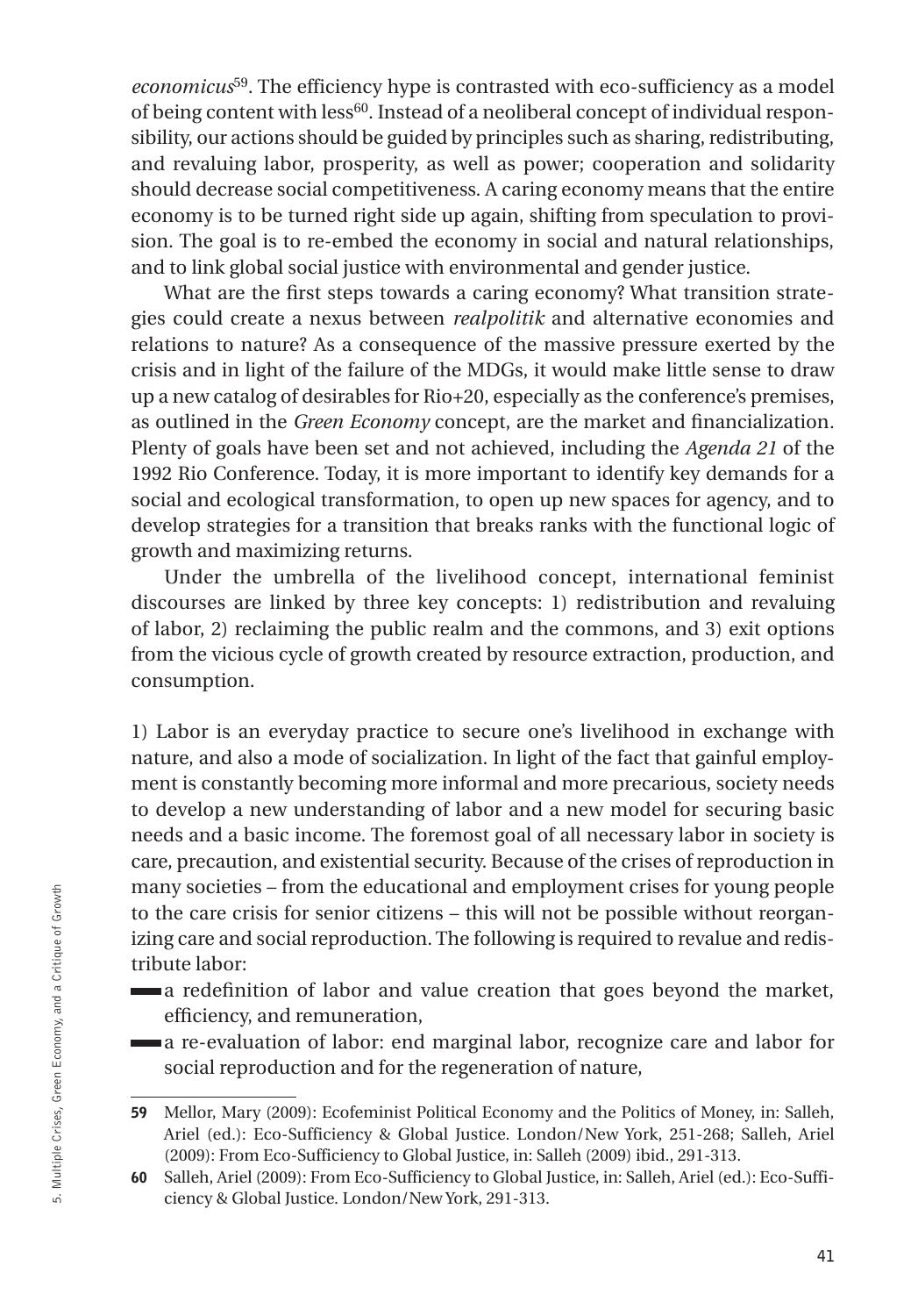*economicus*[59]. The efficiency hype is contrasted with eco-sufficiency as a model of being content with less[60]. Instead of a neoliberal concept of individual responsibility, our actions should be guided by principles such as sharing, redistributing, and revaluing labor, prosperity, as well as power; cooperation and solidarity should decrease social competitiveness. A caring economy means that the entire economy is to be turned right side up again, shifting from speculation to provision. The goal is to re-embed the economy in social and natural relationships, and to link global social justice with environmental and gender justice.

What are the first steps towards a caring economy? What transition strategies could create a nexus between *realpolitik* and alternative economies and relations to nature? As a consequence of the massive pressure exerted by the crisis and in light of the failure of the MDGs, it would make little sense to draw up a new catalog of desirables for Rio+20, especially as the conference's premises, as outlined in the *Green Economy* concept, are the market and financialization. Plenty of goals have been set and not achieved, including the *Agenda 21* of the 1992 Rio Conference. Today, it is more important to identify key demands for a social and ecological transformation, to open up new spaces for agency, and to develop strategies for a transition that breaks ranks with the functional logic of growth and maximizing returns.

Under the umbrella of the livelihood concept, international feminist discourses are linked by three key concepts: 1) redistribution and revaluing of labor, 2) reclaiming the public realm and the commons, and 3) exit options from the vicious cycle of growth created by resource extraction, production, and consumption.

1) Labor is an everyday practice to secure one's livelihood in exchange with nature, and also a mode of socialization. In light of the fact that gainful employment is constantly becoming more informal and more precarious, society needs to develop a new understanding of labor and a new model for securing basic needs and a basic income. The foremost goal of all necessary labor in society is care, precaution, and existential security. Because of the crises of reproduction in many societies – from the educational and employment crises for young people to the care crisis for senior citizens – this will not be possible without reorganizing care and social reproduction. The following is required to revalue and redistribute labor:

- a redefinition of labor and value creation that goes beyond the market, efficiency, and remuneration,
- a re-evaluation of labor: end marginal labor, recognize care and labor for social reproduction and for the regeneration of nature,

---

**59** Mellor, Mary (2009): Ecofeminist Political Economy and the Politics of Money, in: Salleh, Ariel (ed.): Eco-Sufficiency & Global Justice. London/New York, 251-268; Salleh, Ariel (2009): From Eco-Sufficiency to Global Justice, in: Salleh (2009) ibid., 291-313.

**60** Salleh, Ariel (2009): From Eco-Sufficiency to Global Justice, in: Salleh, Ariel (ed.): Eco-Sufficiency & Global Justice. London/New York, 291-313.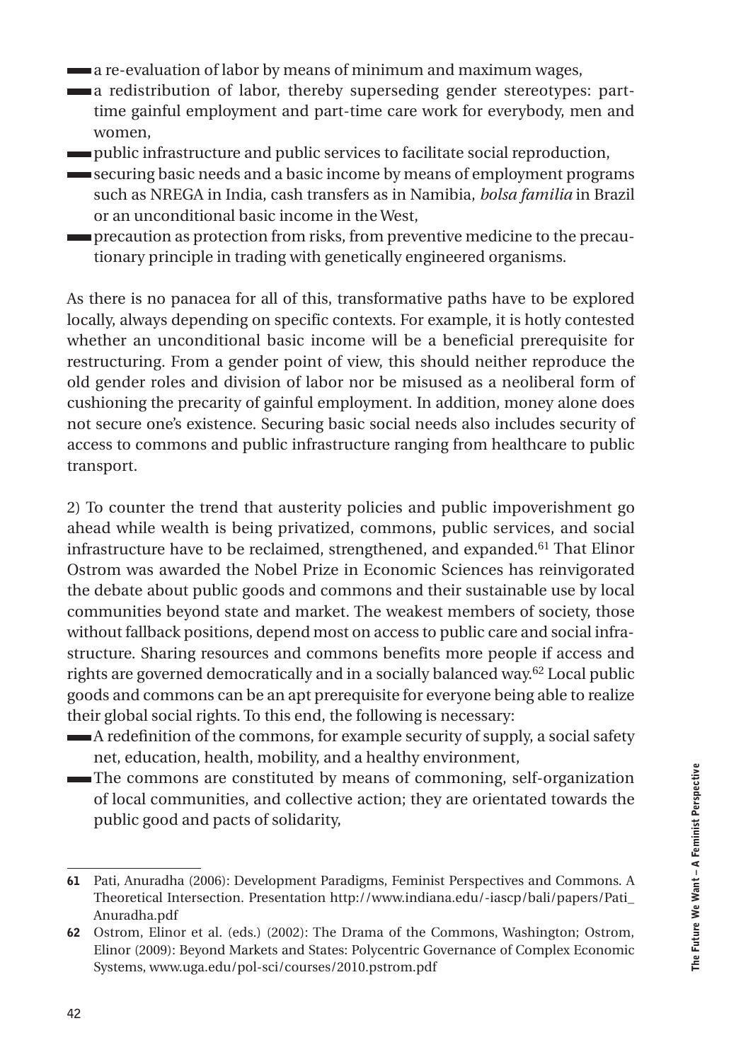- a re-evaluation of labor by means of minimum and maximum wages,
- a redistribution of labor, thereby superseding gender stereotypes: part-time gainful employment and part-time care work for everybody, men and women,
- public infrastructure and public services to facilitate social reproduction,
- securing basic needs and a basic income by means of employment programs such as NREGA in India, cash transfers as in Namibia, *bolsa familia* in Brazil or an unconditional basic income in the West,
- precaution as protection from risks, from preventive medicine to the precautionary principle in trading with genetically engineered organisms.

As there is no panacea for all of this, transformative paths have to be explored locally, always depending on specific contexts. For example, it is hotly contested whether an unconditional basic income will be a beneficial prerequisite for restructuring. From a gender point of view, this should neither reproduce the old gender roles and division of labor nor be misused as a neoliberal form of cushioning the precarity of gainful employment. In addition, money alone does not secure one's existence. Securing basic social needs also includes security of access to commons and public infrastructure ranging from healthcare to public transport.

2) To counter the trend that austerity policies and public impoverishment go ahead while wealth is being privatized, commons, public services, and social infrastructure have to be reclaimed, strengthened, and expanded.[61] That Elinor Ostrom was awarded the Nobel Prize in Economic Sciences has reinvigorated the debate about public goods and commons and their sustainable use by local communities beyond state and market. The weakest members of society, those without fallback positions, depend most on access to public care and social infrastructure. Sharing resources and commons benefits more people if access and rights are governed democratically and in a socially balanced way.[62] Local public goods and commons can be an apt prerequisite for everyone being able to realize their global social rights. To this end, the following is necessary:

- A redefinition of the commons, for example security of supply, a social safety net, education, health, mobility, and a healthy environment,
- The commons are constituted by means of commoning, self-organization of local communities, and collective action; they are orientated towards the public good and pacts of solidarity,

---

**61** Pati, Anuradha (2006): Development Paradigms, Feminist Perspectives and Commons. A Theoretical Intersection. Presentation http://www.indiana.edu/-iascp/bali/papers/Pati_Anuradha.pdf

**62** Ostrom, Elinor et al. (eds.) (2002): The Drama of the Commons, Washington; Ostrom, Elinor (2009): Beyond Markets and States: Polycentric Governance of Complex Economic Systems, www.uga.edu/pol-sci/courses/2010.pstrom.pdf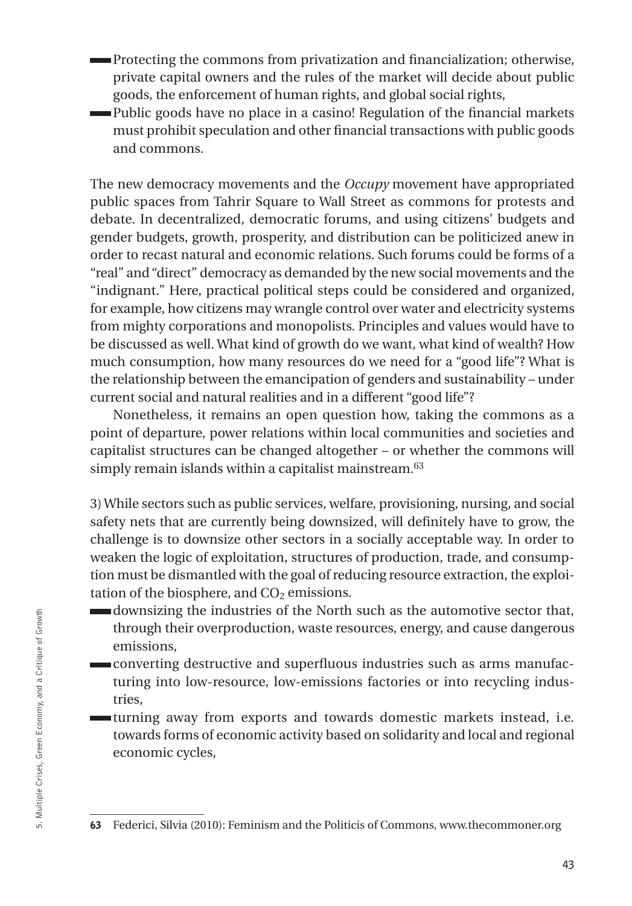- Protecting the commons from privatization and financialization; otherwise, private capital owners and the rules of the market will decide about public goods, the enforcement of human rights, and global social rights,
- Public goods have no place in a casino! Regulation of the financial markets must prohibit speculation and other financial transactions with public goods and commons.

The new democracy movements and the *Occupy* movement have appropriated public spaces from Tahrir Square to Wall Street as commons for protests and debate. In decentralized, democratic forums, and using citizens' budgets and gender budgets, growth, prosperity, and distribution can be politicized anew in order to recast natural and economic relations. Such forums could be forms of a "real" and "direct" democracy as demanded by the new social movements and the "indignant." Here, practical political steps could be considered and organized, for example, how citizens may wrangle control over water and electricity systems from mighty corporations and monopolists. Principles and values would have to be discussed as well. What kind of growth do we want, what kind of wealth? How much consumption, how many resources do we need for a "good life"? What is the relationship between the emancipation of genders and sustainability – under current social and natural realities and in a different "good life"?

Nonetheless, it remains an open question how, taking the commons as a point of departure, power relations within local communities and societies and capitalist structures can be changed altogether – or whether the commons will simply remain islands within a capitalist mainstream.[63]

3) While sectors such as public services, welfare, provisioning, nursing, and social safety nets that are currently being downsized, will definitely have to grow, the challenge is to downsize other sectors in a socially acceptable way. In order to weaken the logic of exploitation, structures of production, trade, and consumption must be dismantled with the goal of reducing resource extraction, the exploitation of the biosphere, and $CO_2$ emissions.

- downsizing the industries of the North such as the automotive sector that, through their overproduction, waste resources, energy, and cause dangerous emissions,
- converting destructive and superfluous industries such as arms manufacturing into low-resource, low-emissions factories or into recycling industries,
- turning away from exports and towards domestic markets instead, i.e. towards forms of economic activity based on solidarity and local and regional economic cycles,

**63** Federici, Silvia (2010): Feminism and the Politicis of Commons, www.thecommoner.org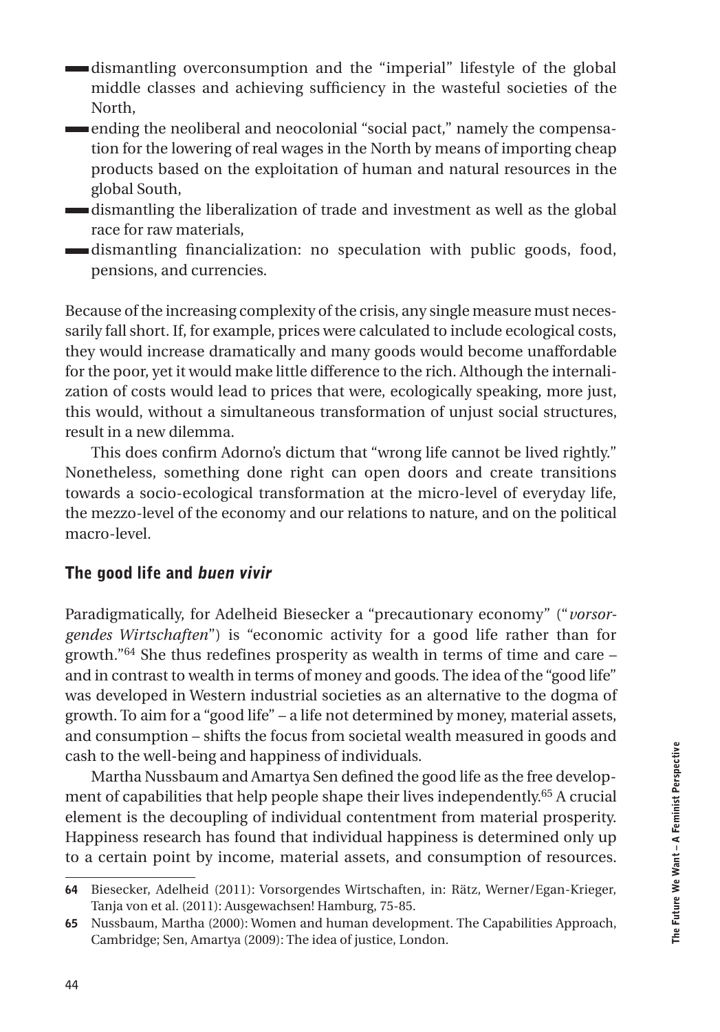- dismantling overconsumption and the "imperial" lifestyle of the global middle classes and achieving sufficiency in the wasteful societies of the North,
- ending the neoliberal and neocolonial "social pact," namely the compensation for the lowering of real wages in the North by means of importing cheap products based on the exploitation of human and natural resources in the global South,
- dismantling the liberalization of trade and investment as well as the global race for raw materials,
- dismantling financialization: no speculation with public goods, food, pensions, and currencies.

Because of the increasing complexity of the crisis, any single measure must necessarily fall short. If, for example, prices were calculated to include ecological costs, they would increase dramatically and many goods would become unaffordable for the poor, yet it would make little difference to the rich. Although the internalization of costs would lead to prices that were, ecologically speaking, more just, this would, without a simultaneous transformation of unjust social structures, result in a new dilemma.

This does confirm Adorno's dictum that "wrong life cannot be lived rightly." Nonetheless, something done right can open doors and create transitions towards a socio-ecological transformation at the micro-level of everyday life, the mezzo-level of the economy and our relations to nature, and on the political macro-level.

## The good life and *buen vivir*

Paradigmatically, for Adelheid Biesecker a "precautionary economy" ("*vorsorgendes Wirtschaften*") is "economic activity for a good life rather than for growth."[64] She thus redefines prosperity as wealth in terms of time and care – and in contrast to wealth in terms of money and goods. The idea of the "good life" was developed in Western industrial societies as an alternative to the dogma of growth. To aim for a "good life" – a life not determined by money, material assets, and consumption – shifts the focus from societal wealth measured in goods and cash to the well-being and happiness of individuals.

Martha Nussbaum and Amartya Sen defined the good life as the free development of capabilities that help people shape their lives independently.[65] A crucial element is the decoupling of individual contentment from material prosperity. Happiness research has found that individual happiness is determined only up to a certain point by income, material assets, and consumption of resources.

---

[64] Biesecker, Adelheid (2011): Vorsorgendes Wirtschaften, in: Rätz, Werner/Egan-Krieger, Tanja von et al. (2011): Ausgewachsen! Hamburg, 75-85.

[65] Nussbaum, Martha (2000): Women and human development. The Capabilities Approach, Cambridge; Sen, Amartya (2009): The idea of justice, London.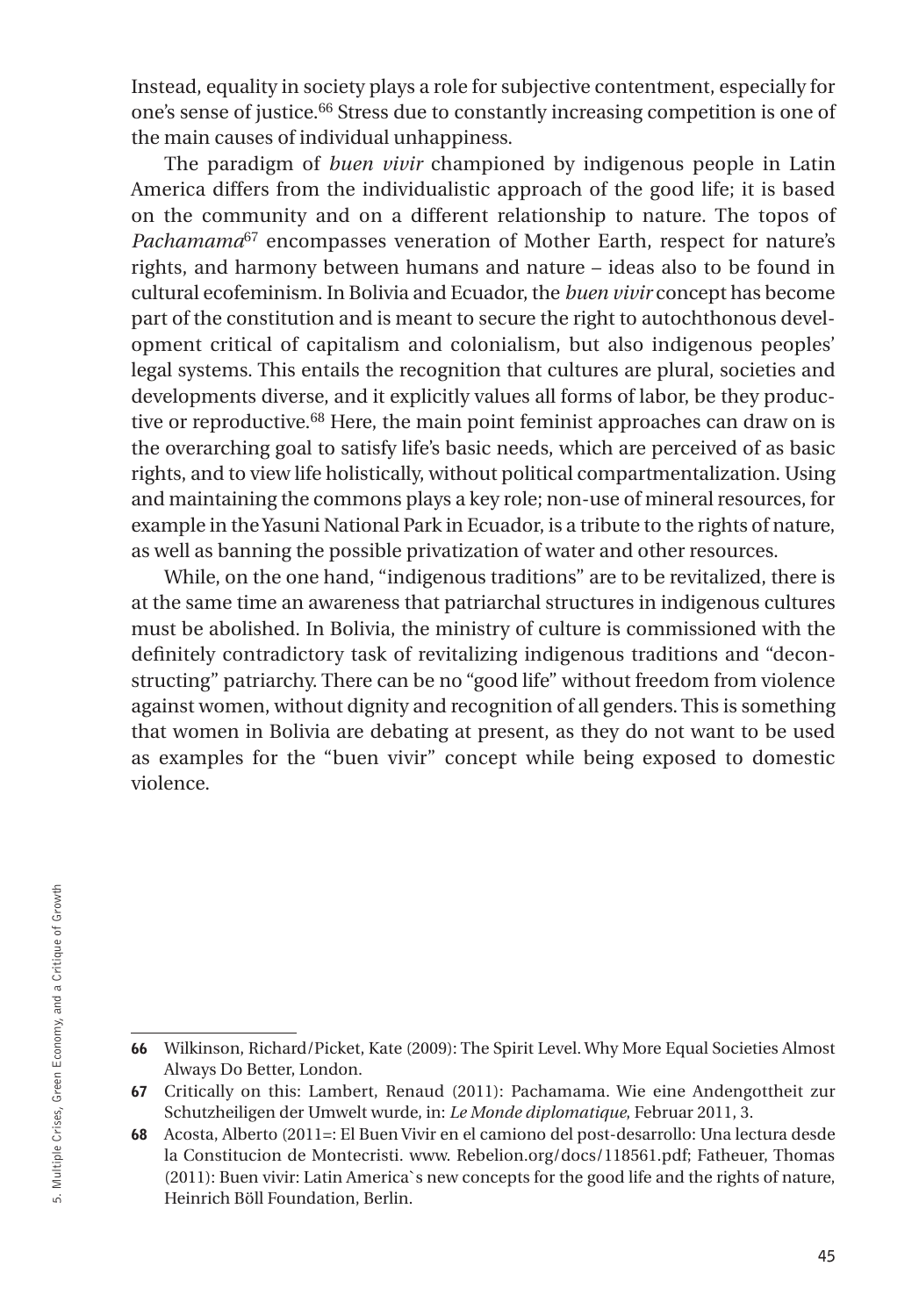Instead, equality in society plays a role for subjective contentment, especially for one's sense of justice.[66] Stress due to constantly increasing competition is one of the main causes of individual unhappiness.

The paradigm of *buen vivir* championed by indigenous people in Latin America differs from the individualistic approach of the good life; it is based on the community and on a different relationship to nature. The topos of *Pachamama*[67] encompasses veneration of Mother Earth, respect for nature's rights, and harmony between humans and nature – ideas also to be found in cultural ecofeminism. In Bolivia and Ecuador, the *buen vivir* concept has become part of the constitution and is meant to secure the right to autochthonous development critical of capitalism and colonialism, but also indigenous peoples' legal systems. This entails the recognition that cultures are plural, societies and developments diverse, and it explicitly values all forms of labor, be they productive or reproductive.[68] Here, the main point feminist approaches can draw on is the overarching goal to satisfy life's basic needs, which are perceived of as basic rights, and to view life holistically, without political compartmentalization. Using and maintaining the commons plays a key role; non-use of mineral resources, for example in the Yasuni National Park in Ecuador, is a tribute to the rights of nature, as well as banning the possible privatization of water and other resources.

While, on the one hand, "indigenous traditions" are to be revitalized, there is at the same time an awareness that patriarchal structures in indigenous cultures must be abolished. In Bolivia, the ministry of culture is commissioned with the definitely contradictory task of revitalizing indigenous traditions and "deconstructing" patriarchy. There can be no "good life" without freedom from violence against women, without dignity and recognition of all genders. This is something that women in Bolivia are debating at present, as they do not want to be used as examples for the "buen vivir" concept while being exposed to domestic violence.

---

**66** Wilkinson, Richard/Picket, Kate (2009): The Spirit Level. Why More Equal Societies Almost Always Do Better, London.

**67** Critically on this: Lambert, Renaud (2011): Pachamama. Wie eine Andengottheit zur Schutzheiligen der Umwelt wurde, in: *Le Monde diplomatique*, Februar 2011, 3.

**68** Acosta, Alberto (2011=: El Buen Vivir en el camiono del post-desarrollo: Una lectura desde la Constitucion de Montecristi. www. Rebelion.org/docs/118561.pdf; Fatheuer, Thomas (2011): Buen vivir: Latin America`s new concepts for the good life and the rights of nature, Heinrich Böll Foundation, Berlin.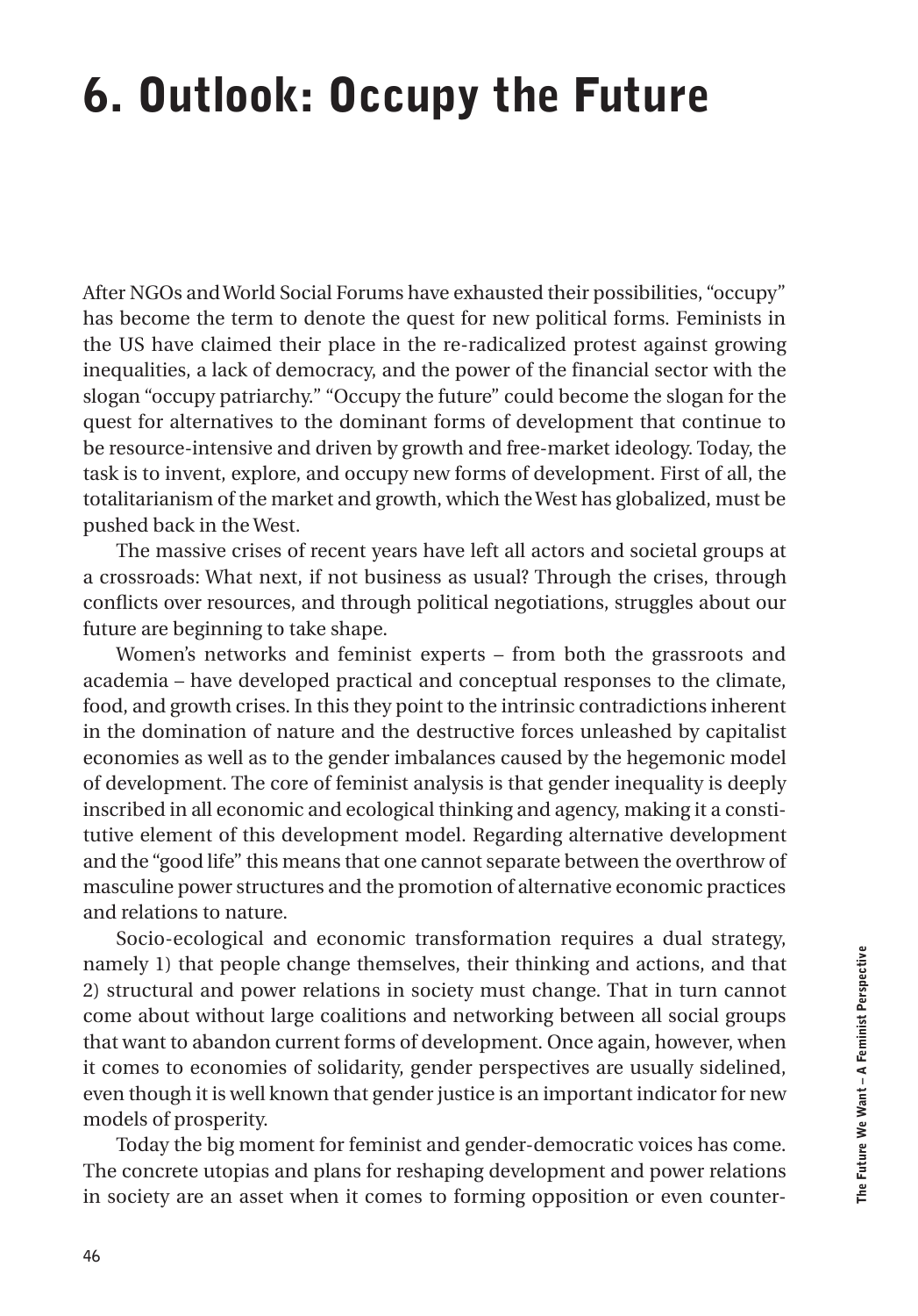# 6. Outlook: Occupy the Future

After NGOs and World Social Forums have exhausted their possibilities, "occupy" has become the term to denote the quest for new political forms. Feminists in the US have claimed their place in the re-radicalized protest against growing inequalities, a lack of democracy, and the power of the financial sector with the slogan "occupy patriarchy." "Occupy the future" could become the slogan for the quest for alternatives to the dominant forms of development that continue to be resource-intensive and driven by growth and free-market ideology. Today, the task is to invent, explore, and occupy new forms of development. First of all, the totalitarianism of the market and growth, which the West has globalized, must be pushed back in the West.

The massive crises of recent years have left all actors and societal groups at a crossroads: What next, if not business as usual? Through the crises, through conflicts over resources, and through political negotiations, struggles about our future are beginning to take shape.

Women's networks and feminist experts – from both the grassroots and academia – have developed practical and conceptual responses to the climate, food, and growth crises. In this they point to the intrinsic contradictions inherent in the domination of nature and the destructive forces unleashed by capitalist economies as well as to the gender imbalances caused by the hegemonic model of development. The core of feminist analysis is that gender inequality is deeply inscribed in all economic and ecological thinking and agency, making it a constitutive element of this development model. Regarding alternative development and the "good life" this means that one cannot separate between the overthrow of masculine power structures and the promotion of alternative economic practices and relations to nature.

Socio-ecological and economic transformation requires a dual strategy, namely 1) that people change themselves, their thinking and actions, and that 2) structural and power relations in society must change. That in turn cannot come about without large coalitions and networking between all social groups that want to abandon current forms of development. Once again, however, when it comes to economies of solidarity, gender perspectives are usually sidelined, even though it is well known that gender justice is an important indicator for new models of prosperity.

Today the big moment for feminist and gender-democratic voices has come. The concrete utopias and plans for reshaping development and power relations in society are an asset when it comes to forming opposition or even counter-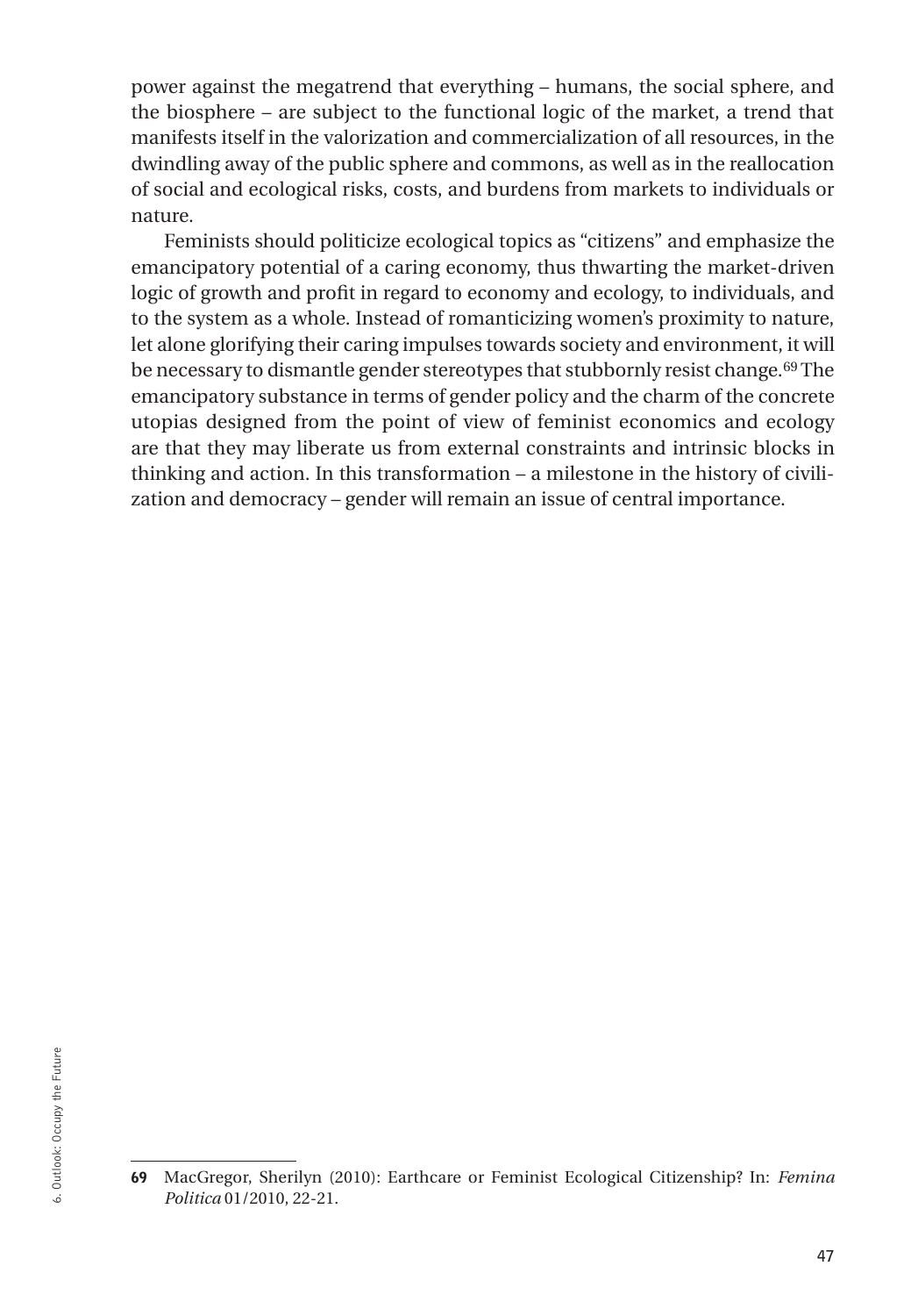power against the megatrend that everything – humans, the social sphere, and the biosphere – are subject to the functional logic of the market, a trend that manifests itself in the valorization and commercialization of all resources, in the dwindling away of the public sphere and commons, as well as in the reallocation of social and ecological risks, costs, and burdens from markets to individuals or nature.

Feminists should politicize ecological topics as "citizens" and emphasize the emancipatory potential of a caring economy, thus thwarting the market-driven logic of growth and profit in regard to economy and ecology, to individuals, and to the system as a whole. Instead of romanticizing women's proximity to nature, let alone glorifying their caring impulses towards society and environment, it will be necessary to dismantle gender stereotypes that stubbornly resist change.[69] The emancipatory substance in terms of gender policy and the charm of the concrete utopias designed from the point of view of feminist economics and ecology are that they may liberate us from external constraints and intrinsic blocks in thinking and action. In this transformation – a milestone in the history of civilization and democracy – gender will remain an issue of central importance.

---

**69** MacGregor, Sherilyn (2010): Earthcare or Feminist Ecological Citizenship? In: *Femina Politica* 01/2010, 22-21.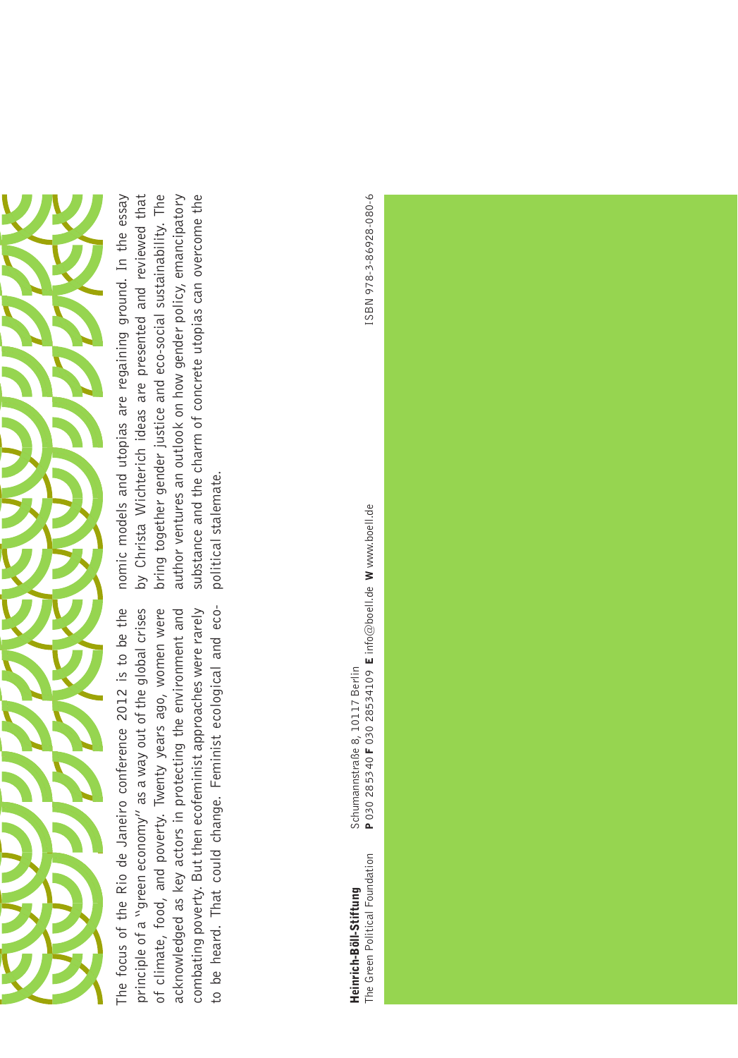The focus of the Rio de Janeiro conference 2012 is to be the principle of a "green economy" as a way out of the global crises of climate, food, and poverty. Twenty years ago, women were acknowledged as key actors in protecting the environment and combating poverty. But then ecofeminist approaches were rarely to be heard. That could change. Feminist ecological and economic models and utopias are regaining ground. In the essay by Christa Wichterich ideas are presented and reviewed that bring together gender justice and eco-social sustainability. The author ventures an outlook on how gender policy, emancipatory substance and the charm of concrete utopias can overcome the political stalemate.

**Heinrich-Böll-Stiftung**
The Green Political Foundation

Schumannstraße 8, 10117 Berlin
**P** 030 285340 **F** 030 28534109 **E** info@boell.de **W** www.boell.de

ISBN 978-3-86928-080-6